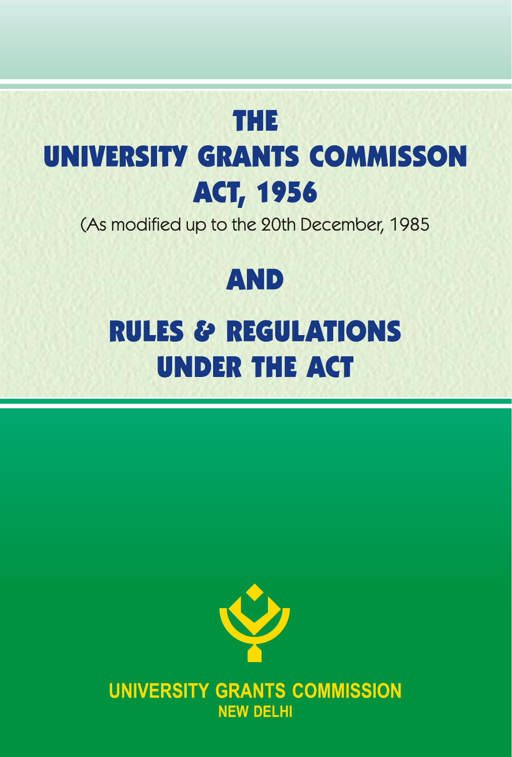# THE UNIVERSITY GRANTS COMMISSON ACT, 1956

(As modified up to the 20th December, 1985

# AND

# RULES & REGULATIONS UNDER THE ACT

**UNIVERSITY GRANTS COMMISSION**

**NEW DELHI**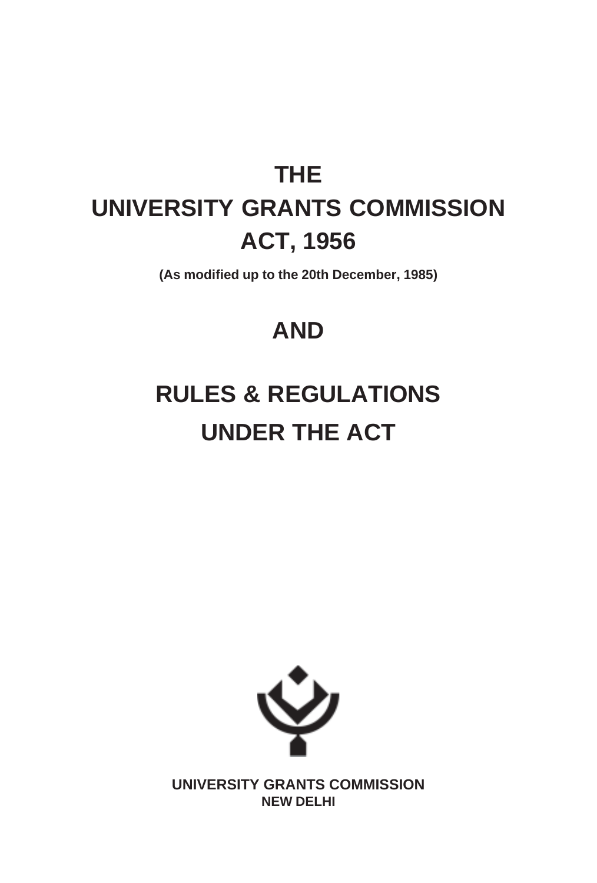# THE
# UNIVERSITY GRANTS COMMISSION
# ACT, 1956

**(As modified up to the 20th December, 1985)**

# AND

# RULES & REGULATIONS
# UNDER THE ACT

**UNIVERSITY GRANTS COMMISSION**
**NEW DELHI**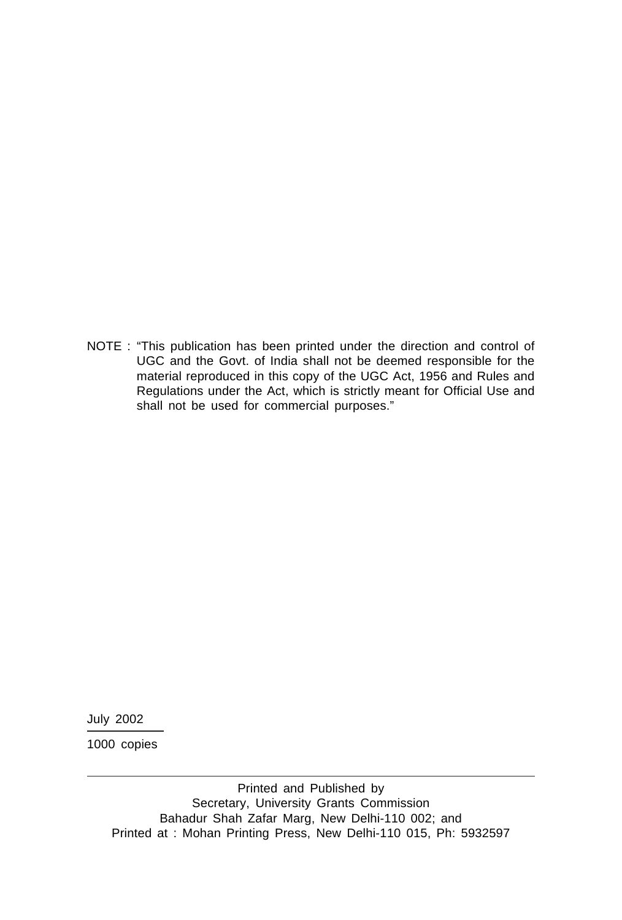NOTE : "This publication has been printed under the direction and control of UGC and the Govt. of India shall not be deemed responsible for the material reproduced in this copy of the UGC Act, 1956 and Rules and Regulations under the Act, which is strictly meant for Official Use and shall not be used for commercial purposes."

July 2002

1000 copies

---

Printed and Published by
Secretary, University Grants Commission
Bahadur Shah Zafar Marg, New Delhi-110 002; and
Printed at : Mohan Printing Press, New Delhi-110 015, Ph: 5932597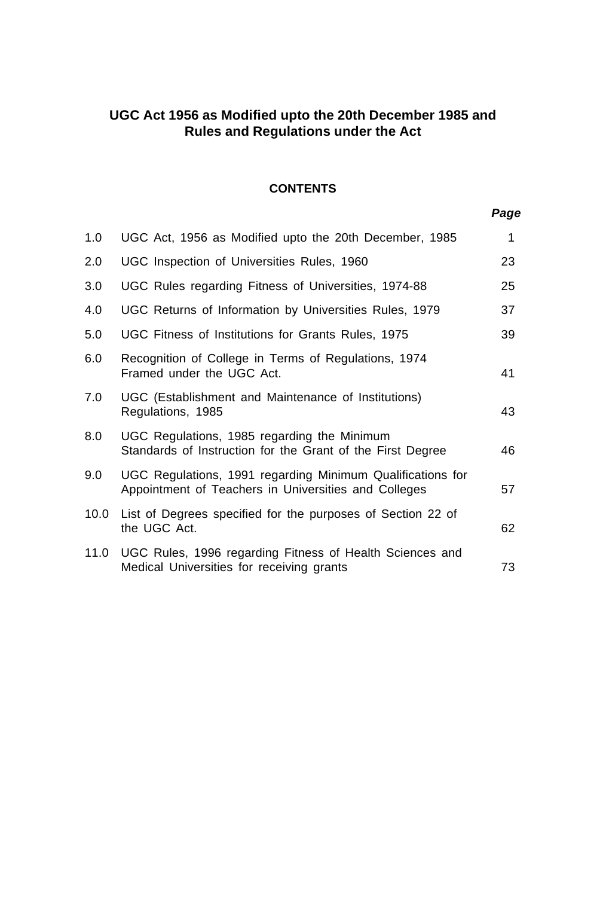# UGC Act 1956 as Modified upto the 20th December 1985 and Rules and Regulations under the Act

## CONTENTS

| | | ***Page*** |
|---|---|---|
| 1.0 | UGC Act, 1956 as Modified upto the 20th December, 1985 | 1 |
| 2.0 | UGC Inspection of Universities Rules, 1960 | 23 |
| 3.0 | UGC Rules regarding Fitness of Universities, 1974-88 | 25 |
| 4.0 | UGC Returns of Information by Universities Rules, 1979 | 37 |
| 5.0 | UGC Fitness of Institutions for Grants Rules, 1975 | 39 |
| 6.0 | Recognition of College in Terms of Regulations, 1974 Framed under the UGC Act. | 41 |
| 7.0 | UGC (Establishment and Maintenance of Institutions) Regulations, 1985 | 43 |
| 8.0 | UGC Regulations, 1985 regarding the Minimum Standards of Instruction for the Grant of the First Degree | 46 |
| 9.0 | UGC Regulations, 1991 regarding Minimum Qualifications for Appointment of Teachers in Universities and Colleges | 57 |
| 10.0 | List of Degrees specified for the purposes of Section 22 of the UGC Act. | 62 |
| 11.0 | UGC Rules, 1996 regarding Fitness of Health Sciences and Medical Universities for receiving grants | 73 |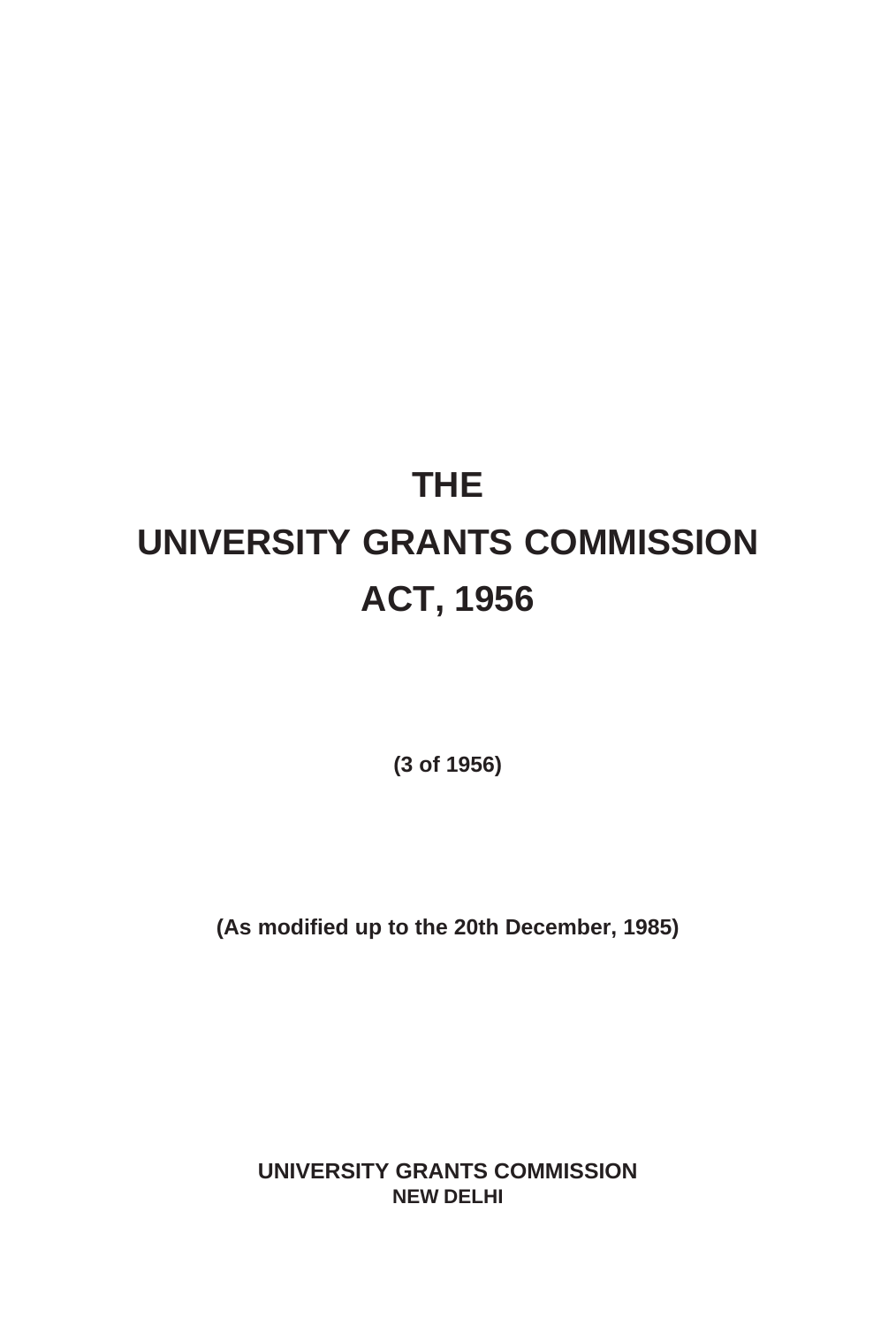# THE
# UNIVERSITY GRANTS COMMISSION
# ACT, 1956

**(3 of 1956)**

**(As modified up to the 20th December, 1985)**

**UNIVERSITY GRANTS COMMISSION**
**NEW DELHI**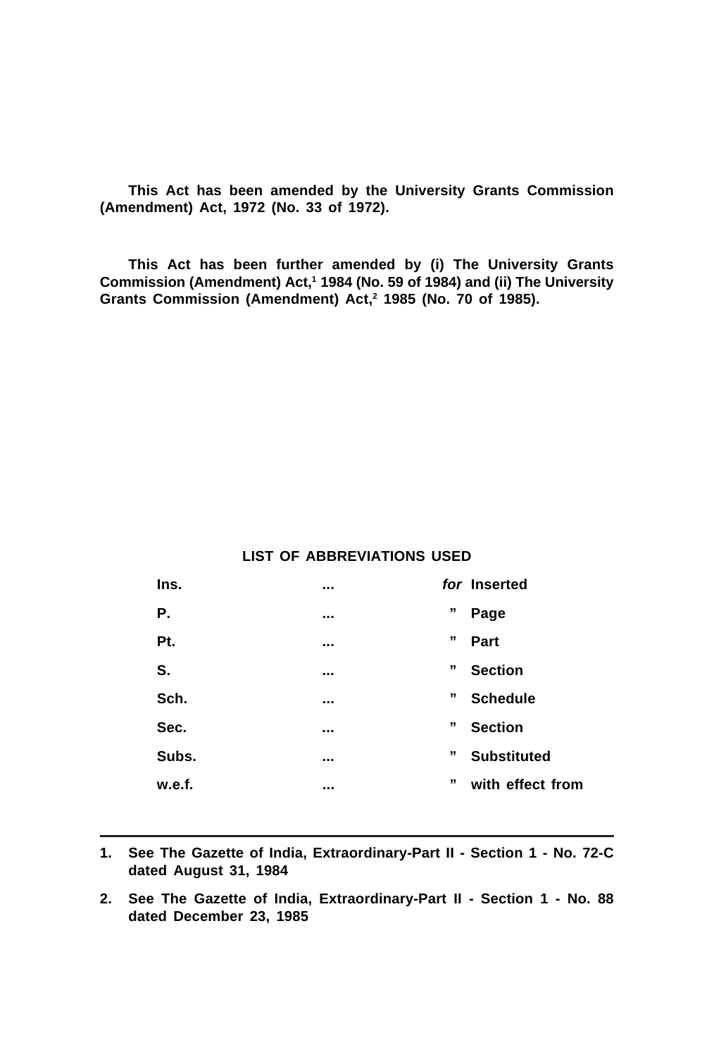**This Act has been amended by the University Grants Commission (Amendment) Act, 1972 (No. 33 of 1972).**

**This Act has been further amended by (i) The University Grants Commission (Amendment) Act,[1] 1984 (No. 59 of 1984) and (ii) The University Grants Commission (Amendment) Act,[2] 1985 (No. 70 of 1985).**

**LIST OF ABBREVIATIONS USED**

| | | | |
|---|---|---|---|
| **Ins.** | **...** | ***for*** | **Inserted** |
| **P.** | **...** | **"** | **Page** |
| **Pt.** | **...** | **"** | **Part** |
| **S.** | **...** | **"** | **Section** |
| **Sch.** | **...** | **"** | **Schedule** |
| **Sec.** | **...** | **"** | **Section** |
| **Subs.** | **...** | **"** | **Substituted** |
| **w.e.f.** | **...** | **"** | **with effect from** |

---

1. **See The Gazette of India, Extraordinary-Part II - Section 1 - No. 72-C dated August 31, 1984**

2. **See The Gazette of India, Extraordinary-Part II - Section 1 - No. 88 dated December 23, 1985**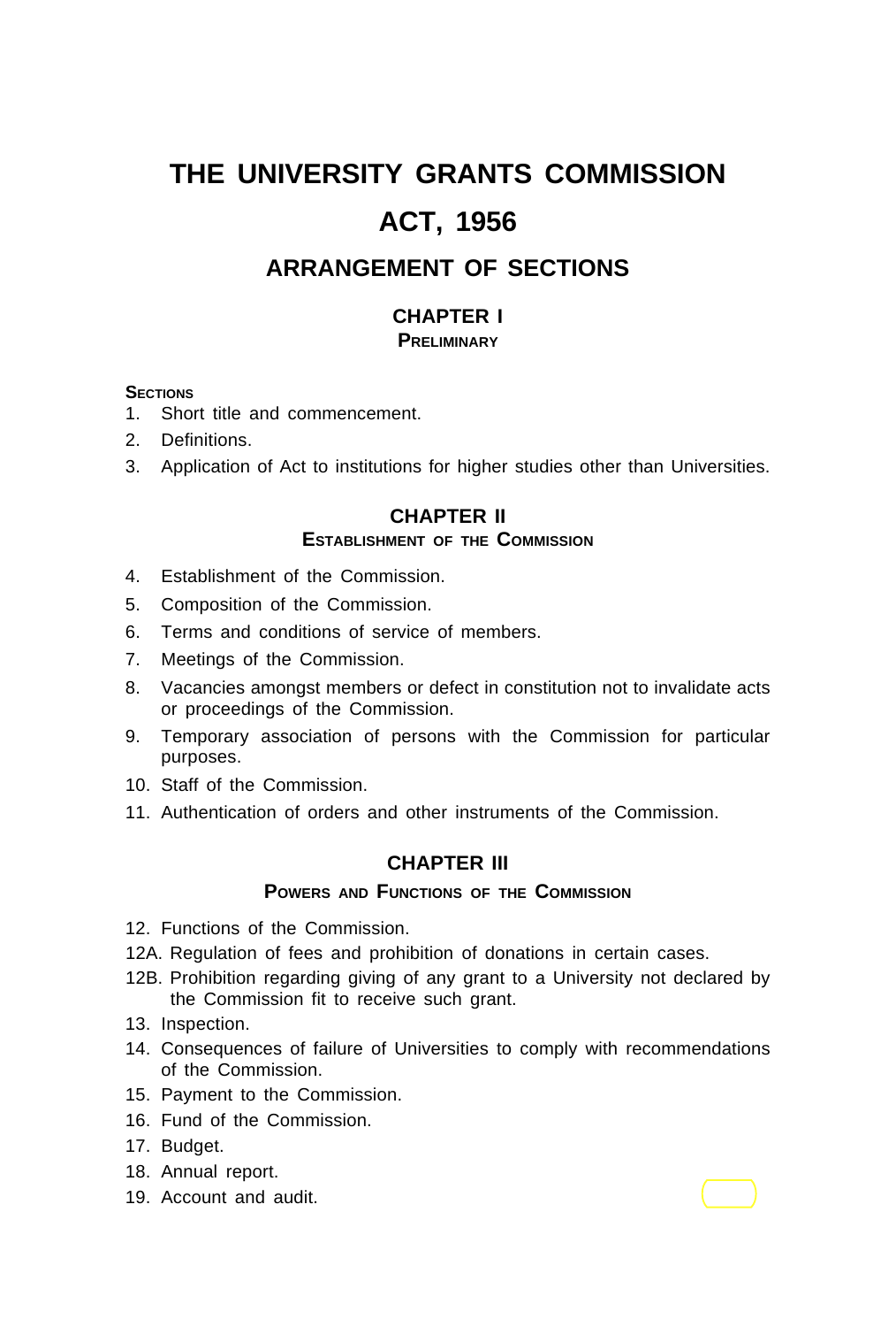# THE UNIVERSITY GRANTS COMMISSION ACT, 1956

## ARRANGEMENT OF SECTIONS

### CHAPTER I

**PRELIMINARY**

**SECTIONS**

1. Short title and commencement.
2. Definitions.
3. Application of Act to institutions for higher studies other than Universities.

### CHAPTER II

**ESTABLISHMENT OF THE COMMISSION**

4. Establishment of the Commission.
5. Composition of the Commission.
6. Terms and conditions of service of members.
7. Meetings of the Commission.
8. Vacancies amongst members or defect in constitution not to invalidate acts or proceedings of the Commission.
9. Temporary association of persons with the Commission for particular purposes.
10. Staff of the Commission.
11. Authentication of orders and other instruments of the Commission.

### CHAPTER III

**POWERS AND FUNCTIONS OF THE COMMISSION**

12. Functions of the Commission.

12A. Regulation of fees and prohibition of donations in certain cases.

12B. Prohibition regarding giving of any grant to a University not declared by the Commission fit to receive such grant.

13. Inspection.
14. Consequences of failure of Universities to comply with recommendations of the Commission.
15. Payment to the Commission.
16. Fund of the Commission.
17. Budget.
18. Annual report.
19. Account and audit.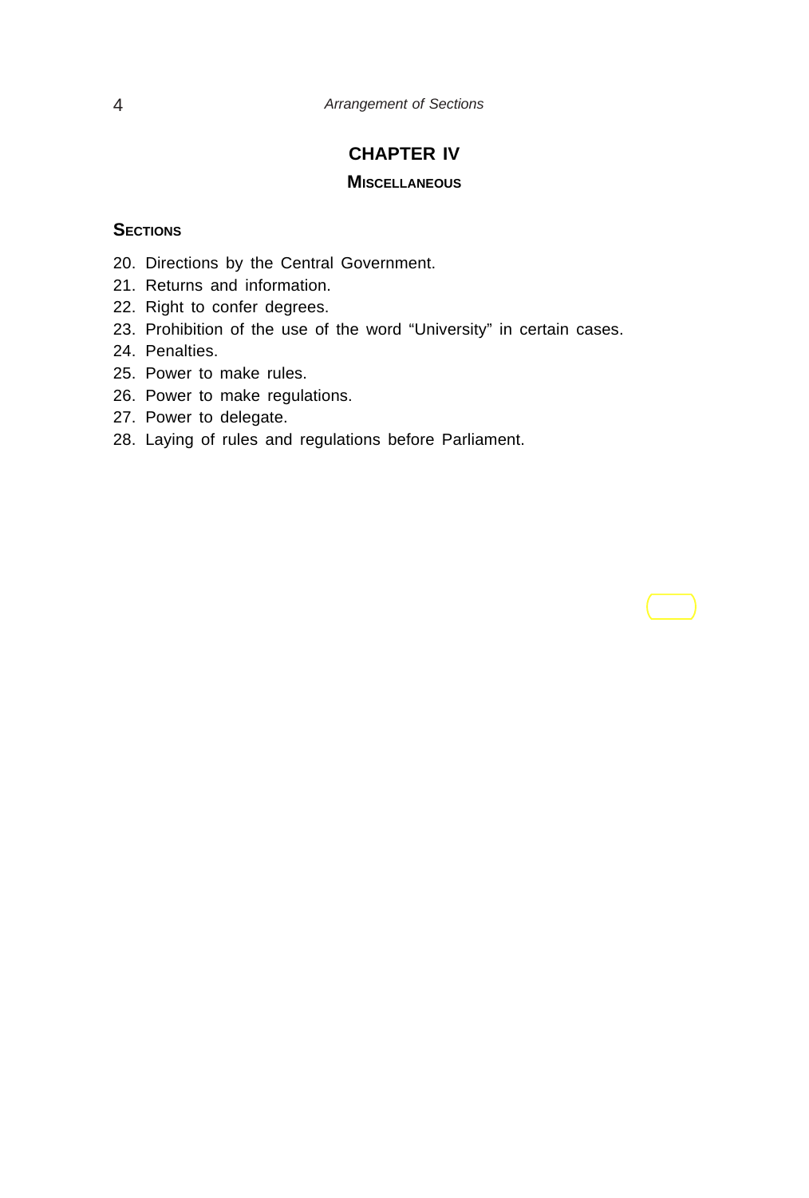## CHAPTER IV

### MISCELLANEOUS

**SECTIONS**

20. Directions by the Central Government.
21. Returns and information.
22. Right to confer degrees.
23. Prohibition of the use of the word "University" in certain cases.
24. Penalties.
25. Power to make rules.
26. Power to make regulations.
27. Power to delegate.
28. Laying of rules and regulations before Parliament.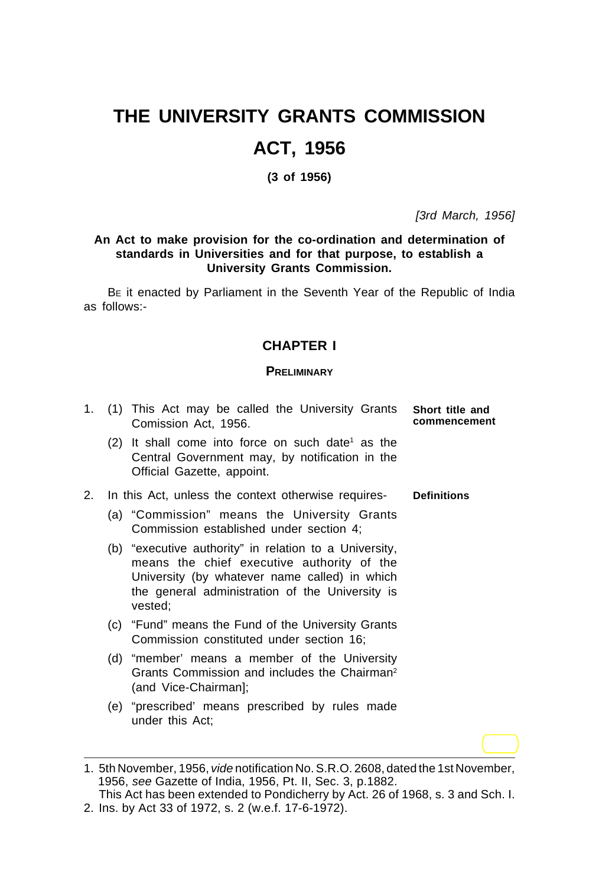# THE UNIVERSITY GRANTS COMMISSION ACT, 1956

**(3 of 1956)**

*[3rd March, 1956]*

**An Act to make provision for the co-ordination and determination of standards in Universities and for that purpose, to establish a University Grants Commission.**

BE it enacted by Parliament in the Seventh Year of the Republic of India as follows:-

## CHAPTER I

### PRELIMINARY

**Short title and commencement**

1. (1) This Act may be called the University Grants Comission Act, 1956.

   (2) It shall come into force on such date[1] as the Central Government may, by notification in the Official Gazette, appoint.

**Definitions**

2. In this Act, unless the context otherwise requires-

   (a) "Commission" means the University Grants Commission established under section 4;

   (b) "executive authority" in relation to a University, means the chief executive authority of the University (by whatever name called) in which the general administration of the University is vested;

   (c) "Fund" means the Fund of the University Grants Commission constituted under section 16;

   (d) "member' means a member of the University Grants Commission and includes the Chairman[2] (and Vice-Chairman];

   (e) "prescribed' means prescribed by rules made under this Act;

---

1. 5th November, 1956, *vide* notification No. S.R.O. 2608, dated the 1st November, 1956, *see* Gazette of India, 1956, Pt. II, Sec. 3, p.1882.
   This Act has been extended to Pondicherry by Act. 26 of 1968, s. 3 and Sch. I.
2. Ins. by Act 33 of 1972, s. 2 (w.e.f. 17-6-1972).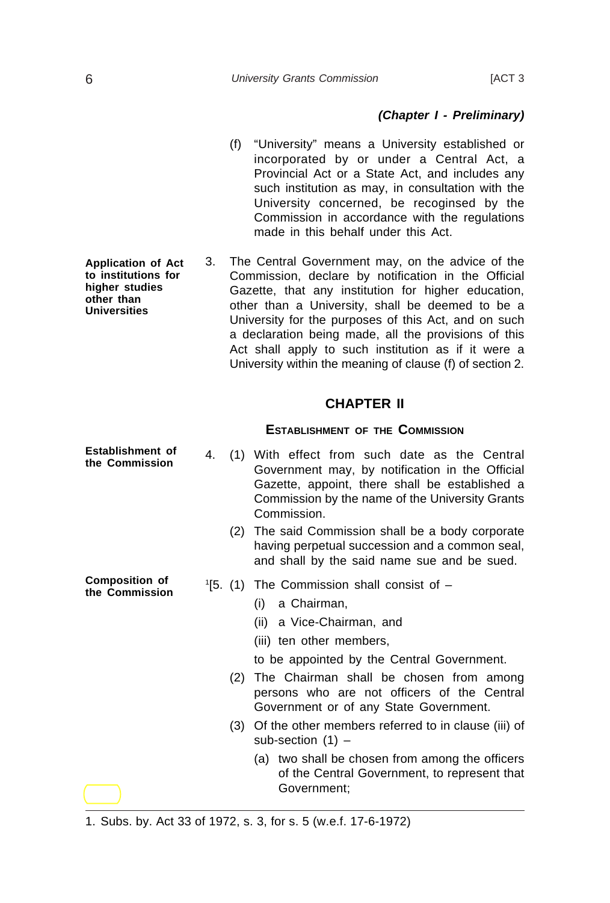*(Chapter I - Preliminary)*

(f) "University" means a University established or incorporated by or under a Central Act, a Provincial Act or a State Act, and includes any such institution as may, in consultation with the University concerned, be recoginsed by the Commission in accordance with the regulations made in this behalf under this Act.

**Application of Act to institutions for higher studies other than Universities**

3. The Central Government may, on the advice of the Commission, declare by notification in the Official Gazette, that any institution for higher education, other than a University, shall be deemed to be a University for the purposes of this Act, and on such a declaration being made, all the provisions of this Act shall apply to such institution as if it were a University within the meaning of clause (f) of section 2.

## CHAPTER II

### ESTABLISHMENT OF THE COMMISSION

**Establishment of the Commission**

4. (1) With effect from such date as the Central Government may, by notification in the Official Gazette, appoint, there shall be established a Commission by the name of the University Grants Commission.

(2) The said Commission shall be a body corporate having perpetual succession and a common seal, and shall by the said name sue and be sued.

**Composition of the Commission**

[1][5. (1) The Commission shall consist of –

(i) a Chairman,

(ii) a Vice-Chairman, and

(iii) ten other members,

to be appointed by the Central Government.

(2) The Chairman shall be chosen from among persons who are not officers of the Central Government or of any State Government.

(3) Of the other members referred to in clause (iii) of sub-section (1) –

(a) two shall be chosen from among the officers of the Central Government, to represent that Government;

---

1. Subs. by. Act 33 of 1972, s. 3, for s. 5 (w.e.f. 17-6-1972)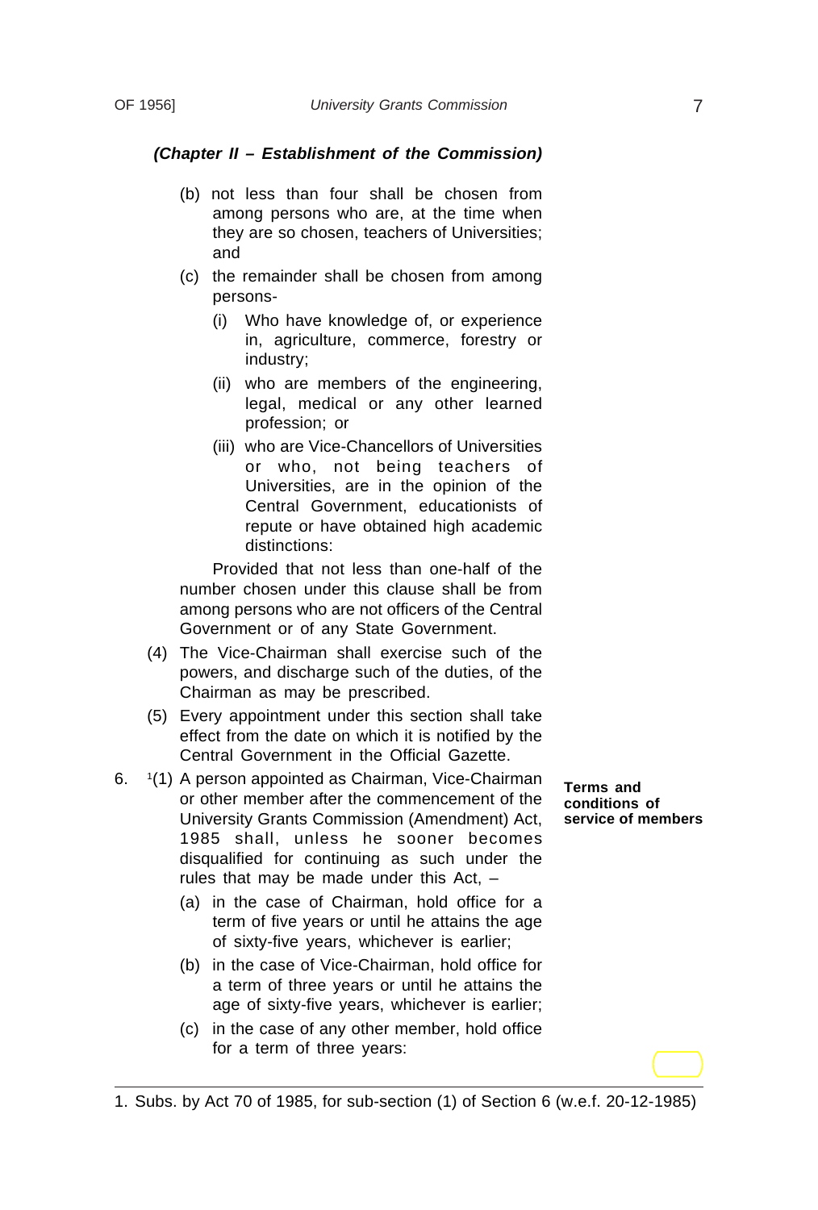***(Chapter II – Establishment of the Commission)***

(b) not less than four shall be chosen from among persons who are, at the time when they are so chosen, teachers of Universities; and

(c) the remainder shall be chosen from among persons-

(i) Who have knowledge of, or experience in, agriculture, commerce, forestry or industry;

(ii) who are members of the engineering, legal, medical or any other learned profession; or

(iii) who are Vice-Chancellors of Universities or who, not being teachers of Universities, are in the opinion of the Central Government, educationists of repute or have obtained high academic distinctions:

Provided that not less than one-half of the number chosen under this clause shall be from among persons who are not officers of the Central Government or of any State Government.

(4) The Vice-Chairman shall exercise such of the powers, and discharge such of the duties, of the Chairman as may be prescribed.

(5) Every appointment under this section shall take effect from the date on which it is notified by the Central Government in the Official Gazette.

**Terms and conditions of service of members**

6. [1](1) A person appointed as Chairman, Vice-Chairman or other member after the commencement of the University Grants Commission (Amendment) Act, 1985 shall, unless he sooner becomes disqualified for continuing as such under the rules that may be made under this Act, –

(a) in the case of Chairman, hold office for a term of five years or until he attains the age of sixty-five years, whichever is earlier;

(b) in the case of Vice-Chairman, hold office for a term of three years or until he attains the age of sixty-five years, whichever is earlier;

(c) in the case of any other member, hold office for a term of three years:

---

1. Subs. by Act 70 of 1985, for sub-section (1) of Section 6 (w.e.f. 20-12-1985)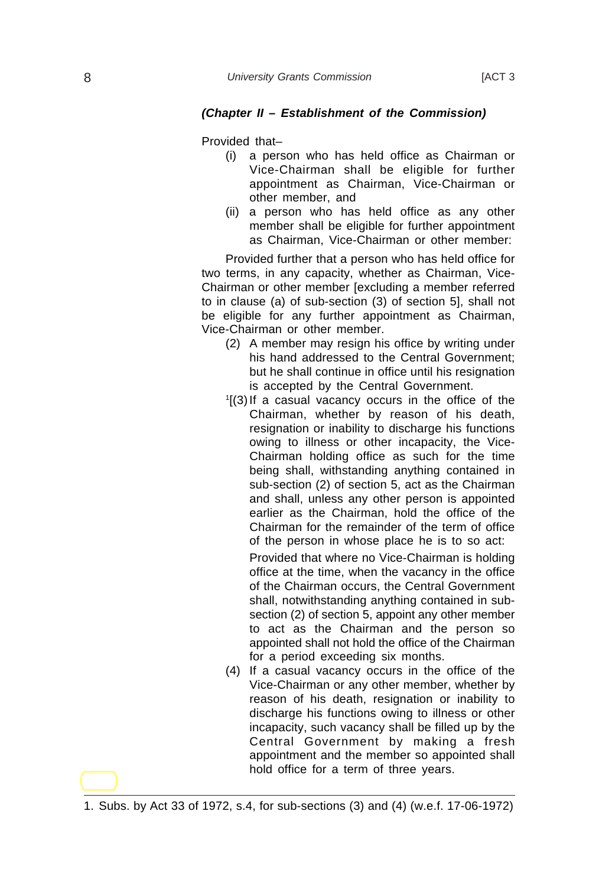*(Chapter II – Establishment of the Commission)*

Provided that–

(i) a person who has held office as Chairman or Vice-Chairman shall be eligible for further appointment as Chairman, Vice-Chairman or other member, and

(ii) a person who has held office as any other member shall be eligible for further appointment as Chairman, Vice-Chairman or other member:

Provided further that a person who has held office for two terms, in any capacity, whether as Chairman, Vice-Chairman or other member [excluding a member referred to in clause (a) of sub-section (3) of section 5], shall not be eligible for any further appointment as Chairman, Vice-Chairman or other member.

(2) A member may resign his office by writing under his hand addressed to the Central Government; but he shall continue in office until his resignation is accepted by the Central Government.

[1][(3) If a casual vacancy occurs in the office of the Chairman, whether by reason of his death, resignation or inability to discharge his functions owing to illness or other incapacity, the Vice-Chairman holding office as such for the time being shall, withstanding anything contained in sub-section (2) of section 5, act as the Chairman and shall, unless any other person is appointed earlier as the Chairman, hold the office of the Chairman for the remainder of the term of office of the person in whose place he is to so act:

Provided that where no Vice-Chairman is holding office at the time, when the vacancy in the office of the Chairman occurs, the Central Government shall, notwithstanding anything contained in sub-section (2) of section 5, appoint any other member to act as the Chairman and the person so appointed shall not hold the office of the Chairman for a period exceeding six months.

(4) If a casual vacancy occurs in the office of the Vice-Chairman or any other member, whether by reason of his death, resignation or inability to discharge his functions owing to illness or other incapacity, such vacancy shall be filled up by the Central Government by making a fresh appointment and the member so appointed shall hold office for a term of three years.

1. Subs. by Act 33 of 1972, s.4, for sub-sections (3) and (4) (w.e.f. 17-06-1972)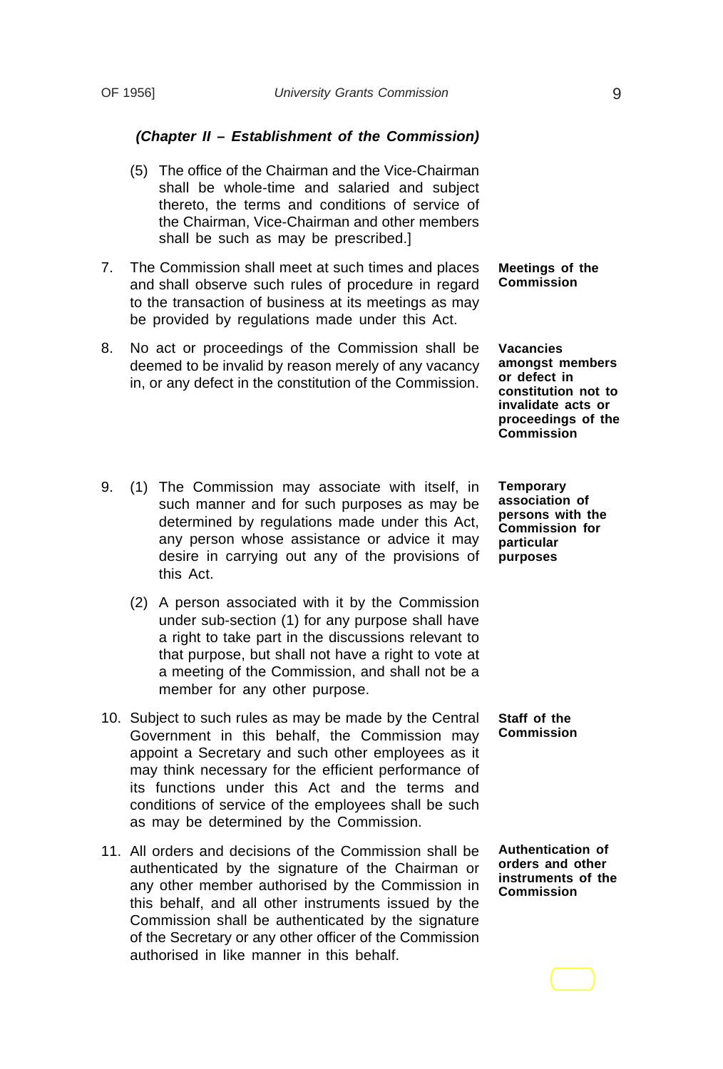*(Chapter II – Establishment of the Commission)*

(5) The office of the Chairman and the Vice-Chairman shall be whole-time and salaried and subject thereto, the terms and conditions of service of the Chairman, Vice-Chairman and other members shall be such as may be prescribed.]

**Meetings of the Commission**

7. The Commission shall meet at such times and places and shall observe such rules of procedure in regard to the transaction of business at its meetings as may be provided by regulations made under this Act.

**Vacancies amongst members or defect in constitution not to invalidate acts or proceedings of the Commission**

8. No act or proceedings of the Commission shall be deemed to be invalid by reason merely of any vacancy in, or any defect in the constitution of the Commission.

**Temporary association of persons with the Commission for particular purposes**

9. (1) The Commission may associate with itself, in such manner and for such purposes as may be determined by regulations made under this Act, any person whose assistance or advice it may desire in carrying out any of the provisions of this Act.

(2) A person associated with it by the Commission under sub-section (1) for any purpose shall have a right to take part in the discussions relevant to that purpose, but shall not have a right to vote at a meeting of the Commission, and shall not be a member for any other purpose.

**Staff of the Commission**

10. Subject to such rules as may be made by the Central Government in this behalf, the Commission may appoint a Secretary and such other employees as it may think necessary for the efficient performance of its functions under this Act and the terms and conditions of service of the employees shall be such as may be determined by the Commission.

**Authentication of orders and other instruments of the Commission**

11. All orders and decisions of the Commission shall be authenticated by the signature of the Chairman or any other member authorised by the Commission in this behalf, and all other instruments issued by the Commission shall be authenticated by the signature of the Secretary or any other officer of the Commission authorised in like manner in this behalf.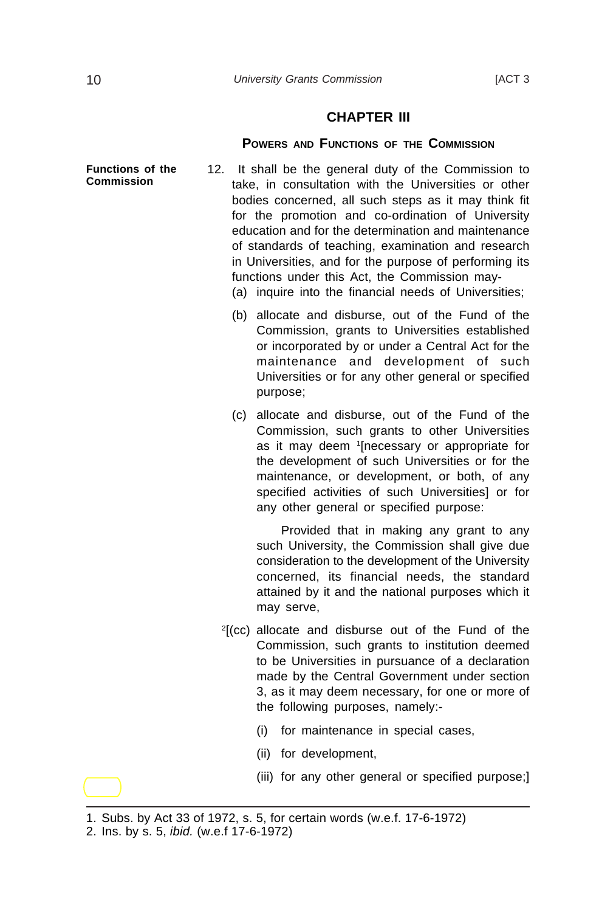## CHAPTER III

### POWERS AND FUNCTIONS OF THE COMMISSION

**Functions of the Commission**

12. It shall be the general duty of the Commission to take, in consultation with the Universities or other bodies concerned, all such steps as it may think fit for the promotion and co-ordination of University education and for the determination and maintenance of standards of teaching, examination and research in Universities, and for the purpose of performing its functions under this Act, the Commission may-

(a) inquire into the financial needs of Universities;

(b) allocate and disburse, out of the Fund of the Commission, grants to Universities established or incorporated by or under a Central Act for the maintenance and development of such Universities or for any other general or specified purpose;

(c) allocate and disburse, out of the Fund of the Commission, such grants to other Universities as it may deem [1][necessary or appropriate for the development of such Universities or for the maintenance, or development, or both, of any specified activities of such Universities] or for any other general or specified purpose:

Provided that in making any grant to any such University, the Commission shall give due consideration to the development of the University concerned, its financial needs, the standard attained by it and the national purposes which it may serve,

[2][(cc) allocate and disburse out of the Fund of the Commission, such grants to institution deemed to be Universities in pursuance of a declaration made by the Central Government under section 3, as it may deem necessary, for one or more of the following purposes, namely:-

(i) for maintenance in special cases,

(ii) for development,

(iii) for any other general or specified purpose;]

---

1. Subs. by Act 33 of 1972, s. 5, for certain words (w.e.f. 17-6-1972)
2. Ins. by s. 5, *ibid.* (w.e.f 17-6-1972)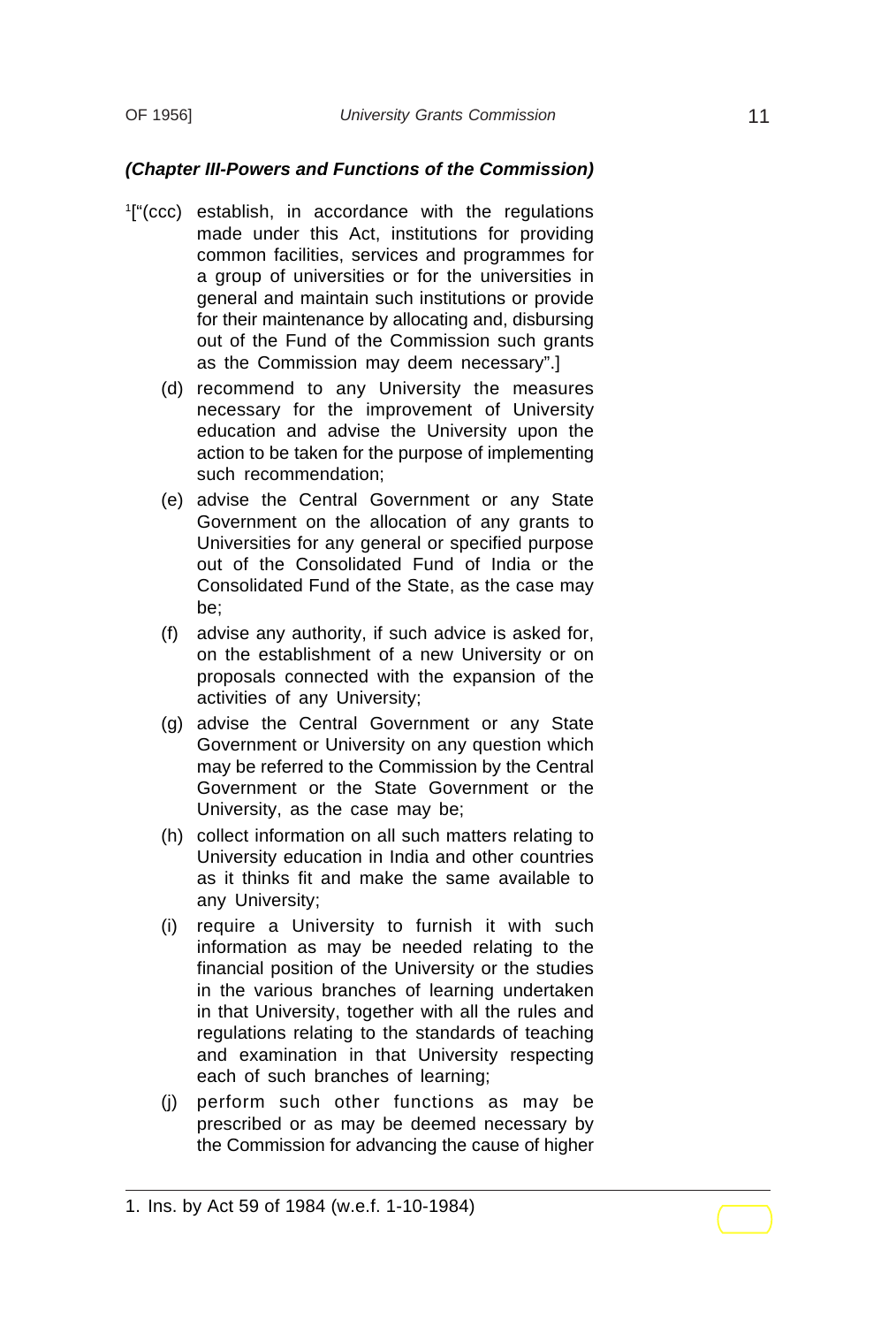***(Chapter III-Powers and Functions of the Commission)***

[1]["(ccc) establish, in accordance with the regulations made under this Act, institutions for providing common facilities, services and programmes for a group of universities or for the universities in general and maintain such institutions or provide for their maintenance by allocating and, disbursing out of the Fund of the Commission such grants as the Commission may deem necessary".]

(d) recommend to any University the measures necessary for the improvement of University education and advise the University upon the action to be taken for the purpose of implementing such recommendation;

(e) advise the Central Government or any State Government on the allocation of any grants to Universities for any general or specified purpose out of the Consolidated Fund of India or the Consolidated Fund of the State, as the case may be;

(f) advise any authority, if such advice is asked for, on the establishment of a new University or on proposals connected with the expansion of the activities of any University;

(g) advise the Central Government or any State Government or University on any question which may be referred to the Commission by the Central Government or the State Government or the University, as the case may be;

(h) collect information on all such matters relating to University education in India and other countries as it thinks fit and make the same available to any University;

(i) require a University to furnish it with such information as may be needed relating to the financial position of the University or the studies in the various branches of learning undertaken in that University, together with all the rules and regulations relating to the standards of teaching and examination in that University respecting each of such branches of learning;

(j) perform such other functions as may be prescribed or as may be deemed necessary by the Commission for advancing the cause of higher

---

1. Ins. by Act 59 of 1984 (w.e.f. 1-10-1984)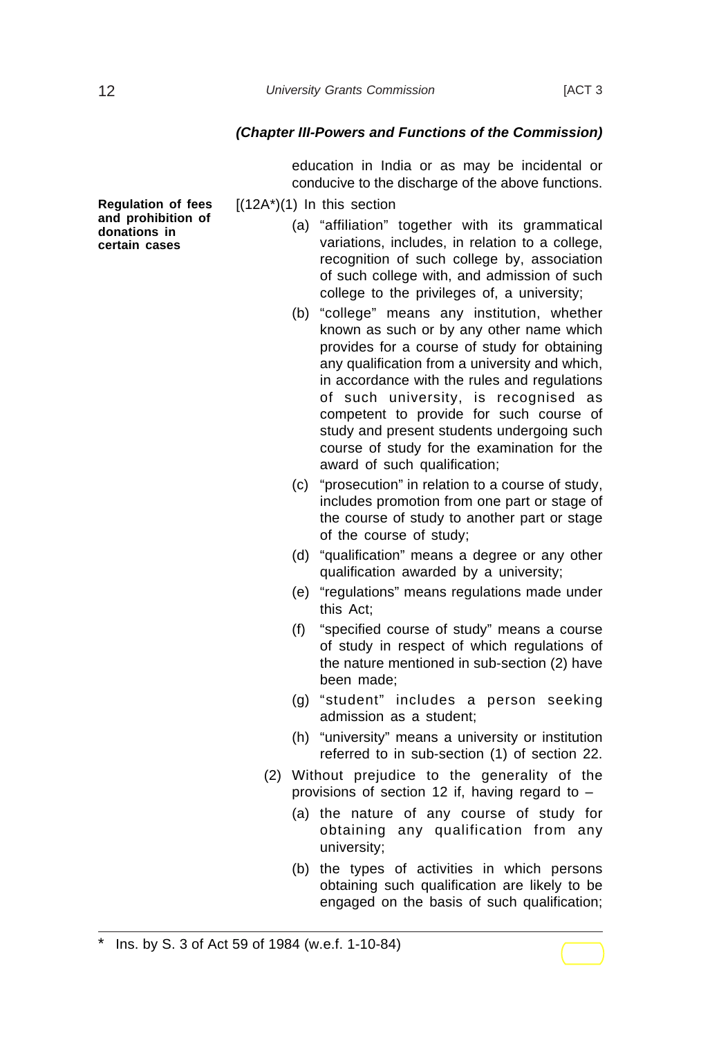*(Chapter III-Powers and Functions of the Commission)*

education in India or as may be incidental or conducive to the discharge of the above functions.

**Regulation of fees and prohibition of donations in certain cases**

[(12A*)(1) In this section

(a) "affiliation" together with its grammatical variations, includes, in relation to a college, recognition of such college by, association of such college with, and admission of such college to the privileges of, a university;

(b) "college" means any institution, whether known as such or by any other name which provides for a course of study for obtaining any qualification from a university and which, in accordance with the rules and regulations of such university, is recognised as competent to provide for such course of study and present students undergoing such course of study for the examination for the award of such qualification;

(c) "prosecution" in relation to a course of study, includes promotion from one part or stage of the course of study to another part or stage of the course of study;

(d) "qualification" means a degree or any other qualification awarded by a university;

(e) "regulations" means regulations made under this Act;

(f) "specified course of study" means a course of study in respect of which regulations of the nature mentioned in sub-section (2) have been made;

(g) "student" includes a person seeking admission as a student;

(h) "university" means a university or institution referred to in sub-section (1) of section 22.

(2) Without prejudice to the generality of the provisions of section 12 if, having regard to –

(a) the nature of any course of study for obtaining any qualification from any university;

(b) the types of activities in which persons obtaining such qualification are likely to be engaged on the basis of such qualification;

---

\* Ins. by S. 3 of Act 59 of 1984 (w.e.f. 1-10-84)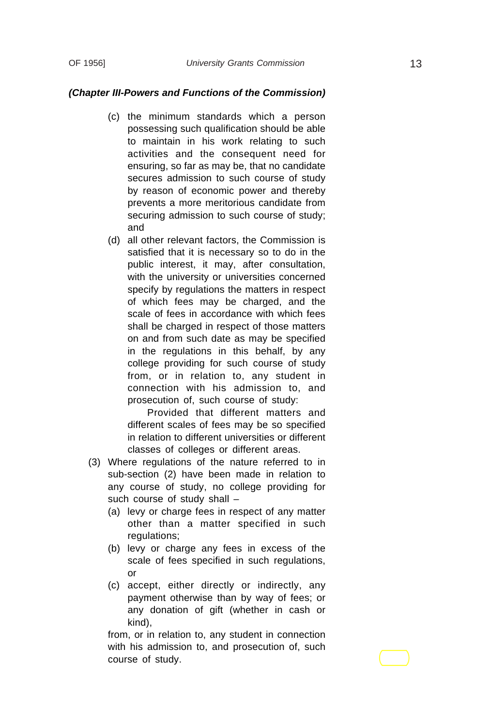***(Chapter III-Powers and Functions of the Commission)***

(c) the minimum standards which a person possessing such qualification should be able to maintain in his work relating to such activities and the consequent need for ensuring, so far as may be, that no candidate secures admission to such course of study by reason of economic power and thereby prevents a more meritorious candidate from securing admission to such course of study; and

(d) all other relevant factors, the Commission is satisfied that it is necessary so to do in the public interest, it may, after consultation, with the university or universities concerned specify by regulations the matters in respect of which fees may be charged, and the scale of fees in accordance with which fees shall be charged in respect of those matters on and from such date as may be specified in the regulations in this behalf, by any college providing for such course of study from, or in relation to, any student in connection with his admission to, and prosecution of, such course of study:

Provided that different matters and different scales of fees may be so specified in relation to different universities or different classes of colleges or different areas.

(3) Where regulations of the nature referred to in sub-section (2) have been made in relation to any course of study, no college providing for such course of study shall –

(a) levy or charge fees in respect of any matter other than a matter specified in such regulations;

(b) levy or charge any fees in excess of the scale of fees specified in such regulations, or

(c) accept, either directly or indirectly, any payment otherwise than by way of fees; or any donation of gift (whether in cash or kind),

from, or in relation to, any student in connection with his admission to, and prosecution of, such course of study.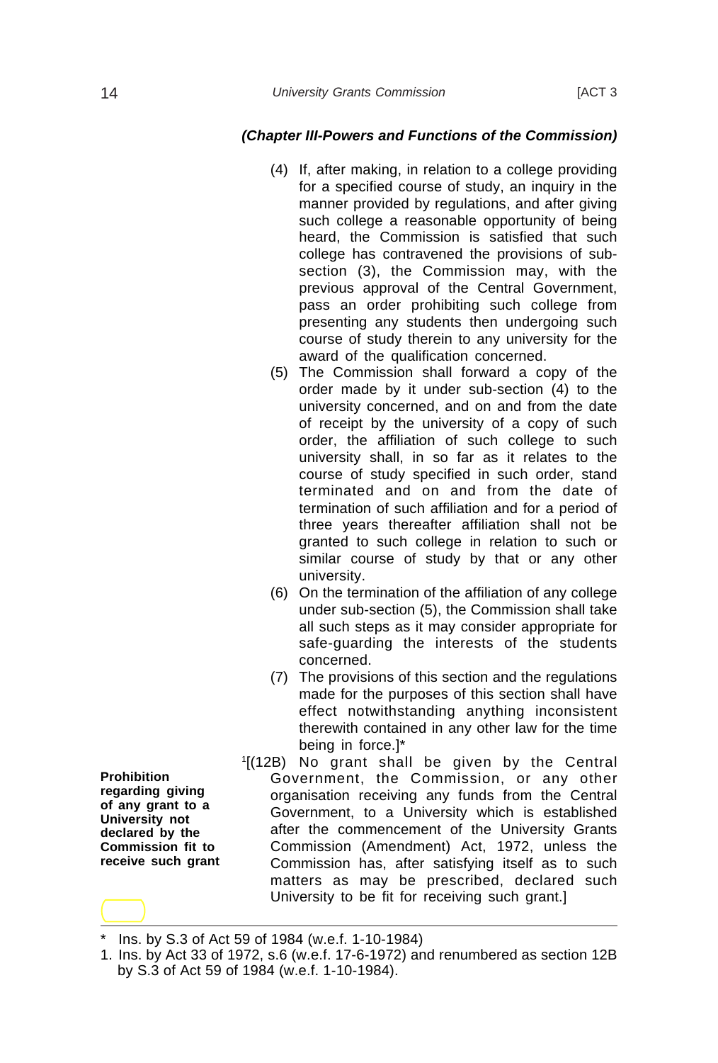*(Chapter III-Powers and Functions of the Commission)*

(4) If, after making, in relation to a college providing for a specified course of study, an inquiry in the manner provided by regulations, and after giving such college a reasonable opportunity of being heard, the Commission is satisfied that such college has contravened the provisions of sub-section (3), the Commission may, with the previous approval of the Central Government, pass an order prohibiting such college from presenting any students then undergoing such course of study therein to any university for the award of the qualification concerned.

(5) The Commission shall forward a copy of the order made by it under sub-section (4) to the university concerned, and on and from the date of receipt by the university of a copy of such order, the affiliation of such college to such university shall, in so far as it relates to the course of study specified in such order, stand terminated and on and from the date of termination of such affiliation and for a period of three years thereafter affiliation shall not be granted to such college in relation to such or similar course of study by that or any other university.

(6) On the termination of the affiliation of any college under sub-section (5), the Commission shall take all such steps as it may consider appropriate for safe-guarding the interests of the students concerned.

(7) The provisions of this section and the regulations made for the purposes of this section shall have effect notwithstanding anything inconsistent therewith contained in any other law for the time being in force.]*

**Prohibition regarding giving of any grant to a University not declared by the Commission fit to receive such grant**

[1][(12B) No grant shall be given by the Central Government, the Commission, or any other organisation receiving any funds from the Central Government, to a University which is established after the commencement of the University Grants Commission (Amendment) Act, 1972, unless the Commission has, after satisfying itself as to such matters as may be prescribed, declared such University to be fit for receiving such grant.]

---

\* Ins. by S.3 of Act 59 of 1984 (w.e.f. 1-10-1984)

1. Ins. by Act 33 of 1972, s.6 (w.e.f. 17-6-1972) and renumbered as section 12B by S.3 of Act 59 of 1984 (w.e.f. 1-10-1984).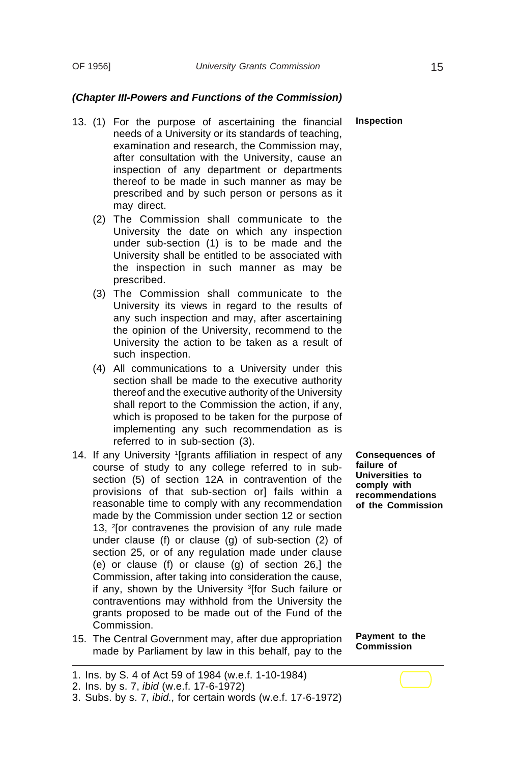***(Chapter III-Powers and Functions of the Commission)***

**Inspection**

13. (1) For the purpose of ascertaining the financial needs of a University or its standards of teaching, examination and research, the Commission may, after consultation with the University, cause an inspection of any department or departments thereof to be made in such manner as may be prescribed and by such person or persons as it may direct.

   (2) The Commission shall communicate to the University the date on which any inspection under sub-section (1) is to be made and the University shall be entitled to be associated with the inspection in such manner as may be prescribed.

   (3) The Commission shall communicate to the University its views in regard to the results of any such inspection and may, after ascertaining the opinion of the University, recommend to the University the action to be taken as a result of such inspection.

   (4) All communications to a University under this section shall be made to the executive authority thereof and the executive authority of the University shall report to the Commission the action, if any, which is proposed to be taken for the purpose of implementing any such recommendation as is referred to in sub-section (3).

**Consequences of failure of Universities to comply with recommendations of the Commission**

14. If any University [1][grants affiliation in respect of any course of study to any college referred to in sub-section (5) of section 12A in contravention of the provisions of that sub-section or] fails within a reasonable time to comply with any recommendation made by the Commission under section 12 or section 13, [2][or contravenes the provision of any rule made under clause (f) or clause (g) of sub-section (2) of section 25, or of any regulation made under clause (e) or clause (f) or clause (g) of section 26,] the Commission, after taking into consideration the cause, if any, shown by the University [3][for Such failure or contraventions may withhold from the University the grants proposed to be made out of the Fund of the Commission.

**Payment to the Commission**

15. The Central Government may, after due appropriation made by Parliament by law in this behalf, pay to the

---

1. Ins. by S. 4 of Act 59 of 1984 (w.e.f. 1-10-1984)
2. Ins. by s. 7, *ibid* (w.e.f. 17-6-1972)
3. Subs. by s. 7, *ibid.,* for certain words (w.e.f. 17-6-1972)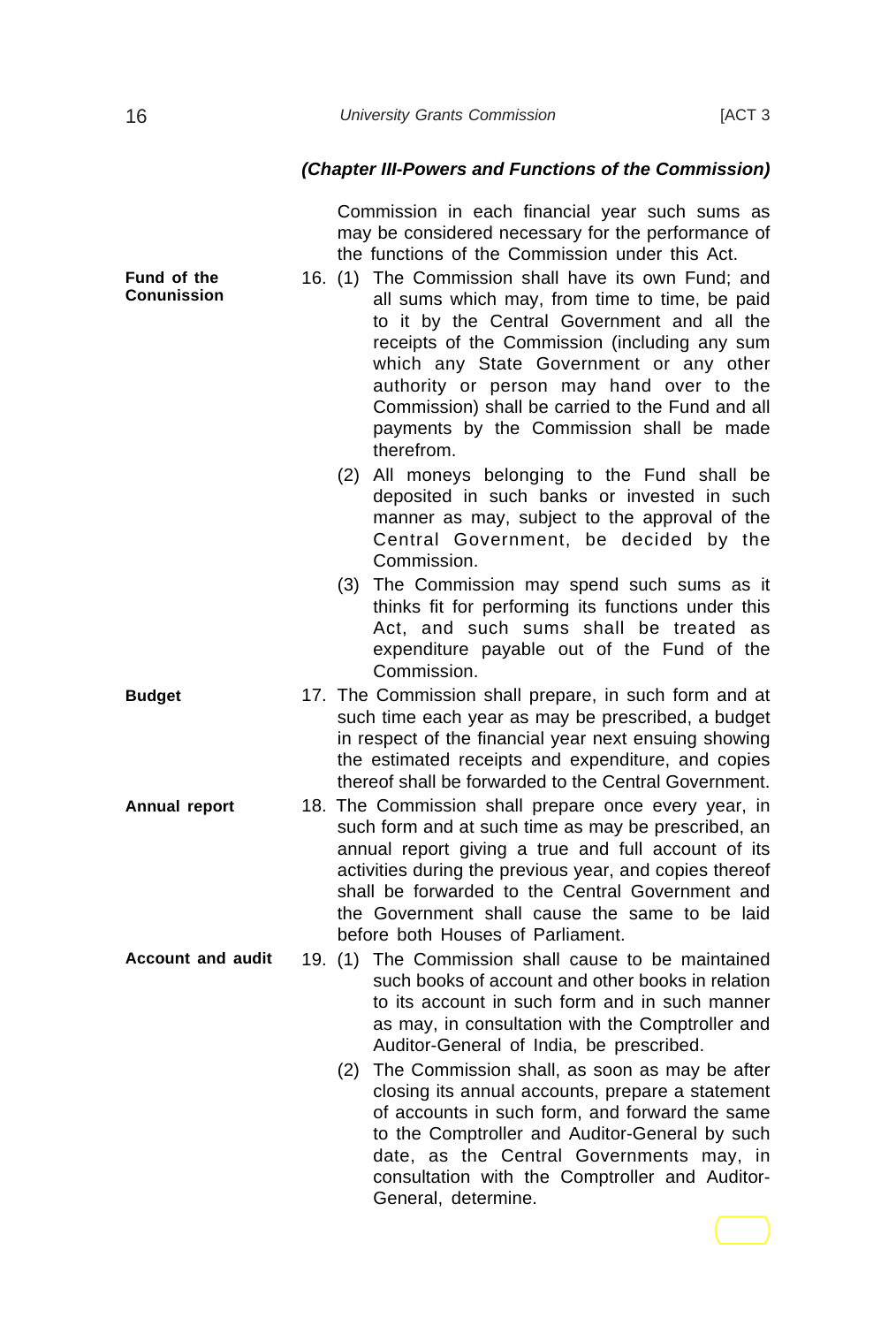*(Chapter III-Powers and Functions of the Commission)*

Commission in each financial year such sums as may be considered necessary for the performance of the functions of the Commission under this Act.

**Fund of the Conunission**

16. (1) The Commission shall have its own Fund; and all sums which may, from time to time, be paid to it by the Central Government and all the receipts of the Commission (including any sum which any State Government or any other authority or person may hand over to the Commission) shall be carried to the Fund and all payments by the Commission shall be made therefrom.

(2) All moneys belonging to the Fund shall be deposited in such banks or invested in such manner as may, subject to the approval of the Central Government, be decided by the Commission.

(3) The Commission may spend such sums as it thinks fit for performing its functions under this Act, and such sums shall be treated as expenditure payable out of the Fund of the Commission.

**Budget**

17. The Commission shall prepare, in such form and at such time each year as may be prescribed, a budget in respect of the financial year next ensuing showing the estimated receipts and expenditure, and copies thereof shall be forwarded to the Central Government.

**Annual report**

18. The Commission shall prepare once every year, in such form and at such time as may be prescribed, an annual report giving a true and full account of its activities during the previous year, and copies thereof shall be forwarded to the Central Government and the Government shall cause the same to be laid before both Houses of Parliament.

**Account and audit**

19. (1) The Commission shall cause to be maintained such books of account and other books in relation to its account in such form and in such manner as may, in consultation with the Comptroller and Auditor-General of India, be prescribed.

(2) The Commission shall, as soon as may be after closing its annual accounts, prepare a statement of accounts in such form, and forward the same to the Comptroller and Auditor-General by such date, as the Central Governments may, in consultation with the Comptroller and Auditor-General, determine.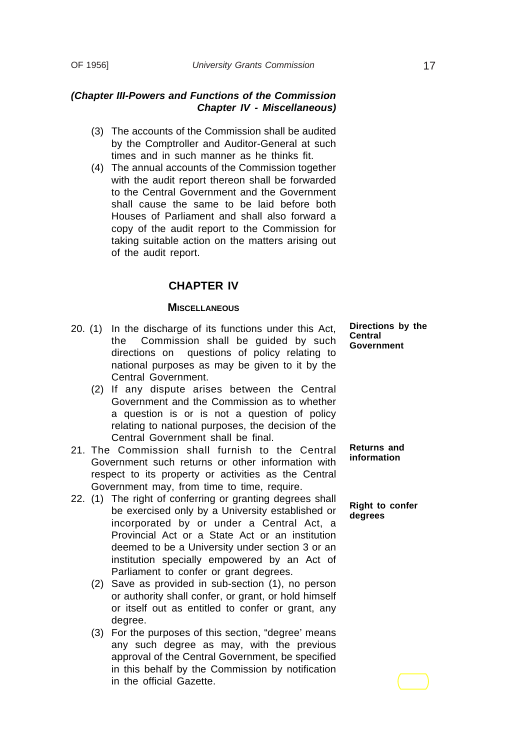*(Chapter III-Powers and Functions of the Commission Chapter IV - Miscellaneous)*

(3) The accounts of the Commission shall be audited by the Comptroller and Auditor-General at such times and in such manner as he thinks fit.

(4) The annual accounts of the Commission together with the audit report thereon shall be forwarded to the Central Government and the Government shall cause the same to be laid before both Houses of Parliament and shall also forward a copy of the audit report to the Commission for taking suitable action on the matters arising out of the audit report.

## CHAPTER IV

### MISCELLANEOUS

**Directions by the Central Government**

20. (1) In the discharge of its functions under this Act, the Commission shall be guided by such directions on questions of policy relating to national purposes as may be given to it by the Central Government.

(2) If any dispute arises between the Central Government and the Commission as to whether a question is or is not a question of policy relating to national purposes, the decision of the Central Government shall be final.

**Returns and information**

21. The Commission shall furnish to the Central Government such returns or other information with respect to its property or activities as the Central Government may, from time to time, require.

**Right to confer degrees**

22. (1) The right of conferring or granting degrees shall be exercised only by a University established or incorporated by or under a Central Act, a Provincial Act or a State Act or an institution deemed to be a University under section 3 or an institution specially empowered by an Act of Parliament to confer or grant degrees.

(2) Save as provided in sub-section (1), no person or authority shall confer, or grant, or hold himself or itself out as entitled to confer or grant, any degree.

(3) For the purposes of this section, "degree' means any such degree as may, with the previous approval of the Central Government, be specified in this behalf by the Commission by notification in the official Gazette.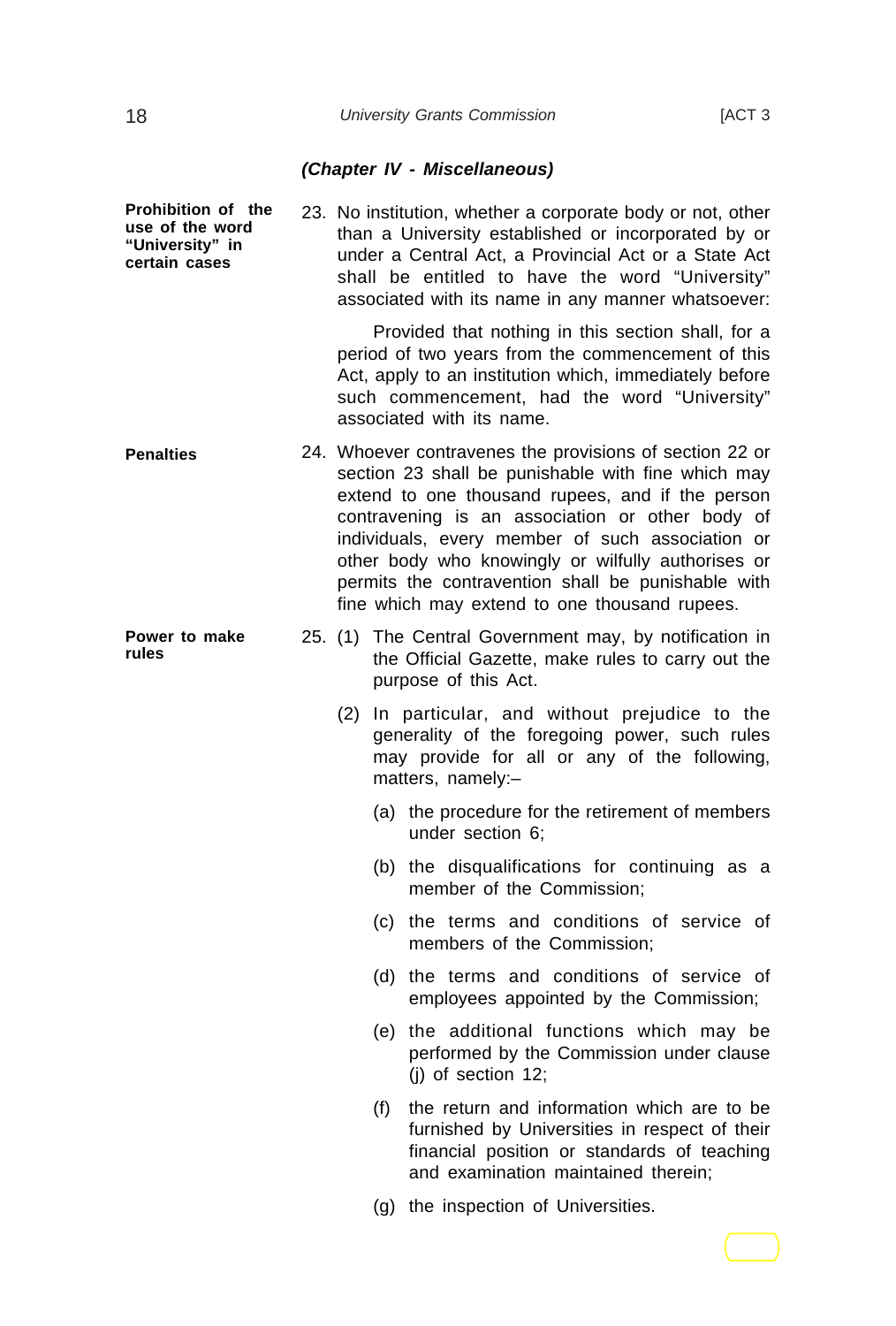*(Chapter IV - Miscellaneous)*

**Prohibition of the use of the word "University" in certain cases**

23. No institution, whether a corporate body or not, other than a University established or incorporated by or under a Central Act, a Provincial Act or a State Act shall be entitled to have the word "University" associated with its name in any manner whatsoever:

Provided that nothing in this section shall, for a period of two years from the commencement of this Act, apply to an institution which, immediately before such commencement, had the word "University" associated with its name.

**Penalties**

24. Whoever contravenes the provisions of section 22 or section 23 shall be punishable with fine which may extend to one thousand rupees, and if the person contravening is an association or other body of individuals, every member of such association or other body who knowingly or wilfully authorises or permits the contravention shall be punishable with fine which may extend to one thousand rupees.

**Power to make rules**

25. (1) The Central Government may, by notification in the Official Gazette, make rules to carry out the purpose of this Act.

(2) In particular, and without prejudice to the generality of the foregoing power, such rules may provide for all or any of the following, matters, namely:–

(a) the procedure for the retirement of members under section 6;

(b) the disqualifications for continuing as a member of the Commission;

(c) the terms and conditions of service of members of the Commission;

(d) the terms and conditions of service of employees appointed by the Commission;

(e) the additional functions which may be performed by the Commission under clause (j) of section 12;

(f) the return and information which are to be furnished by Universities in respect of their financial position or standards of teaching and examination maintained therein;

(g) the inspection of Universities.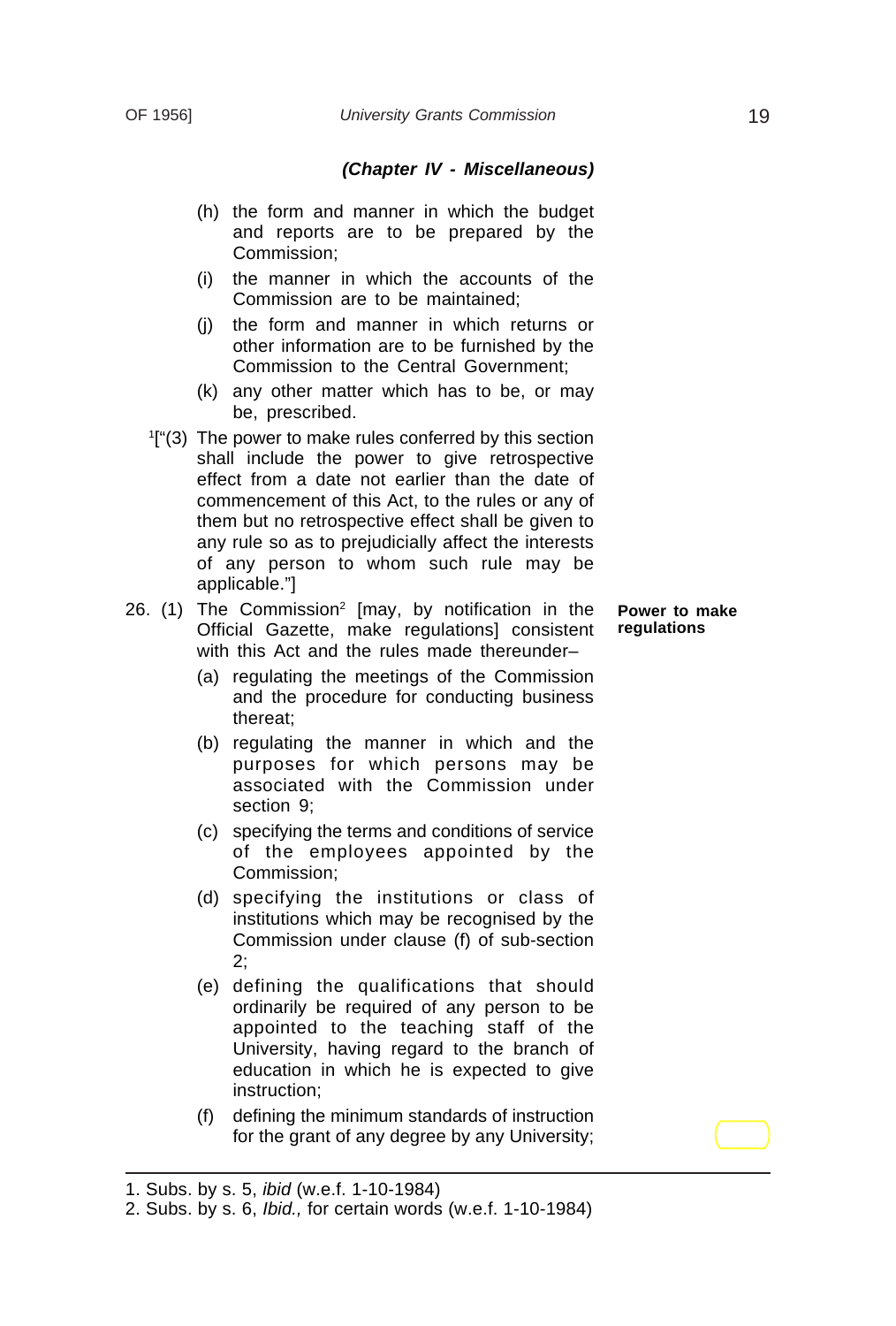**(Chapter IV - Miscellaneous)**

(h) the form and manner in which the budget and reports are to be prepared by the Commission;

(i) the manner in which the accounts of the Commission are to be maintained;

(j) the form and manner in which returns or other information are to be furnished by the Commission to the Central Government;

(k) any other matter which has to be, or may be, prescribed.

[1]["(3) The power to make rules conferred by this section shall include the power to give retrospective effect from a date not earlier than the date of commencement of this Act, to the rules or any of them but no retrospective effect shall be given to any rule so as to prejudicially affect the interests of any person to whom such rule may be applicable."]

**Power to make regulations**

26. (1) The Commission[2] [may, by notification in the Official Gazette, make regulations] consistent with this Act and the rules made thereunder–

(a) regulating the meetings of the Commission and the procedure for conducting business thereat;

(b) regulating the manner in which and the purposes for which persons may be associated with the Commission under section 9;

(c) specifying the terms and conditions of service of the employees appointed by the Commission;

(d) specifying the institutions or class of institutions which may be recognised by the Commission under clause (f) of sub-section 2;

(e) defining the qualifications that should ordinarily be required of any person to be appointed to the teaching staff of the University, having regard to the branch of education in which he is expected to give instruction;

(f) defining the minimum standards of instruction for the grant of any degree by any University;

---

1. Subs. by s. 5, *ibid* (w.e.f. 1-10-1984)
2. Subs. by s. 6, *Ibid.,* for certain words (w.e.f. 1-10-1984)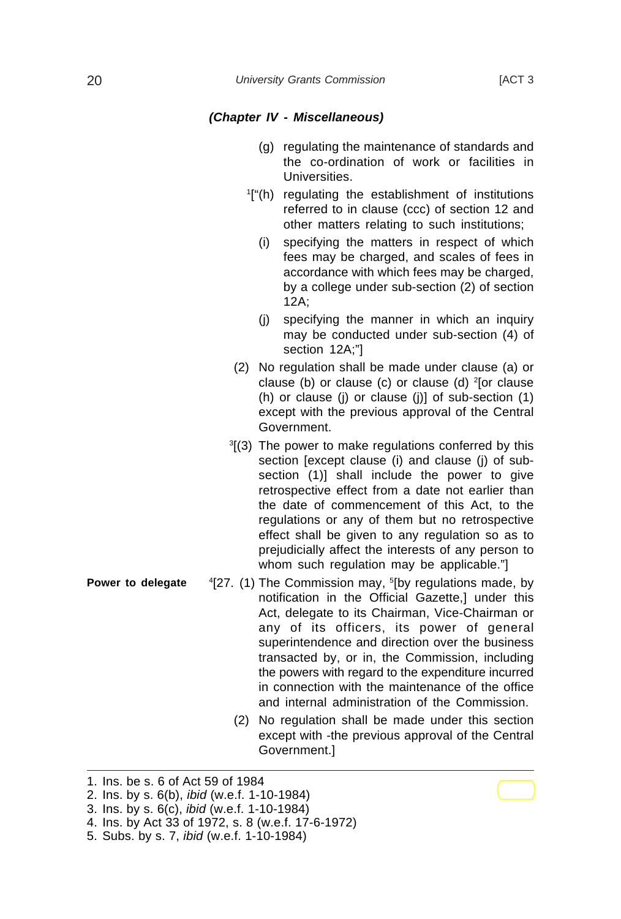*(Chapter IV - Miscellaneous)*

(g) regulating the maintenance of standards and the co-ordination of work or facilities in Universities.

[1]["(h) regulating the establishment of institutions referred to in clause (ccc) of section 12 and other matters relating to such institutions;

(i) specifying the matters in respect of which fees may be charged, and scales of fees in accordance with which fees may be charged, by a college under sub-section (2) of section 12A;

(j) specifying the manner in which an inquiry may be conducted under sub-section (4) of section 12A;"]

(2) No regulation shall be made under clause (a) or clause (b) or clause (c) or clause (d) [2][or clause (h) or clause (j) or clause (j)] of sub-section (1) except with the previous approval of the Central Government.

[3][(3) The power to make regulations conferred by this section [except clause (i) and clause (j) of sub-section (1)] shall include the power to give retrospective effect from a date not earlier than the date of commencement of this Act, to the regulations or any of them but no retrospective effect shall be given to any regulation so as to prejudicially affect the interests of any person to whom such regulation may be applicable."]

**Power to delegate**

[4][27. (1) The Commission may, [5][by regulations made, by notification in the Official Gazette,] under this Act, delegate to its Chairman, Vice-Chairman or any of its officers, its power of general superintendence and direction over the business transacted by, or in, the Commission, including the powers with regard to the expenditure incurred in connection with the maintenance of the office and internal administration of the Commission.

(2) No regulation shall be made under this section except with -the previous approval of the Central Government.]

---

1. Ins. be s. 6 of Act 59 of 1984
2. Ins. by s. 6(b), *ibid* (w.e.f. 1-10-1984)
3. Ins. by s. 6(c), *ibid* (w.e.f. 1-10-1984)
4. Ins. by Act 33 of 1972, s. 8 (w.e.f. 17-6-1972)
5. Subs. by s. 7, *ibid* (w.e.f. 1-10-1984)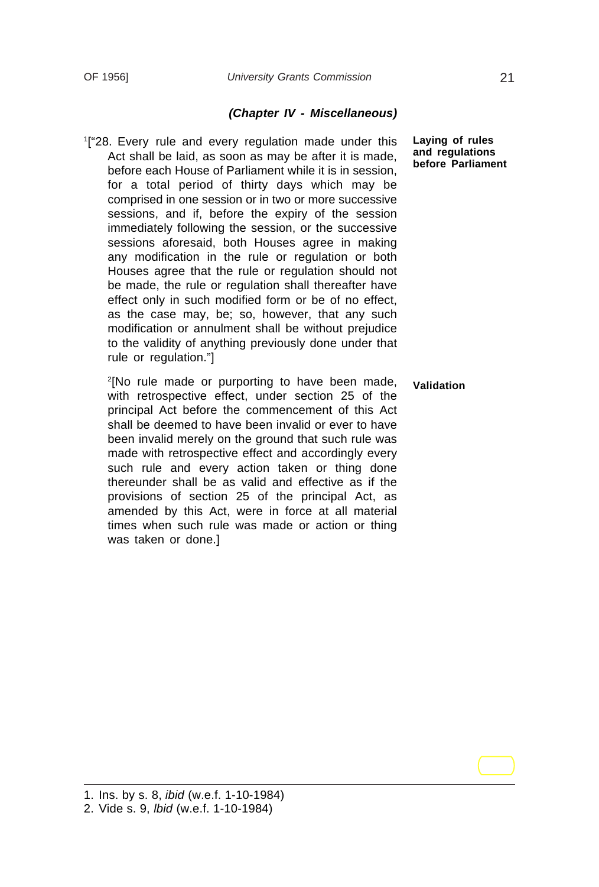*(Chapter IV - Miscellaneous)*

**Laying of rules and regulations before Parliament**

[1]["28. Every rule and every regulation made under this Act shall be laid, as soon as may be after it is made, before each House of Parliament while it is in session, for a total period of thirty days which may be comprised in one session or in two or more successive sessions, and if, before the expiry of the session immediately following the session, or the successive sessions aforesaid, both Houses agree in making any modification in the rule or regulation or both Houses agree that the rule or regulation should not be made, the rule or regulation shall thereafter have effect only in such modified form or be of no effect, as the case may, be; so, however, that any such modification or annulment shall be without prejudice to the validity of anything previously done under that rule or regulation."]

**Validation**

[2][No rule made or purporting to have been made, with retrospective effect, under section 25 of the principal Act before the commencement of this Act shall be deemed to have been invalid or ever to have been invalid merely on the ground that such rule was made with retrospective effect and accordingly every such rule and every action taken or thing done thereunder shall be as valid and effective as if the provisions of section 25 of the principal Act, as amended by this Act, were in force at all material times when such rule was made or action or thing was taken or done.]

---

1. Ins. by s. 8, *ibid* (w.e.f. 1-10-1984)
2. Vide s. 9, *Ibid* (w.e.f. 1-10-1984)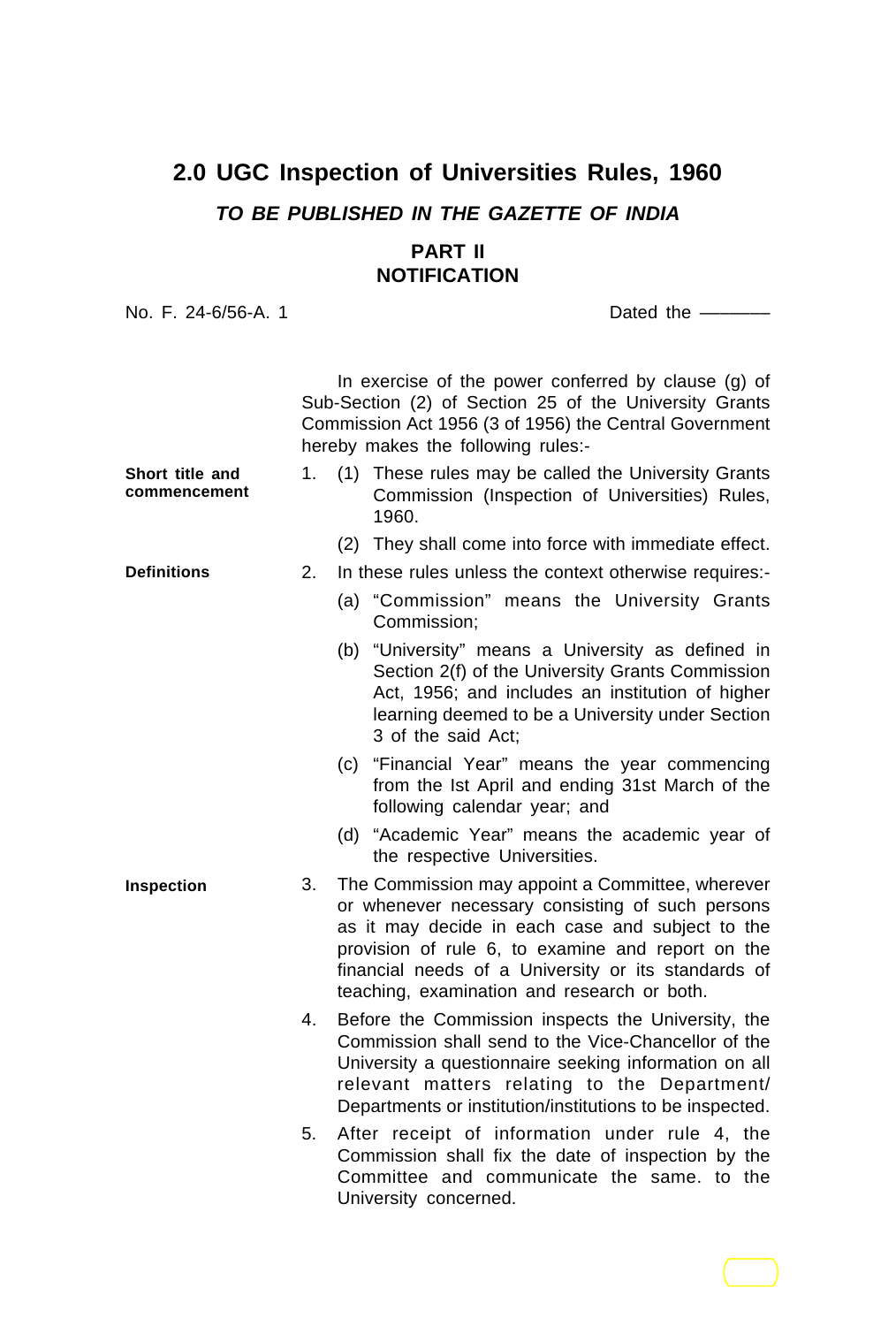# 2.0 UGC Inspection of Universities Rules, 1960

***TO BE PUBLISHED IN THE GAZETTE OF INDIA***

**PART II**
**NOTIFICATION**

No. F. 24-6/56-A. 1 Dated the ————

In exercise of the power conferred by clause (g) of Sub-Section (2) of Section 25 of the University Grants Commission Act 1956 (3 of 1956) the Central Government hereby makes the following rules:-

**Short title and commencement**

1. (1) These rules may be called the University Grants Commission (Inspection of Universities) Rules, 1960.

   (2) They shall come into force with immediate effect.

**Definitions**

2. In these rules unless the context otherwise requires:-

   (a) "Commission" means the University Grants Commission;

   (b) "University" means a University as defined in Section 2(f) of the University Grants Commission Act, 1956; and includes an institution of higher learning deemed to be a University under Section 3 of the said Act;

   (c) "Financial Year" means the year commencing from the Ist April and ending 31st March of the following calendar year; and

   (d) "Academic Year" means the academic year of the respective Universities.

**Inspection**

3. The Commission may appoint a Committee, wherever or whenever necessary consisting of such persons as it may decide in each case and subject to the provision of rule 6, to examine and report on the financial needs of a University or its standards of teaching, examination and research or both.

4. Before the Commission inspects the University, the Commission shall send to the Vice-Chancellor of the University a questionnaire seeking information on all relevant matters relating to the Department/ Departments or institution/institutions to be inspected.

5. After receipt of information under rule 4, the Commission shall fix the date of inspection by the Committee and communicate the same. to the University concerned.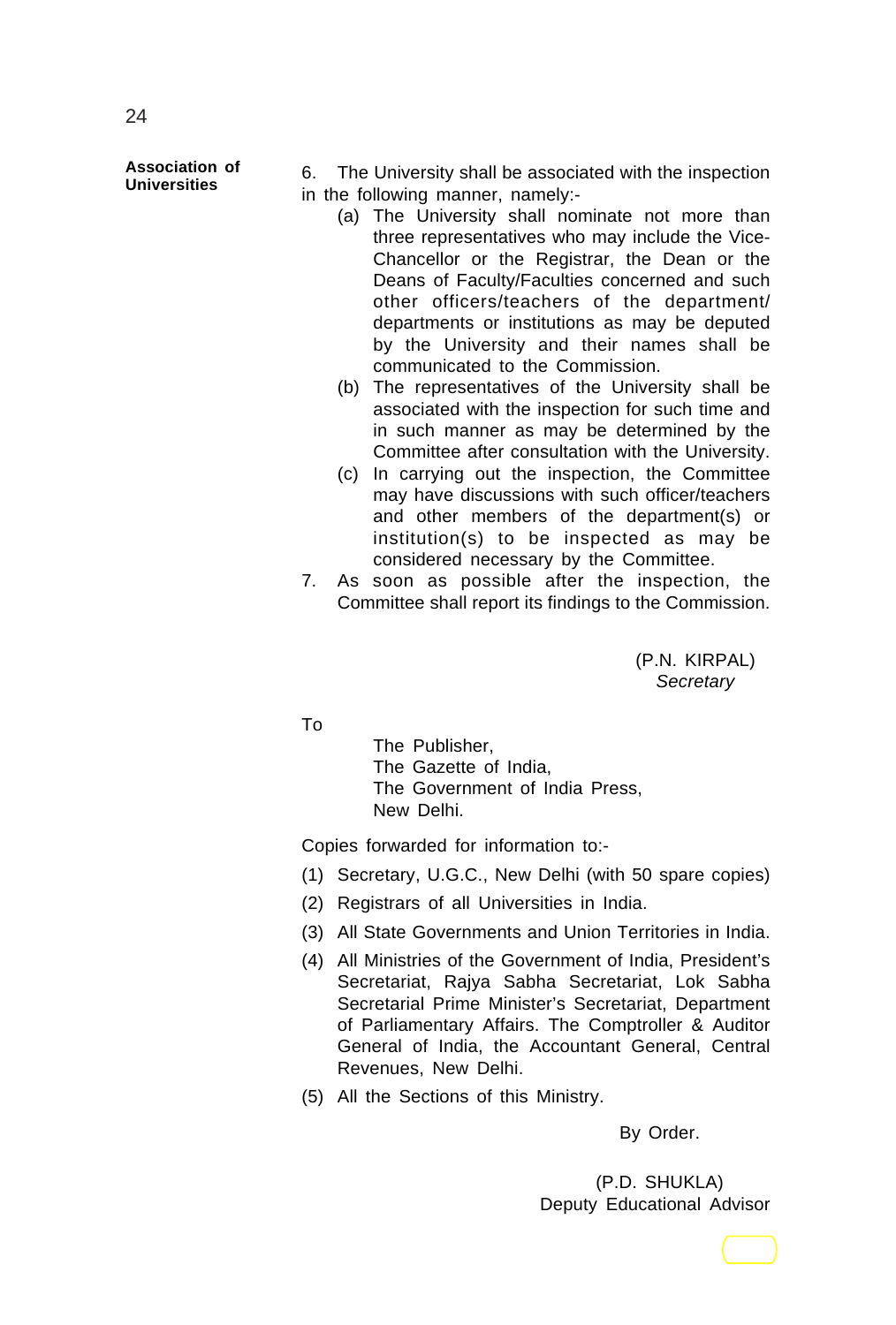**Association of Universities**

6. The University shall be associated with the inspection in the following manner, namely:-

   (a) The University shall nominate not more than three representatives who may include the Vice-Chancellor or the Registrar, the Dean or the Deans of Faculty/Faculties concerned and such other officers/teachers of the department/ departments or institutions as may be deputed by the University and their names shall be communicated to the Commission.

   (b) The representatives of the University shall be associated with the inspection for such time and in such manner as may be determined by the Committee after consultation with the University.

   (c) In carrying out the inspection, the Committee may have discussions with such officer/teachers and other members of the department(s) or institution(s) to be inspected as may be considered necessary by the Committee.

7. As soon as possible after the inspection, the Committee shall report its findings to the Commission.

(P.N. KIRPAL)
*Secretary*

To

The Publisher,
The Gazette of India,
The Government of India Press,
New Delhi.

Copies forwarded for information to:-

(1) Secretary, U.G.C., New Delhi (with 50 spare copies)

(2) Registrars of all Universities in India.

(3) All State Governments and Union Territories in India.

(4) All Ministries of the Government of India, President's Secretariat, Rajya Sabha Secretariat, Lok Sabha Secretarial Prime Minister's Secretariat, Department of Parliamentary Affairs. The Comptroller & Auditor General of India, the Accountant General, Central Revenues, New Delhi.

(5) All the Sections of this Ministry.

By Order.

(P.D. SHUKLA)
Deputy Educational Advisor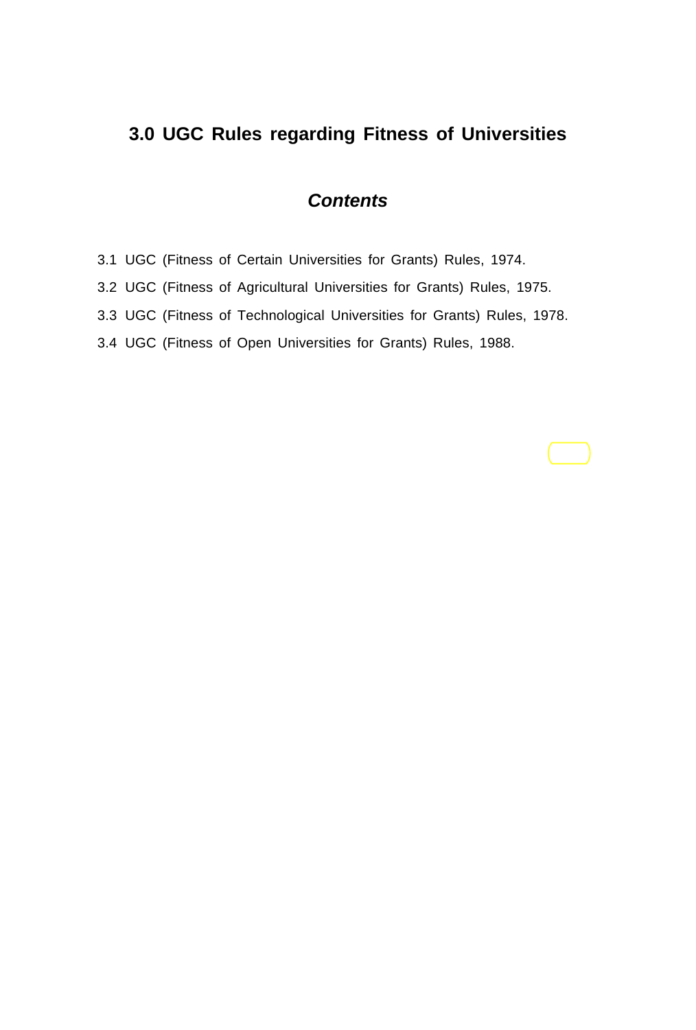# 3.0 UGC Rules regarding Fitness of Universities

## *Contents*

3.1 UGC (Fitness of Certain Universities for Grants) Rules, 1974.

3.2 UGC (Fitness of Agricultural Universities for Grants) Rules, 1975.

3.3 UGC (Fitness of Technological Universities for Grants) Rules, 1978.

3.4 UGC (Fitness of Open Universities for Grants) Rules, 1988.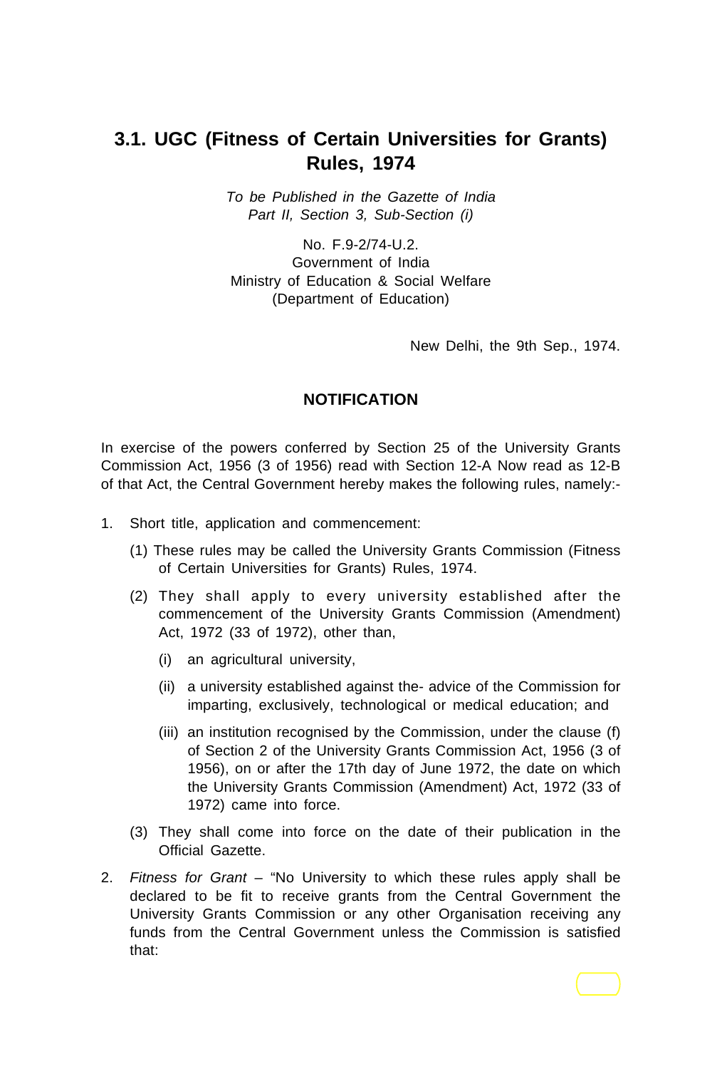# 3.1. UGC (Fitness of Certain Universities for Grants) Rules, 1974

*To be Published in the Gazette of India*
*Part II, Section 3, Sub-Section (i)*

No. F.9-2/74-U.2.
Government of India
Ministry of Education & Social Welfare
(Department of Education)

New Delhi, the 9th Sep., 1974.

## NOTIFICATION

In exercise of the powers conferred by Section 25 of the University Grants Commission Act, 1956 (3 of 1956) read with Section 12-A Now read as 12-B of that Act, the Central Government hereby makes the following rules, namely:-

1. Short title, application and commencement:

   (1) These rules may be called the University Grants Commission (Fitness of Certain Universities for Grants) Rules, 1974.

   (2) They shall apply to every university established after the commencement of the University Grants Commission (Amendment) Act, 1972 (33 of 1972), other than,

      (i) an agricultural university,

      (ii) a university established against the- advice of the Commission for imparting, exclusively, technological or medical education; and

      (iii) an institution recognised by the Commission, under the clause (f) of Section 2 of the University Grants Commission Act, 1956 (3 of 1956), on or after the 17th day of June 1972, the date on which the University Grants Commission (Amendment) Act, 1972 (33 of 1972) came into force.

   (3) They shall come into force on the date of their publication in the Official Gazette.

2. *Fitness for Grant* – "No University to which these rules apply shall be declared to be fit to receive grants from the Central Government the University Grants Commission or any other Organisation receiving any funds from the Central Government unless the Commission is satisfied that: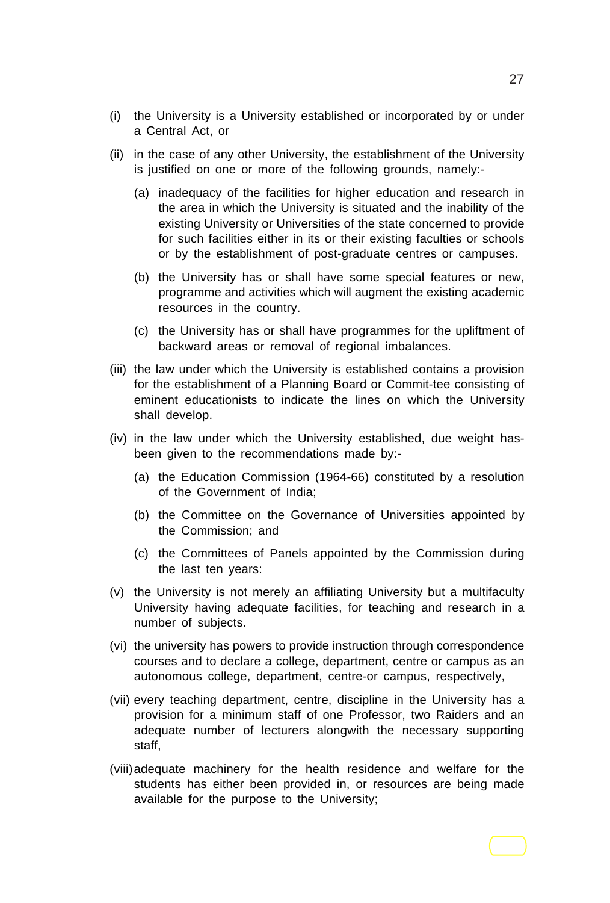(i) the University is a University established or incorporated by or under a Central Act, or

(ii) in the case of any other University, the establishment of the University is justified on one or more of the following grounds, namely:-

  (a) inadequacy of the facilities for higher education and research in the area in which the University is situated and the inability of the existing University or Universities of the state concerned to provide for such facilities either in its or their existing faculties or schools or by the establishment of post-graduate centres or campuses.

  (b) the University has or shall have some special features or new, programme and activities which will augment the existing academic resources in the country.

  (c) the University has or shall have programmes for the upliftment of backward areas or removal of regional imbalances.

(iii) the law under which the University is established contains a provision for the establishment of a Planning Board or Commit-tee consisting of eminent educationists to indicate the lines on which the University shall develop.

(iv) in the law under which the University established, due weight has-been given to the recommendations made by:-

  (a) the Education Commission (1964-66) constituted by a resolution of the Government of India;

  (b) the Committee on the Governance of Universities appointed by the Commission; and

  (c) the Committees of Panels appointed by the Commission during the last ten years:

(v) the University is not merely an affiliating University but a multifaculty University having adequate facilities, for teaching and research in a number of subjects.

(vi) the university has powers to provide instruction through correspondence courses and to declare a college, department, centre or campus as an autonomous college, department, centre-or campus, respectively,

(vii) every teaching department, centre, discipline in the University has a provision for a minimum staff of one Professor, two Raiders and an adequate number of lecturers alongwith the necessary supporting staff,

(viii) adequate machinery for the health residence and welfare for the students has either been provided in, or resources are being made available for the purpose to the University;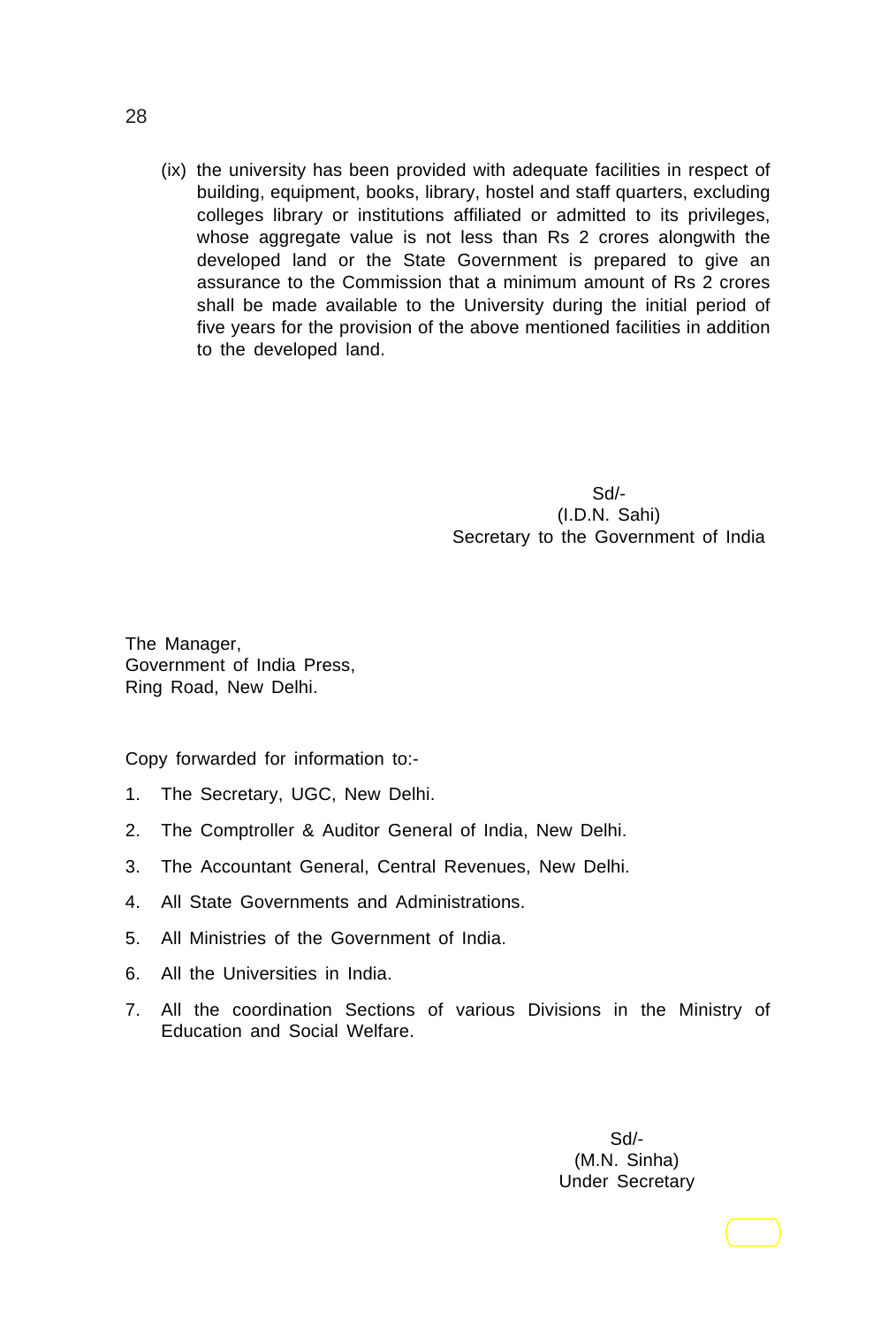(ix) the university has been provided with adequate facilities in respect of building, equipment, books, library, hostel and staff quarters, excluding colleges library or institutions affiliated or admitted to its privileges, whose aggregate value is not less than Rs 2 crores alongwith the developed land or the State Government is prepared to give an assurance to the Commission that a minimum amount of Rs 2 crores shall be made available to the University during the initial period of five years for the provision of the above mentioned facilities in addition to the developed land.

Sd/-
(I.D.N. Sahi)
Secretary to the Government of India

The Manager,
Government of India Press,
Ring Road, New Delhi.

Copy forwarded for information to:-

1. The Secretary, UGC, New Delhi.
2. The Comptroller & Auditor General of India, New Delhi.
3. The Accountant General, Central Revenues, New Delhi.
4. All State Governments and Administrations.
5. All Ministries of the Government of India.
6. All the Universities in India.
7. All the coordination Sections of various Divisions in the Ministry of Education and Social Welfare.

Sd/-
(M.N. Sinha)
Under Secretary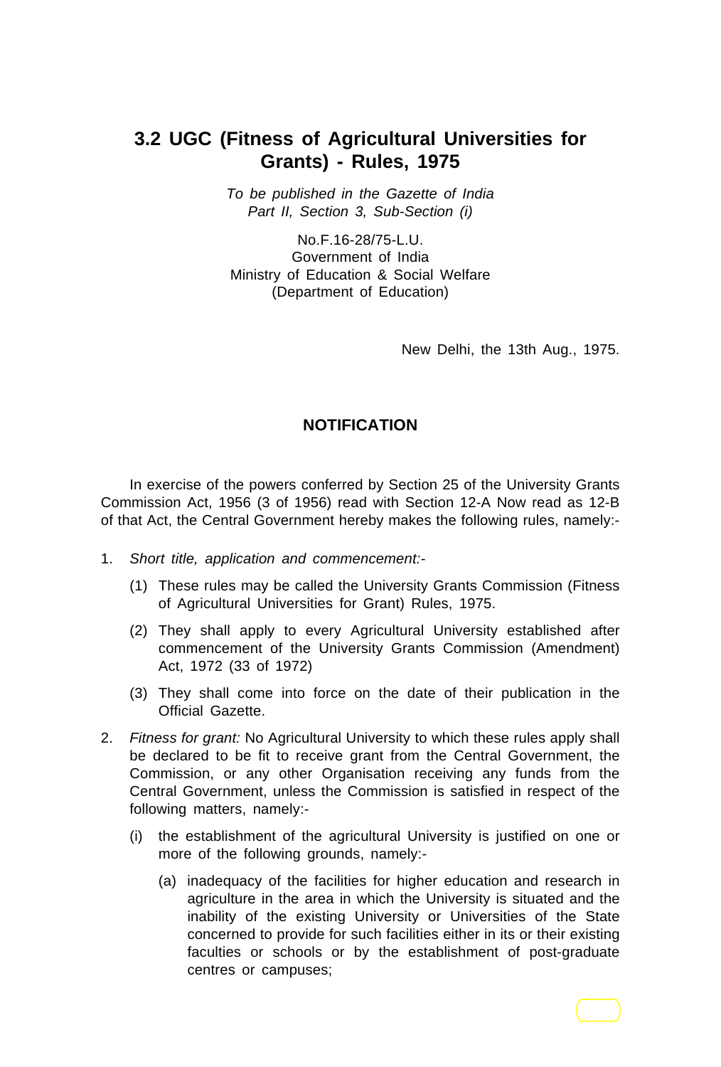# 3.2 UGC (Fitness of Agricultural Universities for Grants) - Rules, 1975

*To be published in the Gazette of India*
*Part II, Section 3, Sub-Section (i)*

No.F.16-28/75-L.U.
Government of India
Ministry of Education & Social Welfare
(Department of Education)

New Delhi, the 13th Aug., 1975.

## NOTIFICATION

In exercise of the powers conferred by Section 25 of the University Grants Commission Act, 1956 (3 of 1956) read with Section 12-A Now read as 12-B of that Act, the Central Government hereby makes the following rules, namely:-

1. *Short title, application and commencement:-*

   (1) These rules may be called the University Grants Commission (Fitness of Agricultural Universities for Grant) Rules, 1975.

   (2) They shall apply to every Agricultural University established after commencement of the University Grants Commission (Amendment) Act, 1972 (33 of 1972)

   (3) They shall come into force on the date of their publication in the Official Gazette.

2. *Fitness for grant:* No Agricultural University to which these rules apply shall be declared to be fit to receive grant from the Central Government, the Commission, or any other Organisation receiving any funds from the Central Government, unless the Commission is satisfied in respect of the following matters, namely:-

   (i) the establishment of the agricultural University is justified on one or more of the following grounds, namely:-

      (a) inadequacy of the facilities for higher education and research in agriculture in the area in which the University is situated and the inability of the existing University or Universities of the State concerned to provide for such facilities either in its or their existing faculties or schools or by the establishment of post-graduate centres or campuses;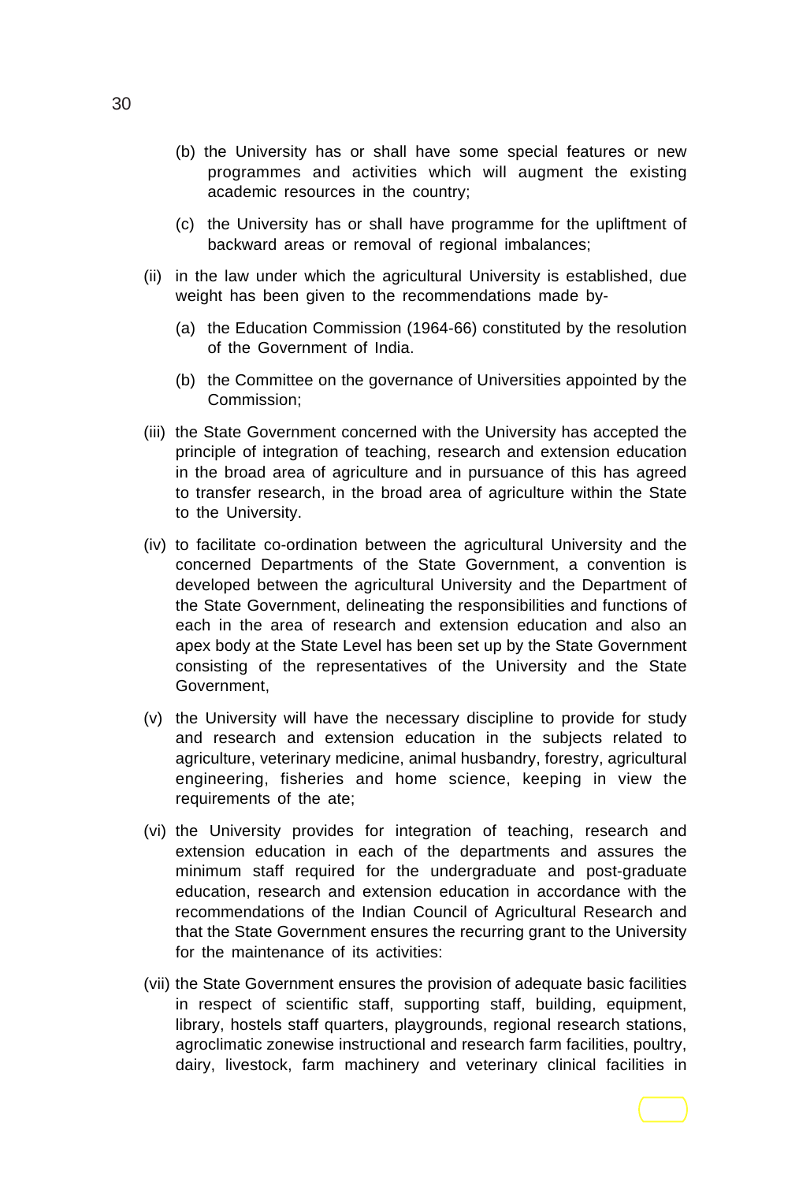(b) the University has or shall have some special features or new programmes and activities which will augment the existing academic resources in the country;

(c) the University has or shall have programme for the upliftment of backward areas or removal of regional imbalances;

(ii) in the law under which the agricultural University is established, due weight has been given to the recommendations made by-

(a) the Education Commission (1964-66) constituted by the resolution of the Government of India.

(b) the Committee on the governance of Universities appointed by the Commission;

(iii) the State Government concerned with the University has accepted the principle of integration of teaching, research and extension education in the broad area of agriculture and in pursuance of this has agreed to transfer research, in the broad area of agriculture within the State to the University.

(iv) to facilitate co-ordination between the agricultural University and the concerned Departments of the State Government, a convention is developed between the agricultural University and the Department of the State Government, delineating the responsibilities and functions of each in the area of research and extension education and also an apex body at the State Level has been set up by the State Government consisting of the representatives of the University and the State Government,

(v) the University will have the necessary discipline to provide for study and research and extension education in the subjects related to agriculture, veterinary medicine, animal husbandry, forestry, agricultural engineering, fisheries and home science, keeping in view the requirements of the ate;

(vi) the University provides for integration of teaching, research and extension education in each of the departments and assures the minimum staff required for the undergraduate and post-graduate education, research and extension education in accordance with the recommendations of the Indian Council of Agricultural Research and that the State Government ensures the recurring grant to the University for the maintenance of its activities:

(vii) the State Government ensures the provision of adequate basic facilities in respect of scientific staff, supporting staff, building, equipment, library, hostels staff quarters, playgrounds, regional research stations, agroclimatic zonewise instructional and research farm facilities, poultry, dairy, livestock, farm machinery and veterinary clinical facilities in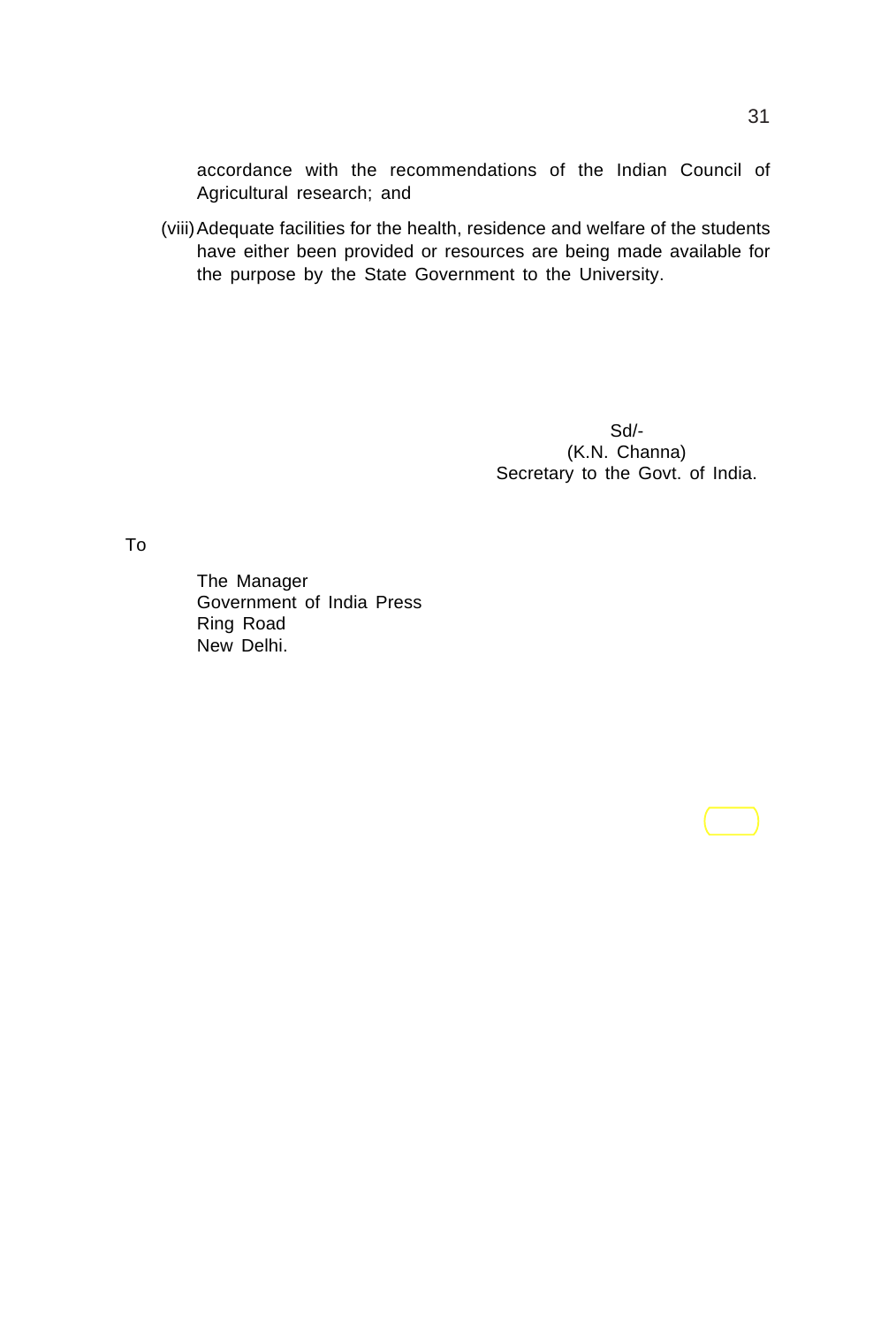accordance with the recommendations of the Indian Council of Agricultural research; and

(viii) Adequate facilities for the health, residence and welfare of the students have either been provided or resources are being made available for the purpose by the State Government to the University.

Sd/-
(K.N. Channa)
Secretary to the Govt. of India.

To

The Manager
Government of India Press
Ring Road
New Delhi.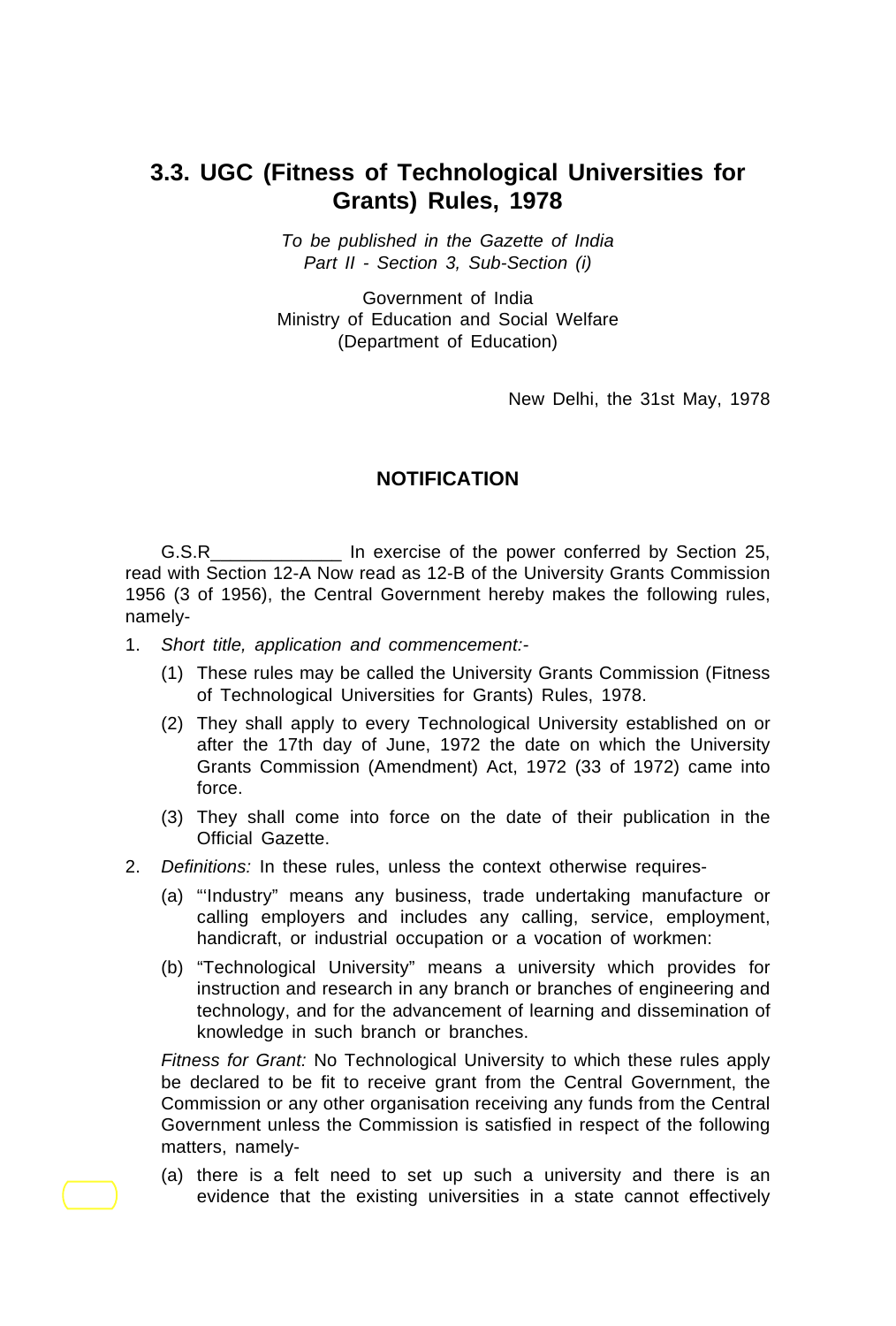# 3.3. UGC (Fitness of Technological Universities for Grants) Rules, 1978

*To be published in the Gazette of India*
*Part II - Section 3, Sub-Section (i)*

Government of India
Ministry of Education and Social Welfare
(Department of Education)

New Delhi, the 31st May, 1978

**NOTIFICATION**

G.S.R_____________ In exercise of the power conferred by Section 25, read with Section 12-A Now read as 12-B of the University Grants Commission 1956 (3 of 1956), the Central Government hereby makes the following rules, namely-

1. *Short title, application and commencement:-*
   (1) These rules may be called the University Grants Commission (Fitness of Technological Universities for Grants) Rules, 1978.
   (2) They shall apply to every Technological University established on or after the 17th day of June, 1972 the date on which the University Grants Commission (Amendment) Act, 1972 (33 of 1972) came into force.
   (3) They shall come into force on the date of their publication in the Official Gazette.
2. *Definitions:* In these rules, unless the context otherwise requires-
   (a) "'Industry" means any business, trade undertaking manufacture or calling employers and includes any calling, service, employment, handicraft, or industrial occupation or a vocation of workmen:
   (b) "Technological University" means a university which provides for instruction and research in any branch or branches of engineering and technology, and for the advancement of learning and dissemination of knowledge in such branch or branches.

   *Fitness for Grant:* No Technological University to which these rules apply be declared to be fit to receive grant from the Central Government, the Commission or any other organisation receiving any funds from the Central Government unless the Commission is satisfied in respect of the following matters, namely-

   (a) there is a felt need to set up such a university and there is an evidence that the existing universities in a state cannot effectively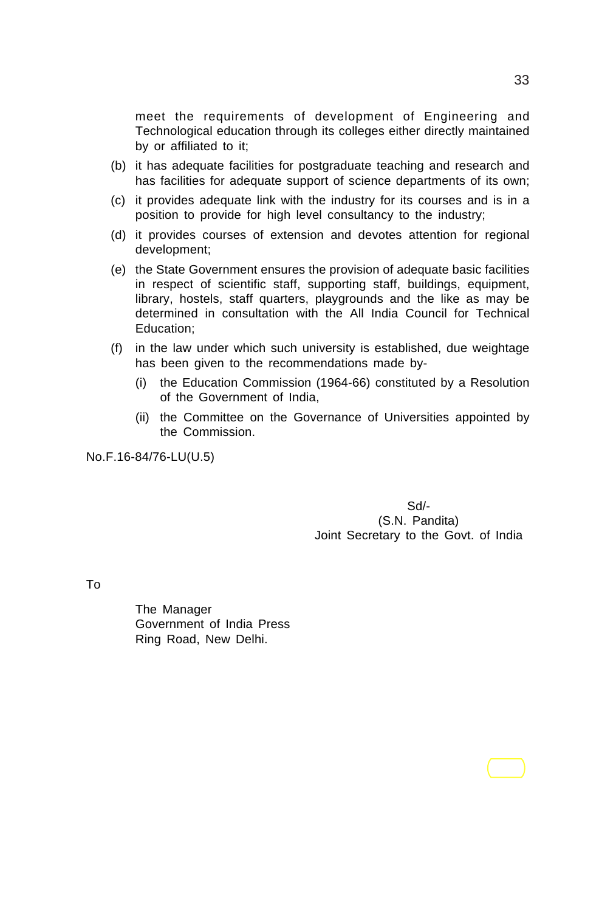meet the requirements of development of Engineering and Technological education through its colleges either directly maintained by or affiliated to it;

(b) it has adequate facilities for postgraduate teaching and research and has facilities for adequate support of science departments of its own;

(c) it provides adequate link with the industry for its courses and is in a position to provide for high level consultancy to the industry;

(d) it provides courses of extension and devotes attention for regional development;

(e) the State Government ensures the provision of adequate basic facilities in respect of scientific staff, supporting staff, buildings, equipment, library, hostels, staff quarters, playgrounds and the like as may be determined in consultation with the All India Council for Technical Education;

(f) in the law under which such university is established, due weightage has been given to the recommendations made by-

   (i) the Education Commission (1964-66) constituted by a Resolution of the Government of India,

   (ii) the Committee on the Governance of Universities appointed by the Commission.

No.F.16-84/76-LU(U.5)

Sd/-
(S.N. Pandita)
Joint Secretary to the Govt. of India

To

The Manager
Government of India Press
Ring Road, New Delhi.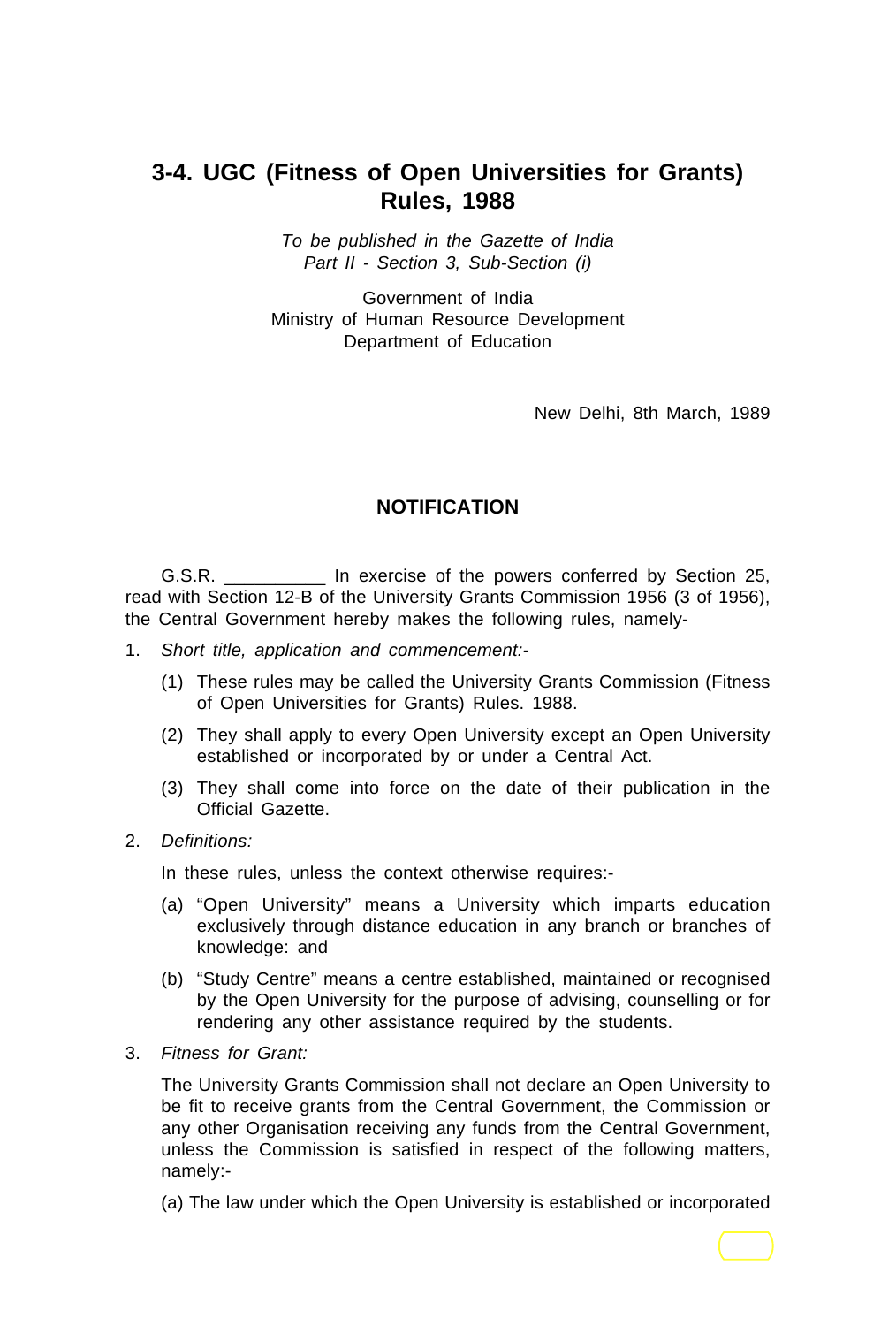# 3-4. UGC (Fitness of Open Universities for Grants) Rules, 1988

*To be published in the Gazette of India*
*Part II - Section 3, Sub-Section (i)*

Government of India
Ministry of Human Resource Development
Department of Education

New Delhi, 8th March, 1989

**NOTIFICATION**

G.S.R. __________ In exercise of the powers conferred by Section 25, read with Section 12-B of the University Grants Commission 1956 (3 of 1956), the Central Government hereby makes the following rules, namely-

1. *Short title, application and commencement:-*

   (1) These rules may be called the University Grants Commission (Fitness of Open Universities for Grants) Rules. 1988.

   (2) They shall apply to every Open University except an Open University established or incorporated by or under a Central Act.

   (3) They shall come into force on the date of their publication in the Official Gazette.

2. *Definitions:*

   In these rules, unless the context otherwise requires:-

   (a) "Open University" means a University which imparts education exclusively through distance education in any branch or branches of knowledge: and

   (b) "Study Centre" means a centre established, maintained or recognised by the Open University for the purpose of advising, counselling or for rendering any other assistance required by the students.

3. *Fitness for Grant:*

   The University Grants Commission shall not declare an Open University to be fit to receive grants from the Central Government, the Commission or any other Organisation receiving any funds from the Central Government, unless the Commission is satisfied in respect of the following matters, namely:-

   (a) The law under which the Open University is established or incorporated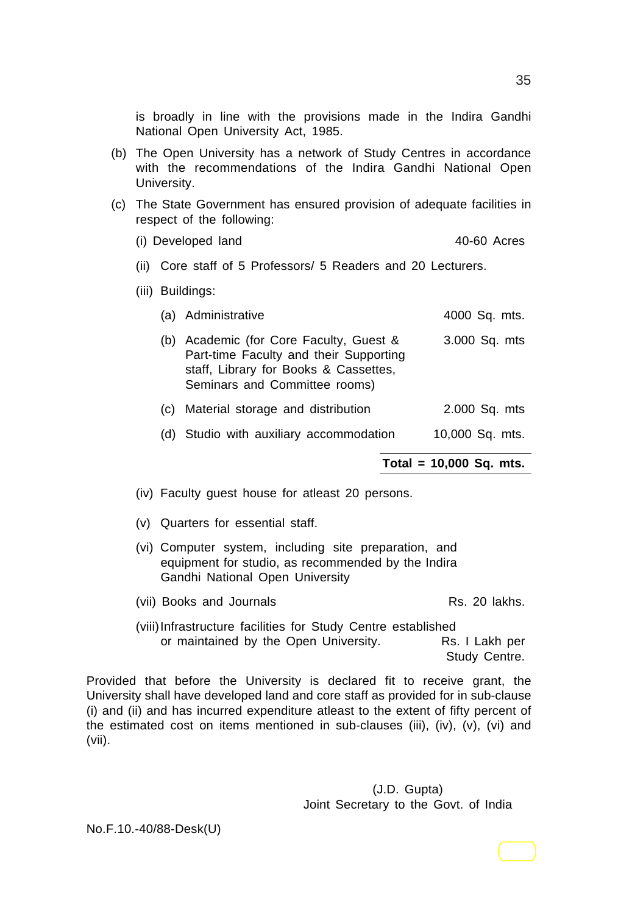is broadly in line with the provisions made in the Indira Gandhi National Open University Act, 1985.

(b) The Open University has a network of Study Centres in accordance with the recommendations of the Indira Gandhi National Open University.

(c) The State Government has ensured provision of adequate facilities in respect of the following:

(i) Developed land — 40-60 Acres

(ii) Core staff of 5 Professors/ 5 Readers and 20 Lecturers.

(iii) Buildings:

| | | |
|---|---|---|
| (a) | Administrative | 4000 Sq. mts. |
| (b) | Academic (for Core Faculty, Guest & Part-time Faculty and their Supporting staff, Library for Books & Cassettes, Seminars and Committee rooms) | 3.000 Sq. mts |
| (c) | Material storage and distribution | 2.000 Sq. mts |
| (d) | Studio with auxiliary accommodation | 10,000 Sq. mts. |
| | | **Total = 10,000 Sq. mts.** |

(iv) Faculty guest house for atleast 20 persons.

(v) Quarters for essential staff.

(vi) Computer system, including site preparation, and equipment for studio, as recommended by the Indira Gandhi National Open University

(vii) Books and Journals — Rs. 20 lakhs.

(viii) Infrastructure facilities for Study Centre established or maintained by the Open University. — Rs. I Lakh per Study Centre.

Provided that before the University is declared fit to receive grant, the University shall have developed land and core staff as provided for in sub-clause (i) and (ii) and has incurred expenditure atleast to the extent of fifty percent of the estimated cost on items mentioned in sub-clauses (iii), (iv), (v), (vi) and (vii).

(J.D. Gupta)
Joint Secretary to the Govt. of India

No.F.10.-40/88-Desk(U)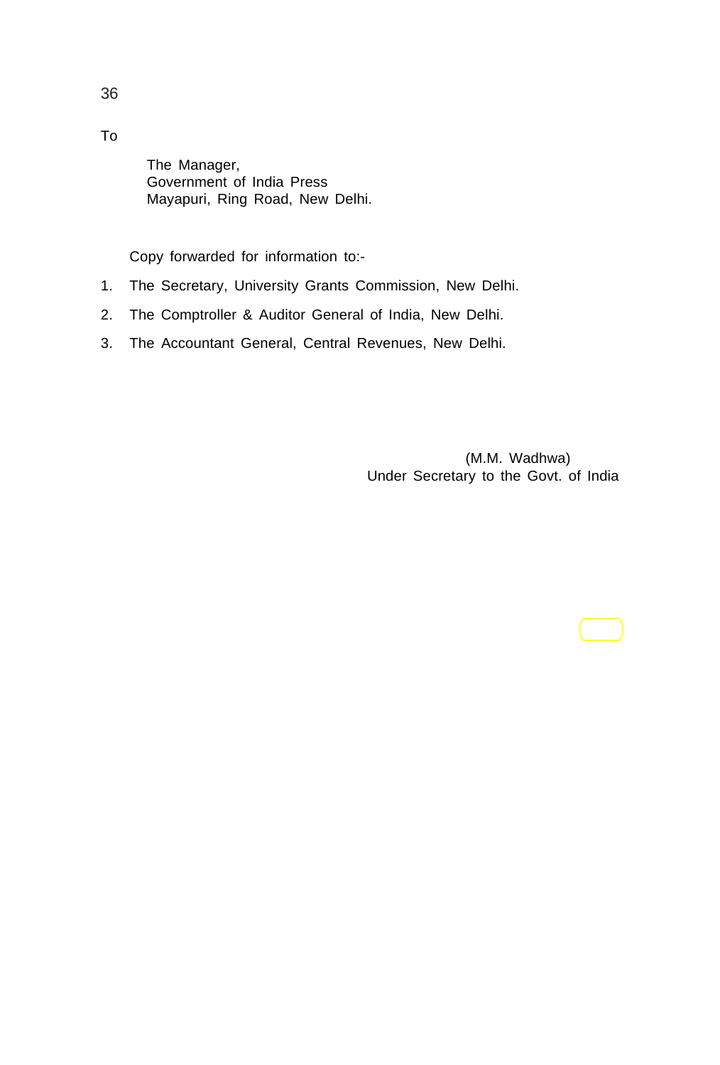To

The Manager,
Government of India Press
Mayapuri, Ring Road, New Delhi.

Copy forwarded for information to:-

1. The Secretary, University Grants Commission, New Delhi.
2. The Comptroller & Auditor General of India, New Delhi.
3. The Accountant General, Central Revenues, New Delhi.

(M.M. Wadhwa)
Under Secretary to the Govt. of India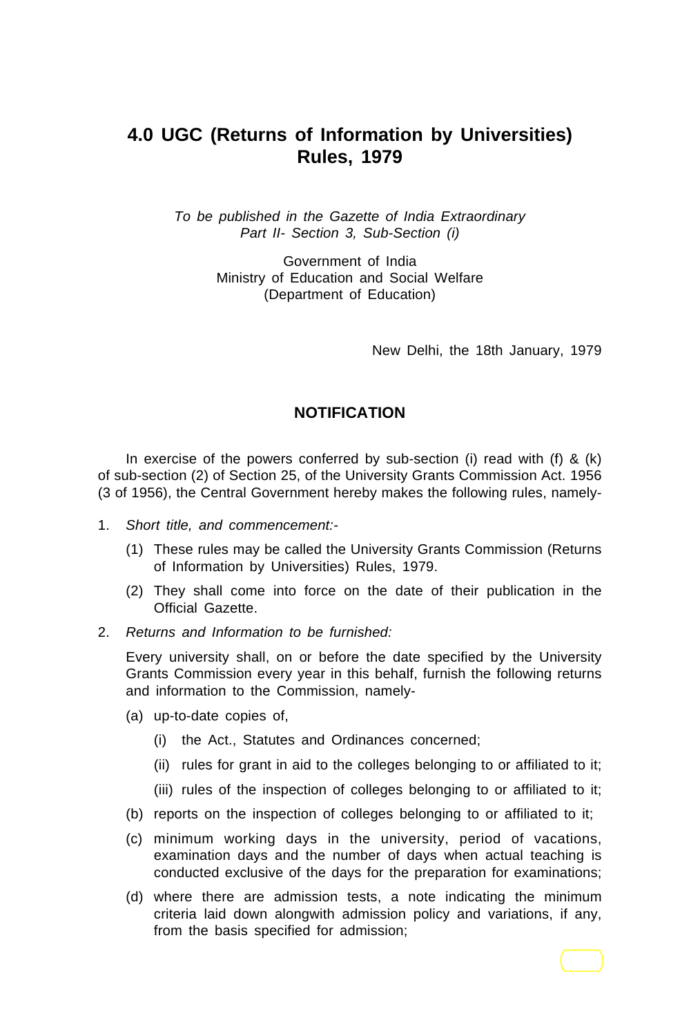# 4.0 UGC (Returns of Information by Universities) Rules, 1979

*To be published in the Gazette of India Extraordinary Part II- Section 3, Sub-Section (i)*

Government of India
Ministry of Education and Social Welfare
(Department of Education)

New Delhi, the 18th January, 1979

## NOTIFICATION

In exercise of the powers conferred by sub-section (i) read with (f) & (k) of sub-section (2) of Section 25, of the University Grants Commission Act. 1956 (3 of 1956), the Central Government hereby makes the following rules, namely-

1. *Short title, and commencement:-*

   (1) These rules may be called the University Grants Commission (Returns of Information by Universities) Rules, 1979.

   (2) They shall come into force on the date of their publication in the Official Gazette.

2. *Returns and Information to be furnished:*

   Every university shall, on or before the date specified by the University Grants Commission every year in this behalf, furnish the following returns and information to the Commission, namely-

   (a) up-to-date copies of,

      (i) the Act., Statutes and Ordinances concerned;

      (ii) rules for grant in aid to the colleges belonging to or affiliated to it;

      (iii) rules of the inspection of colleges belonging to or affiliated to it;

   (b) reports on the inspection of colleges belonging to or affiliated to it;

   (c) minimum working days in the university, period of vacations, examination days and the number of days when actual teaching is conducted exclusive of the days for the preparation for examinations;

   (d) where there are admission tests, a note indicating the minimum criteria laid down alongwith admission policy and variations, if any, from the basis specified for admission;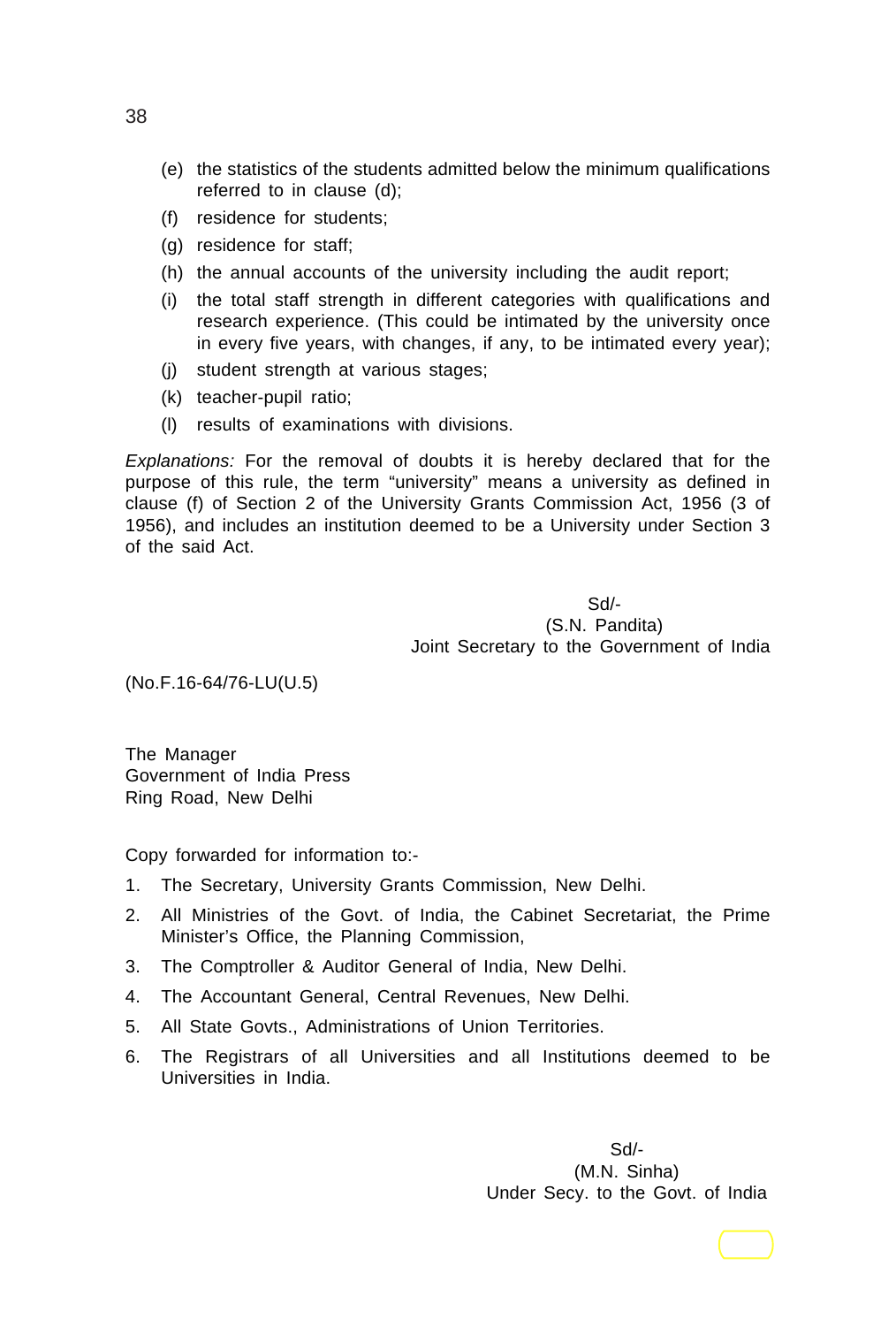(e) the statistics of the students admitted below the minimum qualifications referred to in clause (d);

(f) residence for students;

(g) residence for staff;

(h) the annual accounts of the university including the audit report;

(i) the total staff strength in different categories with qualifications and research experience. (This could be intimated by the university once in every five years, with changes, if any, to be intimated every year);

(j) student strength at various stages;

(k) teacher-pupil ratio;

(l) results of examinations with divisions.

*Explanations:* For the removal of doubts it is hereby declared that for the purpose of this rule, the term "university" means a university as defined in clause (f) of Section 2 of the University Grants Commission Act, 1956 (3 of 1956), and includes an institution deemed to be a University under Section 3 of the said Act.

Sd/-
(S.N. Pandita)
Joint Secretary to the Government of India

(No.F.16-64/76-LU(U.5)

The Manager
Government of India Press
Ring Road, New Delhi

Copy forwarded for information to:-

1. The Secretary, University Grants Commission, New Delhi.
2. All Ministries of the Govt. of India, the Cabinet Secretariat, the Prime Minister's Office, the Planning Commission,
3. The Comptroller & Auditor General of India, New Delhi.
4. The Accountant General, Central Revenues, New Delhi.
5. All State Govts., Administrations of Union Territories.
6. The Registrars of all Universities and all Institutions deemed to be Universities in India.

Sd/-
(M.N. Sinha)
Under Secy. to the Govt. of India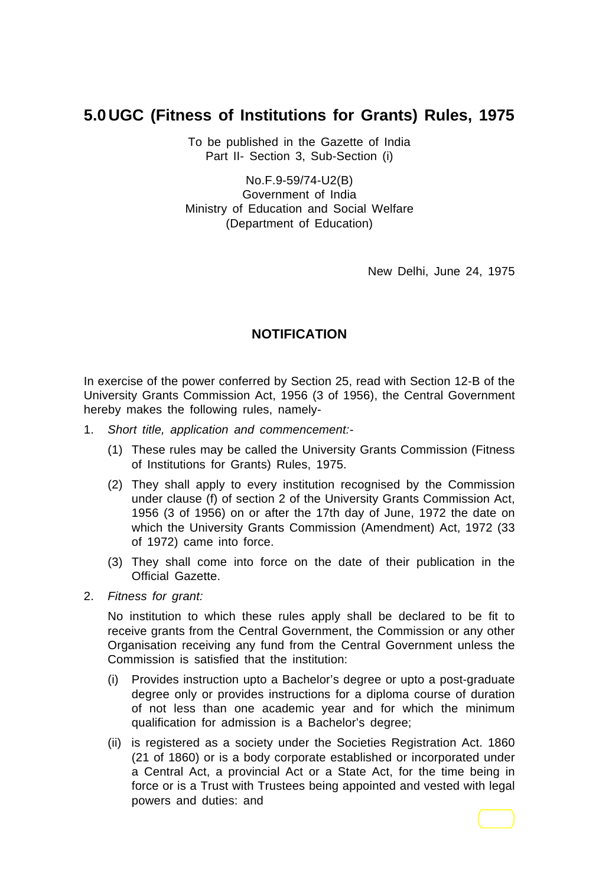# 5.0 UGC (Fitness of Institutions for Grants) Rules, 1975

To be published in the Gazette of India
Part II- Section 3, Sub-Section (i)

No.F.9-59/74-U2(B)
Government of India
Ministry of Education and Social Welfare
(Department of Education)

New Delhi, June 24, 1975

## NOTIFICATION

In exercise of the power conferred by Section 25, read with Section 12-B of the University Grants Commission Act, 1956 (3 of 1956), the Central Government hereby makes the following rules, namely-

1. *Short title, application and commencement:-*

   (1) These rules may be called the University Grants Commission (Fitness of Institutions for Grants) Rules, 1975.

   (2) They shall apply to every institution recognised by the Commission under clause (f) of section 2 of the University Grants Commission Act, 1956 (3 of 1956) on or after the 17th day of June, 1972 the date on which the University Grants Commission (Amendment) Act, 1972 (33 of 1972) came into force.

   (3) They shall come into force on the date of their publication in the Official Gazette.

2. *Fitness for grant:*

   No institution to which these rules apply shall be declared to be fit to receive grants from the Central Government, the Commission or any other Organisation receiving any fund from the Central Government unless the Commission is satisfied that the institution:

   (i) Provides instruction upto a Bachelor's degree or upto a post-graduate degree only or provides instructions for a diploma course of duration of not less than one academic year and for which the minimum qualification for admission is a Bachelor's degree;

   (ii) is registered as a society under the Societies Registration Act. 1860 (21 of 1860) or is a body corporate established or incorporated under a Central Act, a provincial Act or a State Act, for the time being in force or is a Trust with Trustees being appointed and vested with legal powers and duties: and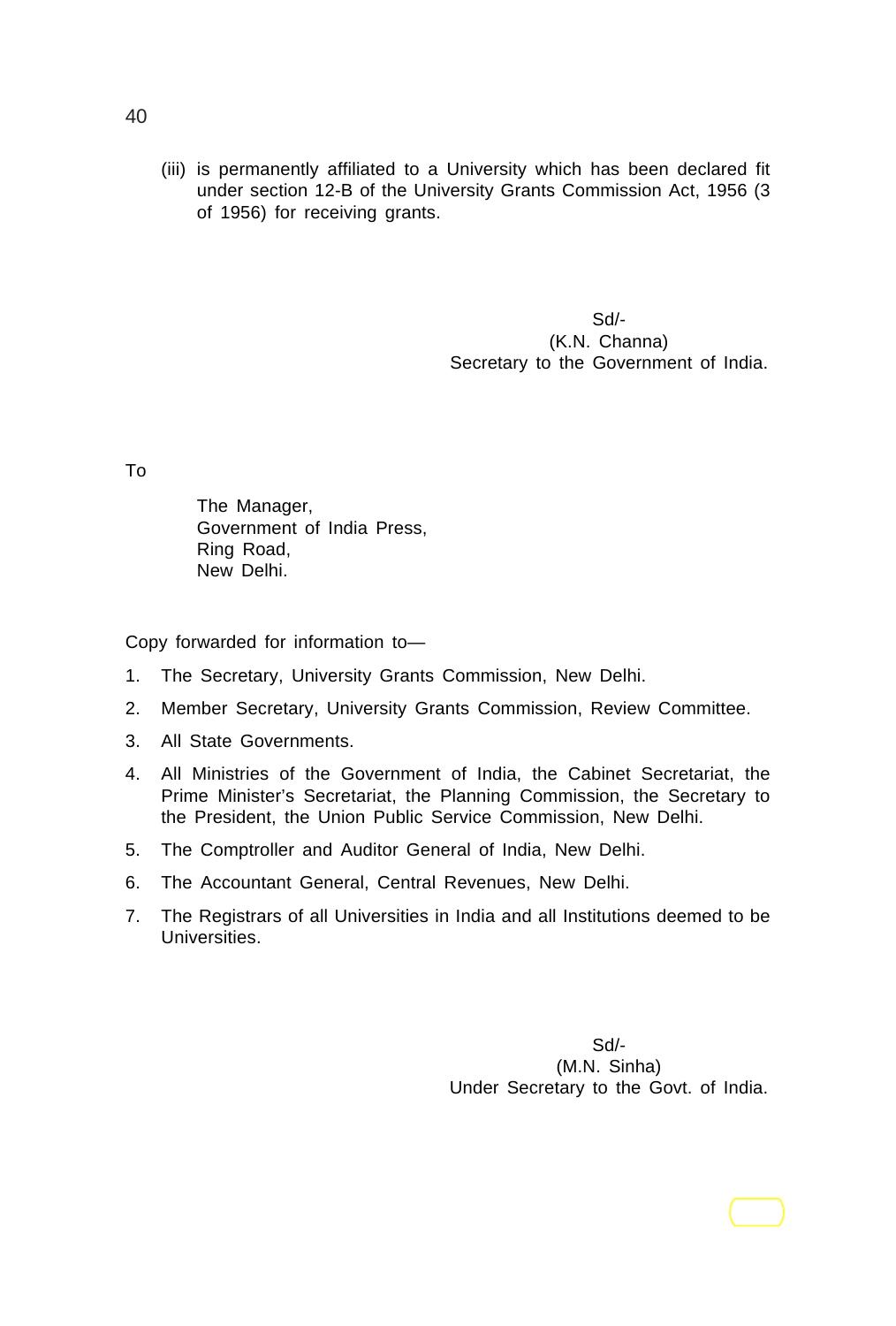(iii) is permanently affiliated to a University which has been declared fit under section 12-B of the University Grants Commission Act, 1956 (3 of 1956) for receiving grants.

Sd/-
(K.N. Channa)
Secretary to the Government of India.

To

The Manager,
Government of India Press,
Ring Road,
New Delhi.

Copy forwarded for information to—

1. The Secretary, University Grants Commission, New Delhi.
2. Member Secretary, University Grants Commission, Review Committee.
3. All State Governments.
4. All Ministries of the Government of India, the Cabinet Secretariat, the Prime Minister's Secretariat, the Planning Commission, the Secretary to the President, the Union Public Service Commission, New Delhi.
5. The Comptroller and Auditor General of India, New Delhi.
6. The Accountant General, Central Revenues, New Delhi.
7. The Registrars of all Universities in India and all Institutions deemed to be Universities.

Sd/-
(M.N. Sinha)
Under Secretary to the Govt. of India.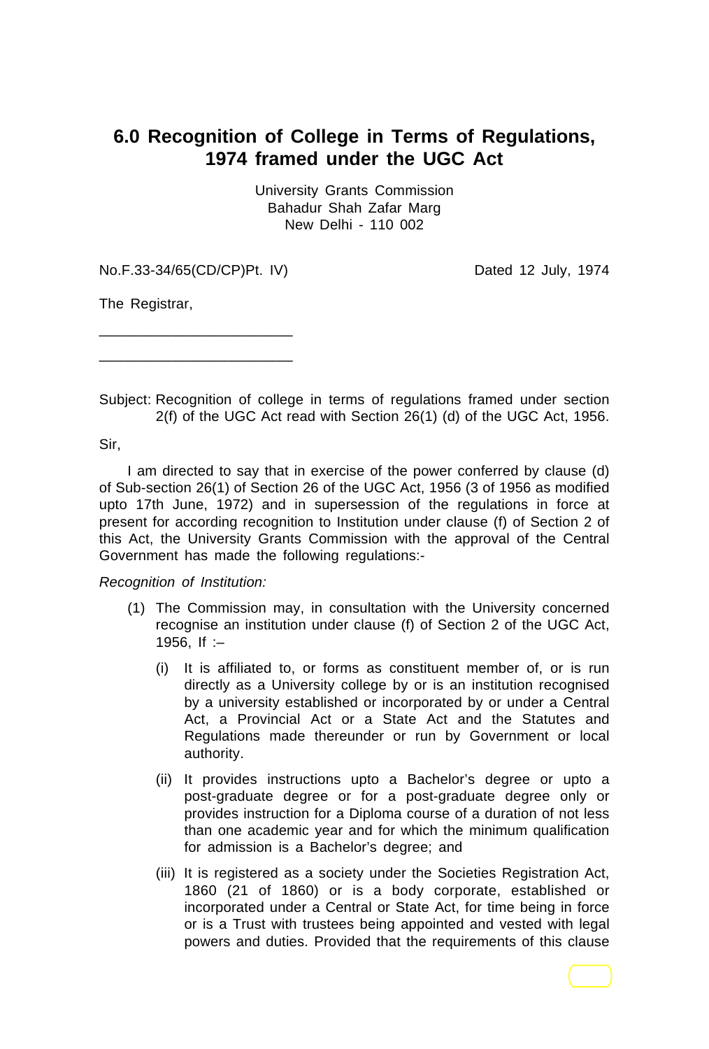# 6.0 Recognition of College in Terms of Regulations, 1974 framed under the UGC Act

University Grants Commission
Bahadur Shah Zafar Marg
New Delhi - 110 002

No.F.33-34/65(CD/CP)Pt. IV) Dated 12 July, 1974

The Registrar,

\_\_\_\_\_\_\_\_\_\_\_\_\_\_\_\_\_\_\_\_\_\_\_\_

\_\_\_\_\_\_\_\_\_\_\_\_\_\_\_\_\_\_\_\_\_\_\_\_

Subject: Recognition of college in terms of regulations framed under section 2(f) of the UGC Act read with Section 26(1) (d) of the UGC Act, 1956.

Sir,

I am directed to say that in exercise of the power conferred by clause (d) of Sub-section 26(1) of Section 26 of the UGC Act, 1956 (3 of 1956 as modified upto 17th June, 1972) and in supersession of the regulations in force at present for according recognition to Institution under clause (f) of Section 2 of this Act, the University Grants Commission with the approval of the Central Government has made the following regulations:-

*Recognition of Institution:*

(1) The Commission may, in consultation with the University concerned recognise an institution under clause (f) of Section 2 of the UGC Act, 1956, If :–

  (i) It is affiliated to, or forms as constituent member of, or is run directly as a University college by or is an institution recognised by a university established or incorporated by or under a Central Act, a Provincial Act or a State Act and the Statutes and Regulations made thereunder or run by Government or local authority.

  (ii) It provides instructions upto a Bachelor's degree or upto a post-graduate degree or for a post-graduate degree only or provides instruction for a Diploma course of a duration of not less than one academic year and for which the minimum qualification for admission is a Bachelor's degree; and

  (iii) It is registered as a society under the Societies Registration Act, 1860 (21 of 1860) or is a body corporate, established or incorporated under a Central or State Act, for time being in force or is a Trust with trustees being appointed and vested with legal powers and duties. Provided that the requirements of this clause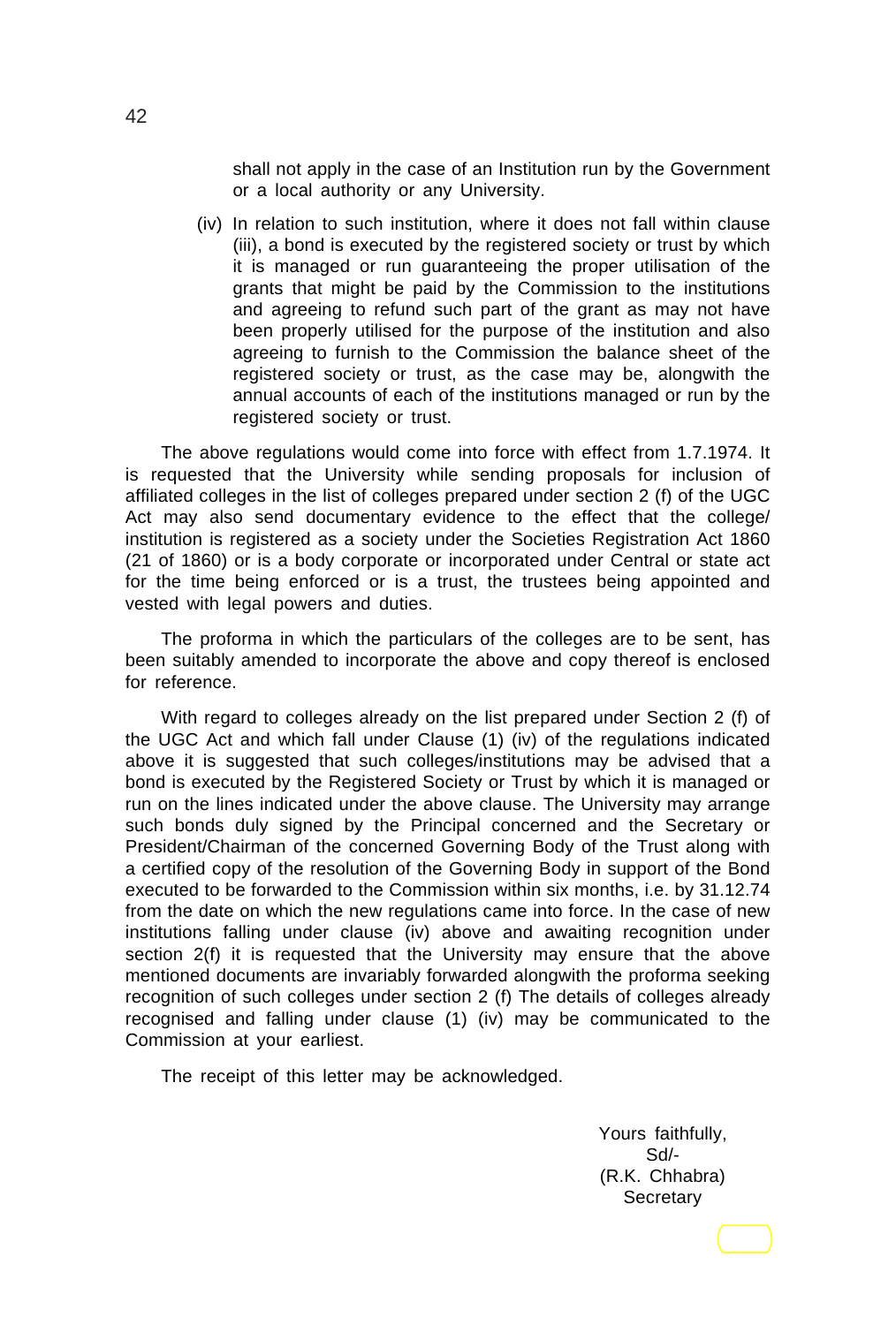shall not apply in the case of an Institution run by the Government or a local authority or any University.

(iv) In relation to such institution, where it does not fall within clause (iii), a bond is executed by the registered society or trust by which it is managed or run guaranteeing the proper utilisation of the grants that might be paid by the Commission to the institutions and agreeing to refund such part of the grant as may not have been properly utilised for the purpose of the institution and also agreeing to furnish to the Commission the balance sheet of the registered society or trust, as the case may be, alongwith the annual accounts of each of the institutions managed or run by the registered society or trust.

The above regulations would come into force with effect from 1.7.1974. It is requested that the University while sending proposals for inclusion of affiliated colleges in the list of colleges prepared under section 2 (f) of the UGC Act may also send documentary evidence to the effect that the college/ institution is registered as a society under the Societies Registration Act 1860 (21 of 1860) or is a body corporate or incorporated under Central or state act for the time being enforced or is a trust, the trustees being appointed and vested with legal powers and duties.

The proforma in which the particulars of the colleges are to be sent, has been suitably amended to incorporate the above and copy thereof is enclosed for reference.

With regard to colleges already on the list prepared under Section 2 (f) of the UGC Act and which fall under Clause (1) (iv) of the regulations indicated above it is suggested that such colleges/institutions may be advised that a bond is executed by the Registered Society or Trust by which it is managed or run on the lines indicated under the above clause. The University may arrange such bonds duly signed by the Principal concerned and the Secretary or President/Chairman of the concerned Governing Body of the Trust along with a certified copy of the resolution of the Governing Body in support of the Bond executed to be forwarded to the Commission within six months, i.e. by 31.12.74 from the date on which the new regulations came into force. In the case of new institutions falling under clause (iv) above and awaiting recognition under section 2(f) it is requested that the University may ensure that the above mentioned documents are invariably forwarded alongwith the proforma seeking recognition of such colleges under section 2 (f) The details of colleges already recognised and falling under clause (1) (iv) may be communicated to the Commission at your earliest.

The receipt of this letter may be acknowledged.

Yours faithfully,
Sd/-
(R.K. Chhabra)
Secretary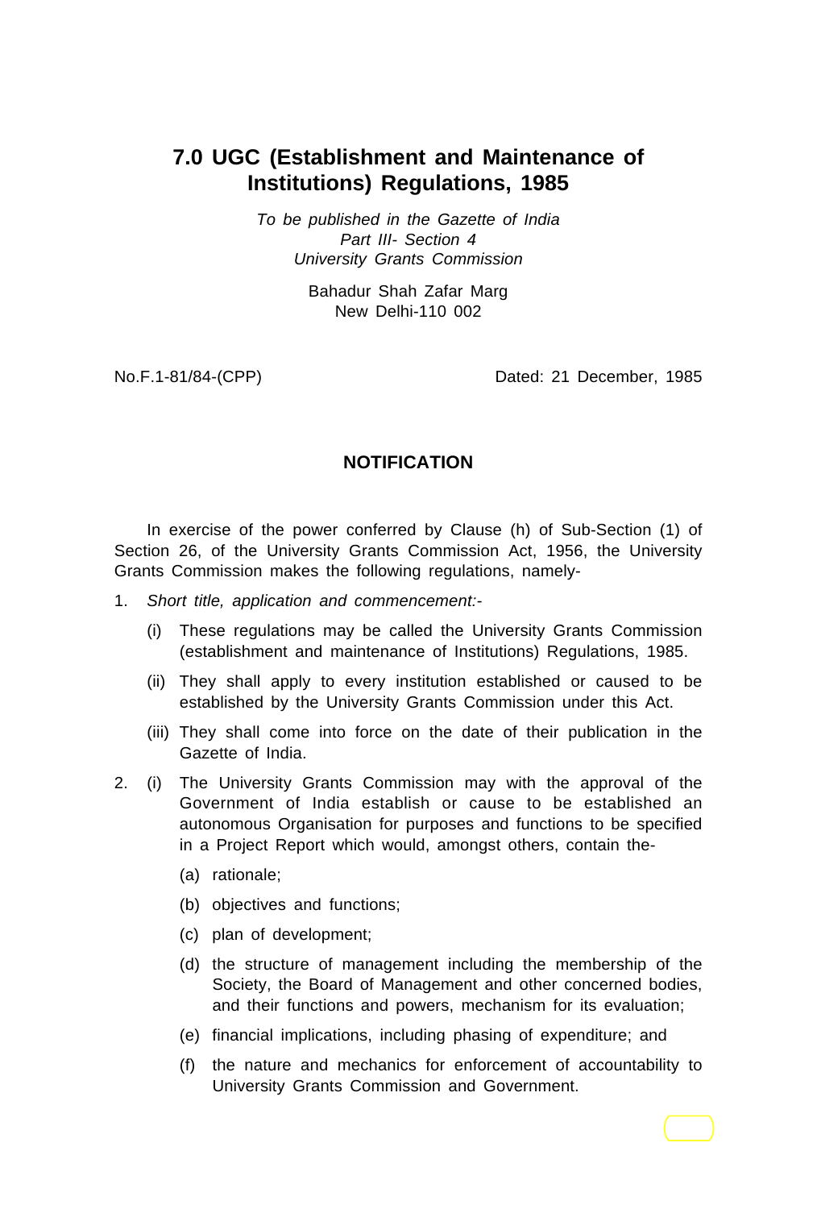# 7.0 UGC (Establishment and Maintenance of Institutions) Regulations, 1985

*To be published in the Gazette of India*
*Part III- Section 4*
*University Grants Commission*

Bahadur Shah Zafar Marg
New Delhi-110 002

No.F.1-81/84-(CPP) Dated: 21 December, 1985

**NOTIFICATION**

In exercise of the power conferred by Clause (h) of Sub-Section (1) of Section 26, of the University Grants Commission Act, 1956, the University Grants Commission makes the following regulations, namely-

1. *Short title, application and commencement:-*
   - (i) These regulations may be called the University Grants Commission (establishment and maintenance of Institutions) Regulations, 1985.
   - (ii) They shall apply to every institution established or caused to be established by the University Grants Commission under this Act.
   - (iii) They shall come into force on the date of their publication in the Gazette of India.
2. (i) The University Grants Commission may with the approval of the Government of India establish or cause to be established an autonomous Organisation for purposes and functions to be specified in a Project Report which would, amongst others, contain the-
   - (a) rationale;
   - (b) objectives and functions;
   - (c) plan of development;
   - (d) the structure of management including the membership of the Society, the Board of Management and other concerned bodies, and their functions and powers, mechanism for its evaluation;
   - (e) financial implications, including phasing of expenditure; and
   - (f) the nature and mechanics for enforcement of accountability to University Grants Commission and Government.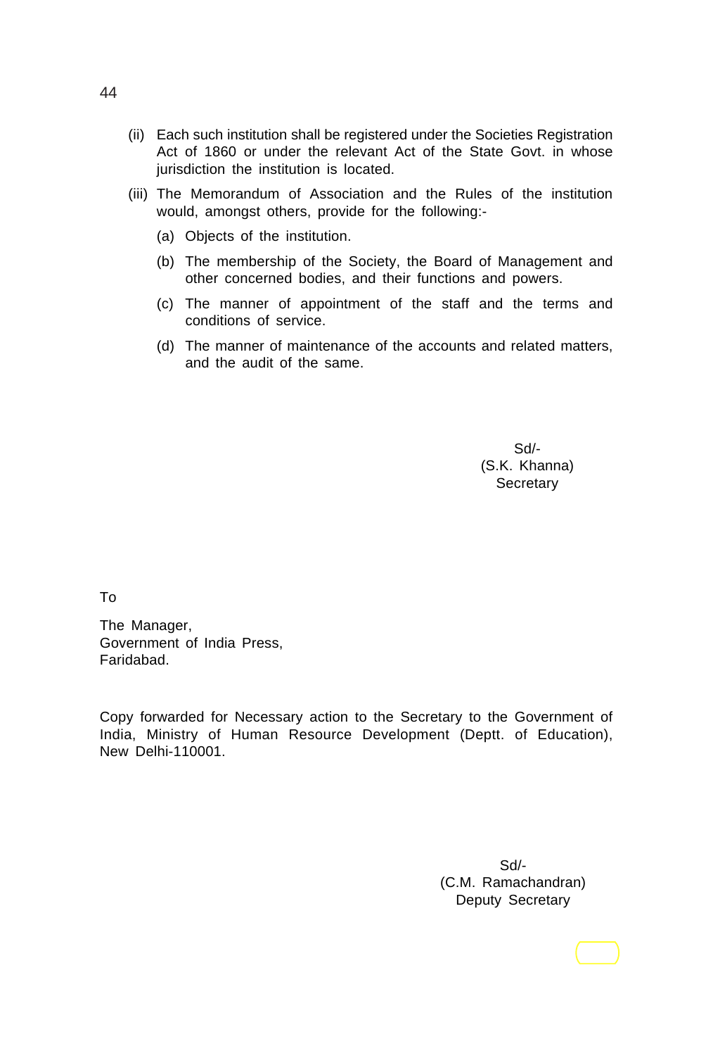(ii) Each such institution shall be registered under the Societies Registration Act of 1860 or under the relevant Act of the State Govt. in whose jurisdiction the institution is located.

(iii) The Memorandum of Association and the Rules of the institution would, amongst others, provide for the following:-

   (a) Objects of the institution.

   (b) The membership of the Society, the Board of Management and other concerned bodies, and their functions and powers.

   (c) The manner of appointment of the staff and the terms and conditions of service.

   (d) The manner of maintenance of the accounts and related matters, and the audit of the same.

Sd/-
(S.K. Khanna)
Secretary

To

The Manager,
Government of India Press,
Faridabad.

Copy forwarded for Necessary action to the Secretary to the Government of India, Ministry of Human Resource Development (Deptt. of Education), New Delhi-110001.

Sd/-
(C.M. Ramachandran)
Deputy Secretary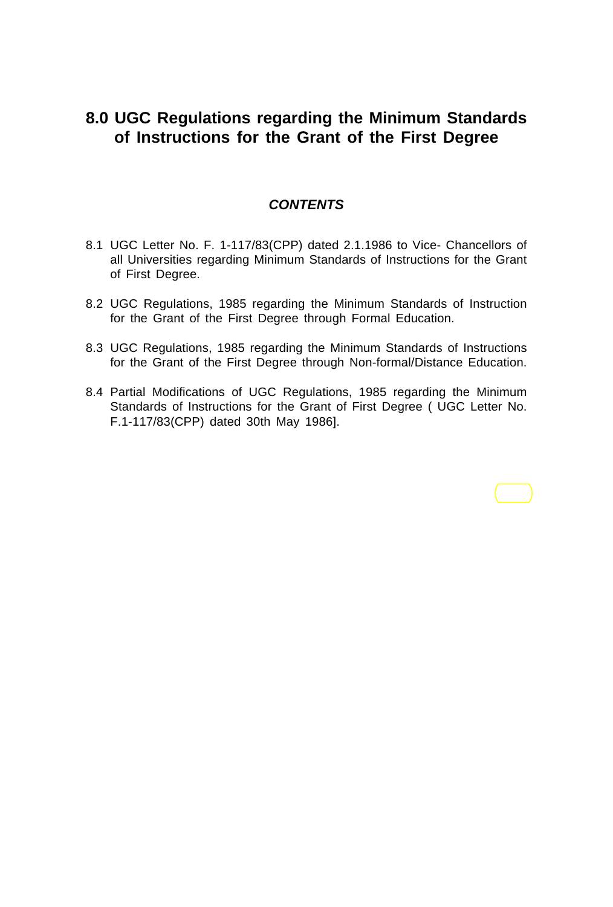# 8.0 UGC Regulations regarding the Minimum Standards of Instructions for the Grant of the First Degree

***CONTENTS***

8.1 UGC Letter No. F. 1-117/83(CPP) dated 2.1.1986 to Vice- Chancellors of all Universities regarding Minimum Standards of Instructions for the Grant of First Degree.

8.2 UGC Regulations, 1985 regarding the Minimum Standards of Instruction for the Grant of the First Degree through Formal Education.

8.3 UGC Regulations, 1985 regarding the Minimum Standards of Instructions for the Grant of the First Degree through Non-formal/Distance Education.

8.4 Partial Modifications of UGC Regulations, 1985 regarding the Minimum Standards of Instructions for the Grant of First Degree ( UGC Letter No. F.1-117/83(CPP) dated 30th May 1986].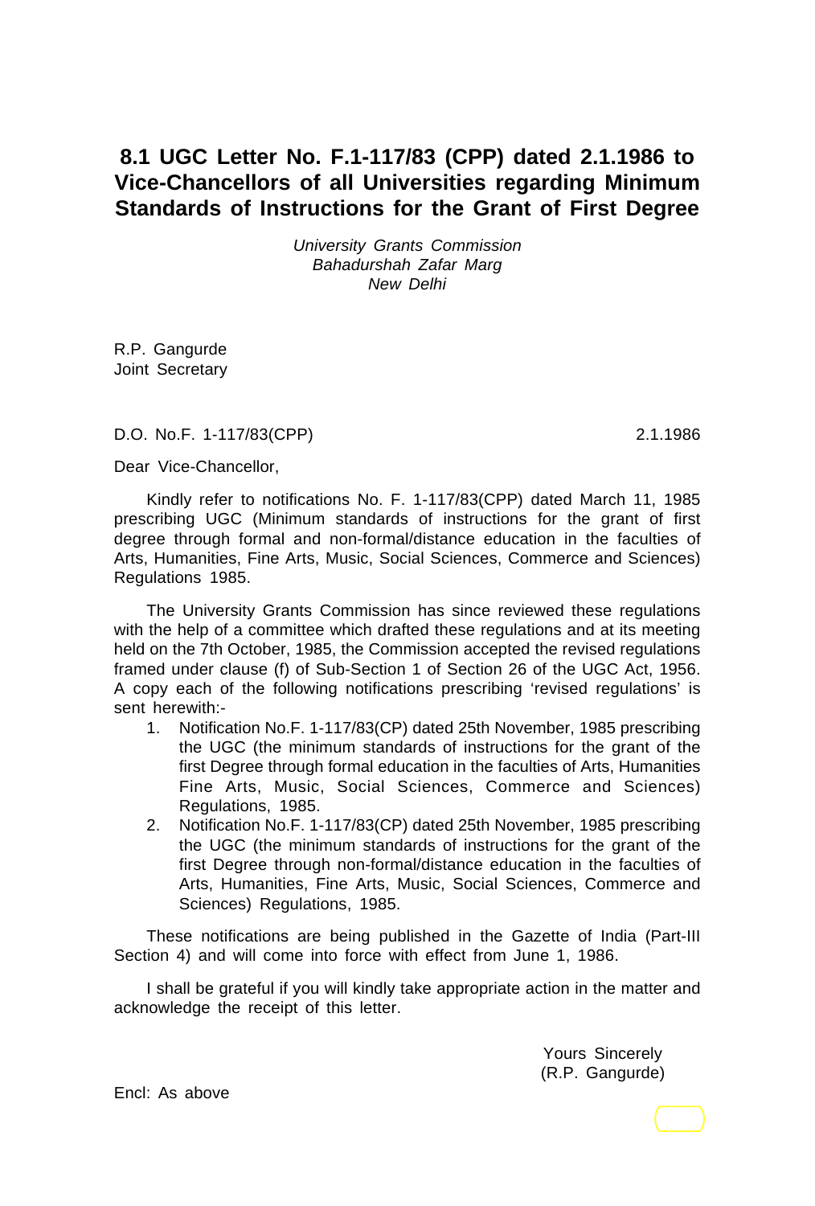## 8.1 UGC Letter No. F.1-117/83 (CPP) dated 2.1.1986 to Vice-Chancellors of all Universities regarding Minimum Standards of Instructions for the Grant of First Degree

*University Grants Commission*
*Bahadurshah Zafar Marg*
*New Delhi*

R.P. Gangurde
Joint Secretary

D.O. No.F. 1-117/83(CPP) 2.1.1986

Dear Vice-Chancellor,

Kindly refer to notifications No. F. 1-117/83(CPP) dated March 11, 1985 prescribing UGC (Minimum standards of instructions for the grant of first degree through formal and non-formal/distance education in the faculties of Arts, Humanities, Fine Arts, Music, Social Sciences, Commerce and Sciences) Regulations 1985.

The University Grants Commission has since reviewed these regulations with the help of a committee which drafted these regulations and at its meeting held on the 7th October, 1985, the Commission accepted the revised regulations framed under clause (f) of Sub-Section 1 of Section 26 of the UGC Act, 1956. A copy each of the following notifications prescribing 'revised regulations' is sent herewith:-

1. Notification No.F. 1-117/83(CP) dated 25th November, 1985 prescribing the UGC (the minimum standards of instructions for the grant of the first Degree through formal education in the faculties of Arts, Humanities Fine Arts, Music, Social Sciences, Commerce and Sciences) Regulations, 1985.
2. Notification No.F. 1-117/83(CP) dated 25th November, 1985 prescribing the UGC (the minimum standards of instructions for the grant of the first Degree through non-formal/distance education in the faculties of Arts, Humanities, Fine Arts, Music, Social Sciences, Commerce and Sciences) Regulations, 1985.

These notifications are being published in the Gazette of India (Part-III Section 4) and will come into force with effect from June 1, 1986.

I shall be grateful if you will kindly take appropriate action in the matter and acknowledge the receipt of this letter.

Yours Sincerely
(R.P. Gangurde)

Encl: As above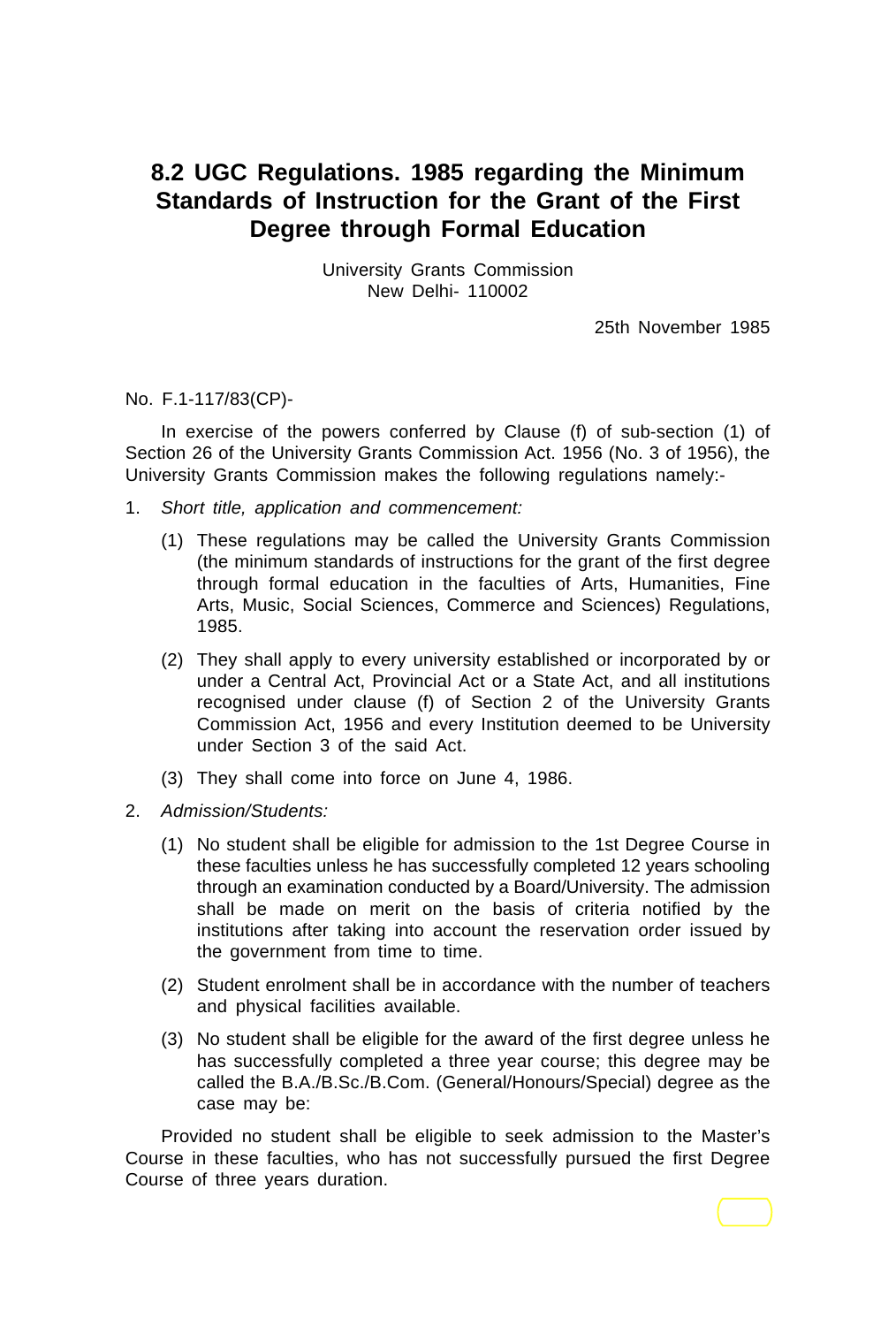# 8.2 UGC Regulations. 1985 regarding the Minimum Standards of Instruction for the Grant of the First Degree through Formal Education

University Grants Commission
New Delhi- 110002

25th November 1985

No. F.1-117/83(CP)-

In exercise of the powers conferred by Clause (f) of sub-section (1) of Section 26 of the University Grants Commission Act. 1956 (No. 3 of 1956), the University Grants Commission makes the following regulations namely:-

1. *Short title, application and commencement:*

   (1) These regulations may be called the University Grants Commission (the minimum standards of instructions for the grant of the first degree through formal education in the faculties of Arts, Humanities, Fine Arts, Music, Social Sciences, Commerce and Sciences) Regulations, 1985.

   (2) They shall apply to every university established or incorporated by or under a Central Act, Provincial Act or a State Act, and all institutions recognised under clause (f) of Section 2 of the University Grants Commission Act, 1956 and every Institution deemed to be University under Section 3 of the said Act.

   (3) They shall come into force on June 4, 1986.

2. *Admission/Students:*

   (1) No student shall be eligible for admission to the 1st Degree Course in these faculties unless he has successfully completed 12 years schooling through an examination conducted by a Board/University. The admission shall be made on merit on the basis of criteria notified by the institutions after taking into account the reservation order issued by the government from time to time.

   (2) Student enrolment shall be in accordance with the number of teachers and physical facilities available.

   (3) No student shall be eligible for the award of the first degree unless he has successfully completed a three year course; this degree may be called the B.A./B.Sc./B.Com. (General/Honours/Special) degree as the case may be:

Provided no student shall be eligible to seek admission to the Master's Course in these faculties, who has not successfully pursued the first Degree Course of three years duration.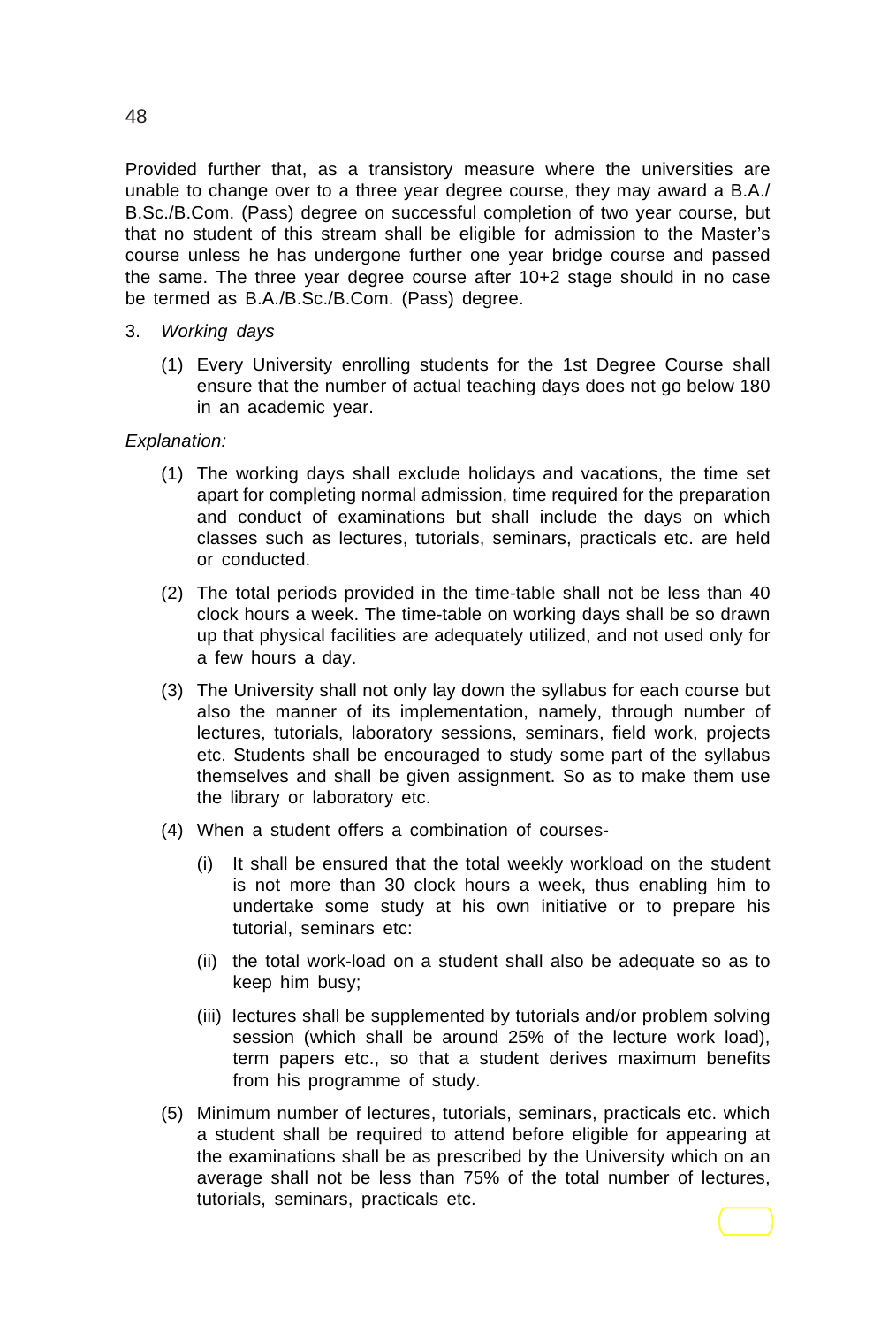Provided further that, as a transistory measure where the universities are unable to change over to a three year degree course, they may award a B.A./ B.Sc./B.Com. (Pass) degree on successful completion of two year course, but that no student of this stream shall be eligible for admission to the Master's course unless he has undergone further one year bridge course and passed the same. The three year degree course after 10+2 stage should in no case be termed as B.A./B.Sc./B.Com. (Pass) degree.

3. *Working days*

   (1) Every University enrolling students for the 1st Degree Course shall ensure that the number of actual teaching days does not go below 180 in an academic year.

*Explanation:*

(1) The working days shall exclude holidays and vacations, the time set apart for completing normal admission, time required for the preparation and conduct of examinations but shall include the days on which classes such as lectures, tutorials, seminars, practicals etc. are held or conducted.

(2) The total periods provided in the time-table shall not be less than 40 clock hours a week. The time-table on working days shall be so drawn up that physical facilities are adequately utilized, and not used only for a few hours a day.

(3) The University shall not only lay down the syllabus for each course but also the manner of its implementation, namely, through number of lectures, tutorials, laboratory sessions, seminars, field work, projects etc. Students shall be encouraged to study some part of the syllabus themselves and shall be given assignment. So as to make them use the library or laboratory etc.

(4) When a student offers a combination of courses-

   (i) It shall be ensured that the total weekly workload on the student is not more than 30 clock hours a week, thus enabling him to undertake some study at his own initiative or to prepare his tutorial, seminars etc:

   (ii) the total work-load on a student shall also be adequate so as to keep him busy;

   (iii) lectures shall be supplemented by tutorials and/or problem solving session (which shall be around 25% of the lecture work load), term papers etc., so that a student derives maximum benefits from his programme of study.

(5) Minimum number of lectures, tutorials, seminars, practicals etc. which a student shall be required to attend before eligible for appearing at the examinations shall be as prescribed by the University which on an average shall not be less than 75% of the total number of lectures, tutorials, seminars, practicals etc.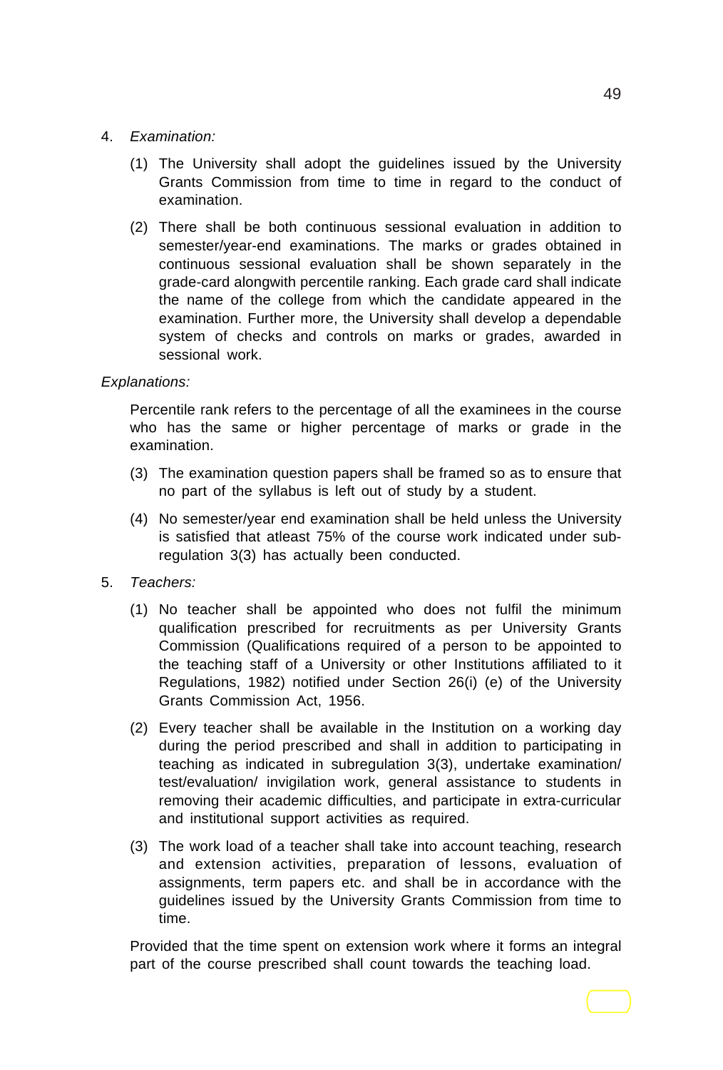4. *Examination:*

   (1) The University shall adopt the guidelines issued by the University Grants Commission from time to time in regard to the conduct of examination.

   (2) There shall be both continuous sessional evaluation in addition to semester/year-end examinations. The marks or grades obtained in continuous sessional evaluation shall be shown separately in the grade-card alongwith percentile ranking. Each grade card shall indicate the name of the college from which the candidate appeared in the examination. Further more, the University shall develop a dependable system of checks and controls on marks or grades, awarded in sessional work.

*Explanations:*

Percentile rank refers to the percentage of all the examinees in the course who has the same or higher percentage of marks or grade in the examination.

   (3) The examination question papers shall be framed so as to ensure that no part of the syllabus is left out of study by a student.

   (4) No semester/year end examination shall be held unless the University is satisfied that atleast 75% of the course work indicated under sub-regulation 3(3) has actually been conducted.

5. *Teachers:*

   (1) No teacher shall be appointed who does not fulfil the minimum qualification prescribed for recruitments as per University Grants Commission (Qualifications required of a person to be appointed to the teaching staff of a University or other Institutions affiliated to it Regulations, 1982) notified under Section 26(i) (e) of the University Grants Commission Act, 1956.

   (2) Every teacher shall be available in the Institution on a working day during the period prescribed and shall in addition to participating in teaching as indicated in subregulation 3(3), undertake examination/ test/evaluation/ invigilation work, general assistance to students in removing their academic difficulties, and participate in extra-curricular and institutional support activities as required.

   (3) The work load of a teacher shall take into account teaching, research and extension activities, preparation of lessons, evaluation of assignments, term papers etc. and shall be in accordance with the guidelines issued by the University Grants Commission from time to time.

Provided that the time spent on extension work where it forms an integral part of the course prescribed shall count towards the teaching load.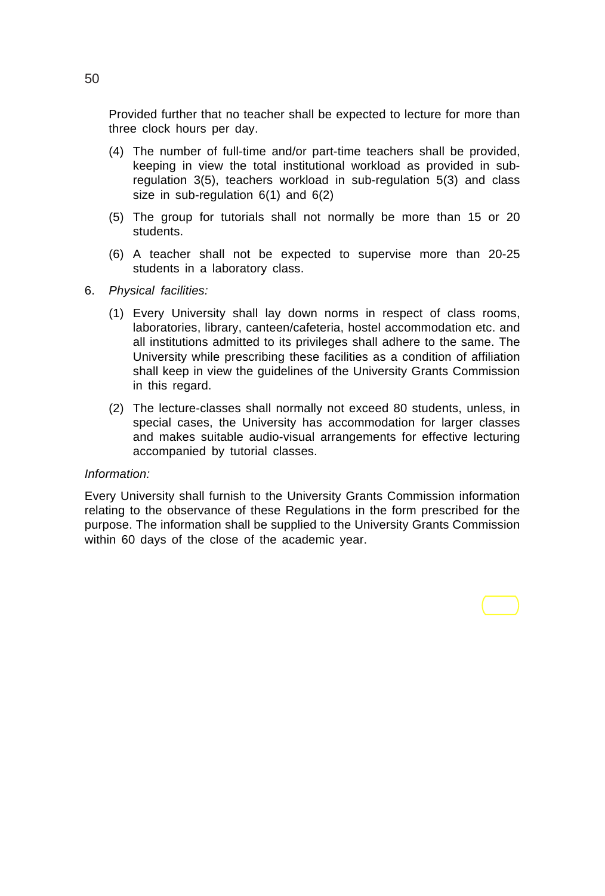Provided further that no teacher shall be expected to lecture for more than three clock hours per day.

(4) The number of full-time and/or part-time teachers shall be provided, keeping in view the total institutional workload as provided in sub-regulation 3(5), teachers workload in sub-regulation 5(3) and class size in sub-regulation 6(1) and 6(2)

(5) The group for tutorials shall not normally be more than 15 or 20 students.

(6) A teacher shall not be expected to supervise more than 20-25 students in a laboratory class.

6. *Physical facilities:*

   (1) Every University shall lay down norms in respect of class rooms, laboratories, library, canteen/cafeteria, hostel accommodation etc. and all institutions admitted to its privileges shall adhere to the same. The University while prescribing these facilities as a condition of affiliation shall keep in view the guidelines of the University Grants Commission in this regard.

   (2) The lecture-classes shall normally not exceed 80 students, unless, in special cases, the University has accommodation for larger classes and makes suitable audio-visual arrangements for effective lecturing accompanied by tutorial classes.

*Information:*

Every University shall furnish to the University Grants Commission information relating to the observance of these Regulations in the form prescribed for the purpose. The information shall be supplied to the University Grants Commission within 60 days of the close of the academic year.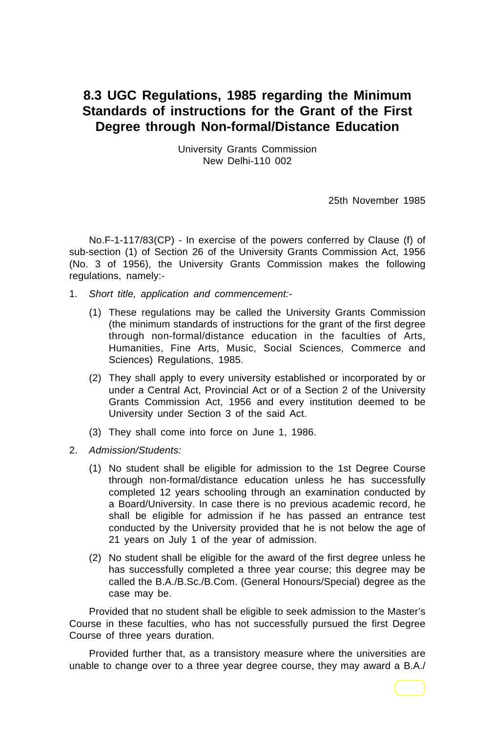# 8.3 UGC Regulations, 1985 regarding the Minimum Standards of instructions for the Grant of the First Degree through Non-formal/Distance Education

University Grants Commission
New Delhi-110 002

25th November 1985

No.F-1-117/83(CP) - In exercise of the powers conferred by Clause (f) of sub-section (1) of Section 26 of the University Grants Commission Act, 1956 (No. 3 of 1956), the University Grants Commission makes the following regulations, namely:-

1. *Short title, application and commencement:-*

   (1) These regulations may be called the University Grants Commission (the minimum standards of instructions for the grant of the first degree through non-formal/distance education in the faculties of Arts, Humanities, Fine Arts, Music, Social Sciences, Commerce and Sciences) Regulations, 1985.

   (2) They shall apply to every university established or incorporated by or under a Central Act, Provincial Act or of a Section 2 of the University Grants Commission Act, 1956 and every institution deemed to be University under Section 3 of the said Act.

   (3) They shall come into force on June 1, 1986.

2. *Admission/Students:*

   (1) No student shall be eligible for admission to the 1st Degree Course through non-formal/distance education unless he has successfully completed 12 years schooling through an examination conducted by a Board/University. In case there is no previous academic record, he shall be eligible for admission if he has passed an entrance test conducted by the University provided that he is not below the age of 21 years on July 1 of the year of admission.

   (2) No student shall be eligible for the award of the first degree unless he has successfully completed a three year course; this degree may be called the B.A./B.Sc./B.Com. (General Honours/Special) degree as the case may be.

Provided that no student shall be eligible to seek admission to the Master's Course in these faculties, who has not successfully pursued the first Degree Course of three years duration.

Provided further that, as a transistory measure where the universities are unable to change over to a three year degree course, they may award a B.A./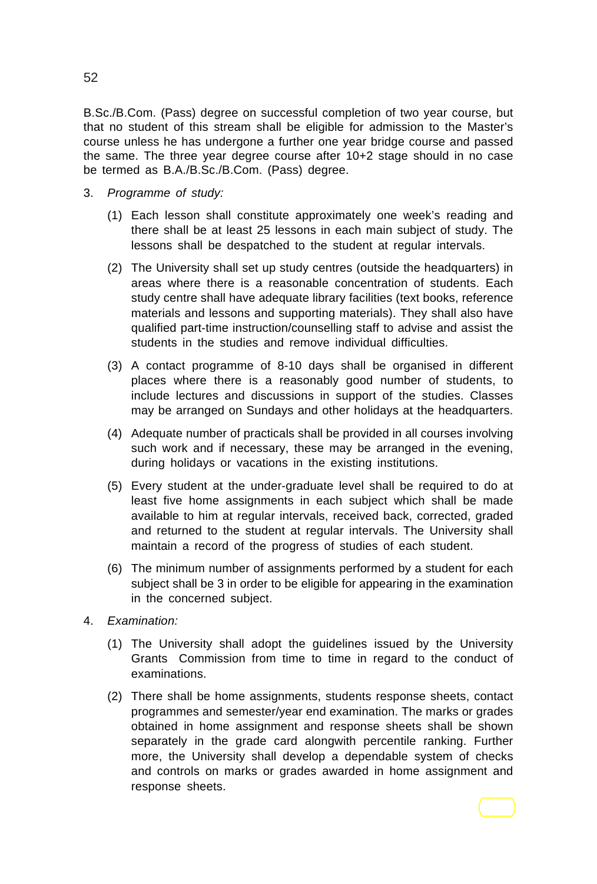B.Sc./B.Com. (Pass) degree on successful completion of two year course, but that no student of this stream shall be eligible for admission to the Master's course unless he has undergone a further one year bridge course and passed the same. The three year degree course after 10+2 stage should in no case be termed as B.A./B.Sc./B.Com. (Pass) degree.

3. *Programme of study:*

   (1) Each lesson shall constitute approximately one week's reading and there shall be at least 25 lessons in each main subject of study. The lessons shall be despatched to the student at regular intervals.

   (2) The University shall set up study centres (outside the headquarters) in areas where there is a reasonable concentration of students. Each study centre shall have adequate library facilities (text books, reference materials and lessons and supporting materials). They shall also have qualified part-time instruction/counselling staff to advise and assist the students in the studies and remove individual difficulties.

   (3) A contact programme of 8-10 days shall be organised in different places where there is a reasonably good number of students, to include lectures and discussions in support of the studies. Classes may be arranged on Sundays and other holidays at the headquarters.

   (4) Adequate number of practicals shall be provided in all courses involving such work and if necessary, these may be arranged in the evening, during holidays or vacations in the existing institutions.

   (5) Every student at the under-graduate level shall be required to do at least five home assignments in each subject which shall be made available to him at regular intervals, received back, corrected, graded and returned to the student at regular intervals. The University shall maintain a record of the progress of studies of each student.

   (6) The minimum number of assignments performed by a student for each subject shall be 3 in order to be eligible for appearing in the examination in the concerned subject.

4. *Examination:*

   (1) The University shall adopt the guidelines issued by the University Grants Commission from time to time in regard to the conduct of examinations.

   (2) There shall be home assignments, students response sheets, contact programmes and semester/year end examination. The marks or grades obtained in home assignment and response sheets shall be shown separately in the grade card alongwith percentile ranking. Further more, the University shall develop a dependable system of checks and controls on marks or grades awarded in home assignment and response sheets.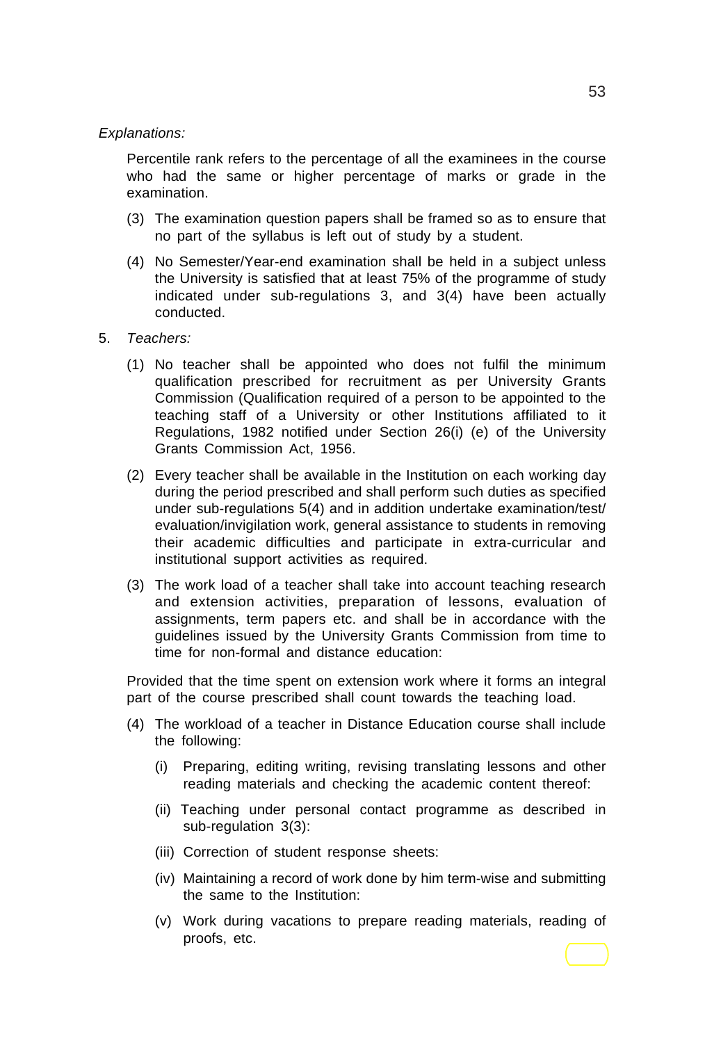*Explanations:*

Percentile rank refers to the percentage of all the examinees in the course who had the same or higher percentage of marks or grade in the examination.

(3) The examination question papers shall be framed so as to ensure that no part of the syllabus is left out of study by a student.

(4) No Semester/Year-end examination shall be held in a subject unless the University is satisfied that at least 75% of the programme of study indicated under sub-regulations 3, and 3(4) have been actually conducted.

5. *Teachers:*

(1) No teacher shall be appointed who does not fulfil the minimum qualification prescribed for recruitment as per University Grants Commission (Qualification required of a person to be appointed to the teaching staff of a University or other Institutions affiliated to it Regulations, 1982 notified under Section 26(i) (e) of the University Grants Commission Act, 1956.

(2) Every teacher shall be available in the Institution on each working day during the period prescribed and shall perform such duties as specified under sub-regulations 5(4) and in addition undertake examination/test/evaluation/invigilation work, general assistance to students in removing their academic difficulties and participate in extra-curricular and institutional support activities as required.

(3) The work load of a teacher shall take into account teaching research and extension activities, preparation of lessons, evaluation of assignments, term papers etc. and shall be in accordance with the guidelines issued by the University Grants Commission from time to time for non-formal and distance education:

Provided that the time spent on extension work where it forms an integral part of the course prescribed shall count towards the teaching load.

(4) The workload of a teacher in Distance Education course shall include the following:

(i) Preparing, editing writing, revising translating lessons and other reading materials and checking the academic content thereof:

(ii) Teaching under personal contact programme as described in sub-regulation 3(3):

(iii) Correction of student response sheets:

(iv) Maintaining a record of work done by him term-wise and submitting the same to the Institution:

(v) Work during vacations to prepare reading materials, reading of proofs, etc.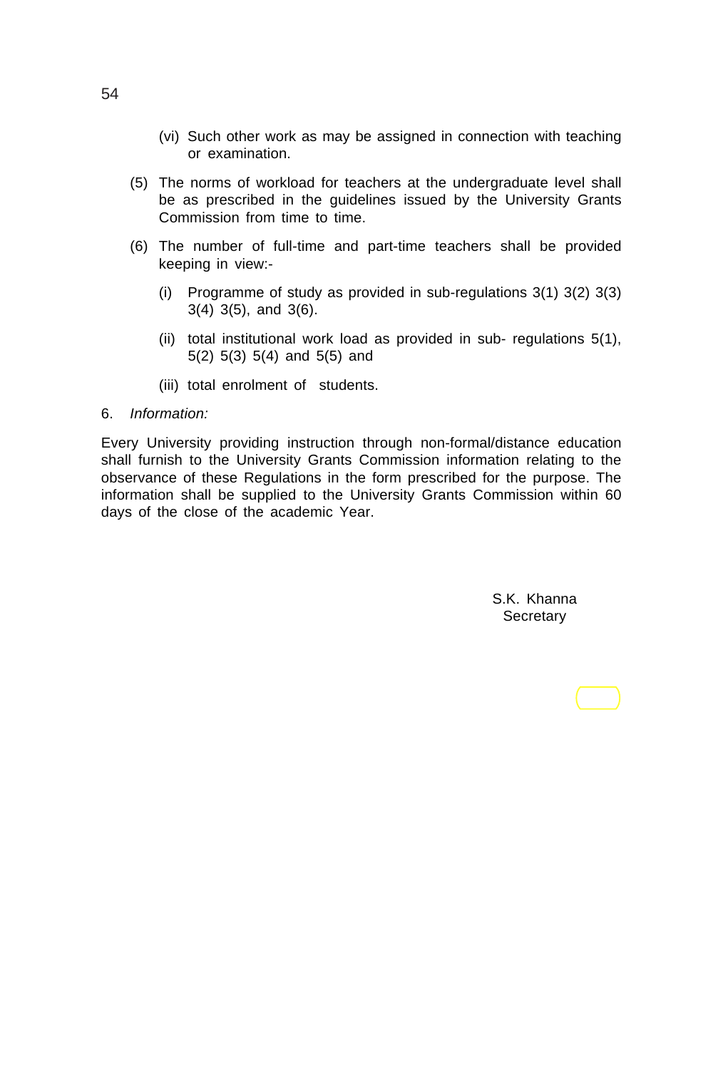(vi) Such other work as may be assigned in connection with teaching or examination.

(5) The norms of workload for teachers at the undergraduate level shall be as prescribed in the guidelines issued by the University Grants Commission from time to time.

(6) The number of full-time and part-time teachers shall be provided keeping in view:-

(i) Programme of study as provided in sub-regulations 3(1) 3(2) 3(3) 3(4) 3(5), and 3(6).

(ii) total institutional work load as provided in sub- regulations 5(1), 5(2) 5(3) 5(4) and 5(5) and

(iii) total enrolment of students.

6. *Information:*

Every University providing instruction through non-formal/distance education shall furnish to the University Grants Commission information relating to the observance of these Regulations in the form prescribed for the purpose. The information shall be supplied to the University Grants Commission within 60 days of the close of the academic Year.

S.K. Khanna
Secretary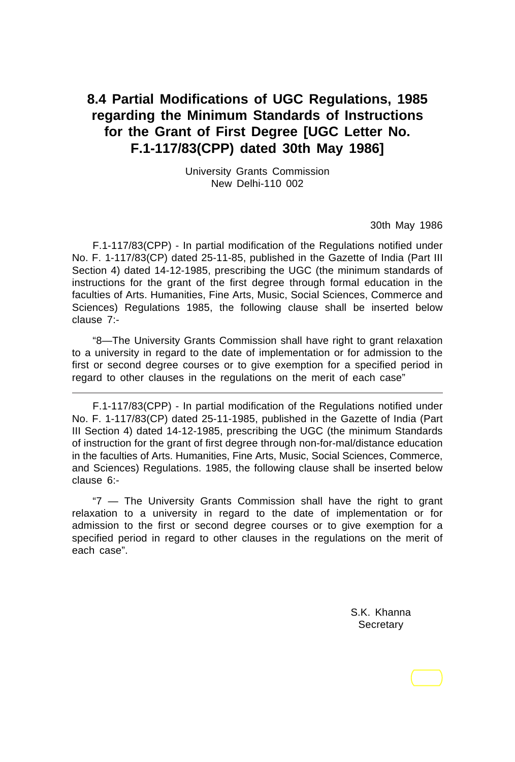# 8.4 Partial Modifications of UGC Regulations, 1985 regarding the Minimum Standards of Instructions for the Grant of First Degree [UGC Letter No. F.1-117/83(CPP) dated 30th May 1986]

University Grants Commission
New Delhi-110 002

30th May 1986

F.1-117/83(CPP) - In partial modification of the Regulations notified under No. F. 1-117/83(CP) dated 25-11-85, published in the Gazette of India (Part III Section 4) dated 14-12-1985, prescribing the UGC (the minimum standards of instructions for the grant of the first degree through formal education in the faculties of Arts. Humanities, Fine Arts, Music, Social Sciences, Commerce and Sciences) Regulations 1985, the following clause shall be inserted below clause 7:-

"8—The University Grants Commission shall have right to grant relaxation to a university in regard to the date of implementation or for admission to the first or second degree courses or to give exemption for a specified period in regard to other clauses in the regulations on the merit of each case"

---

F.1-117/83(CPP) - In partial modification of the Regulations notified under No. F. 1-117/83(CP) dated 25-11-1985, published in the Gazette of India (Part III Section 4) dated 14-12-1985, prescribing the UGC (the minimum Standards of instruction for the grant of first degree through non-for-mal/distance education in the faculties of Arts. Humanities, Fine Arts, Music, Social Sciences, Commerce, and Sciences) Regulations. 1985, the following clause shall be inserted below clause 6:-

"7 — The University Grants Commission shall have the right to grant relaxation to a university in regard to the date of implementation or for admission to the first or second degree courses or to give exemption for a specified period in regard to other clauses in the regulations on the merit of each case".

S.K. Khanna
Secretary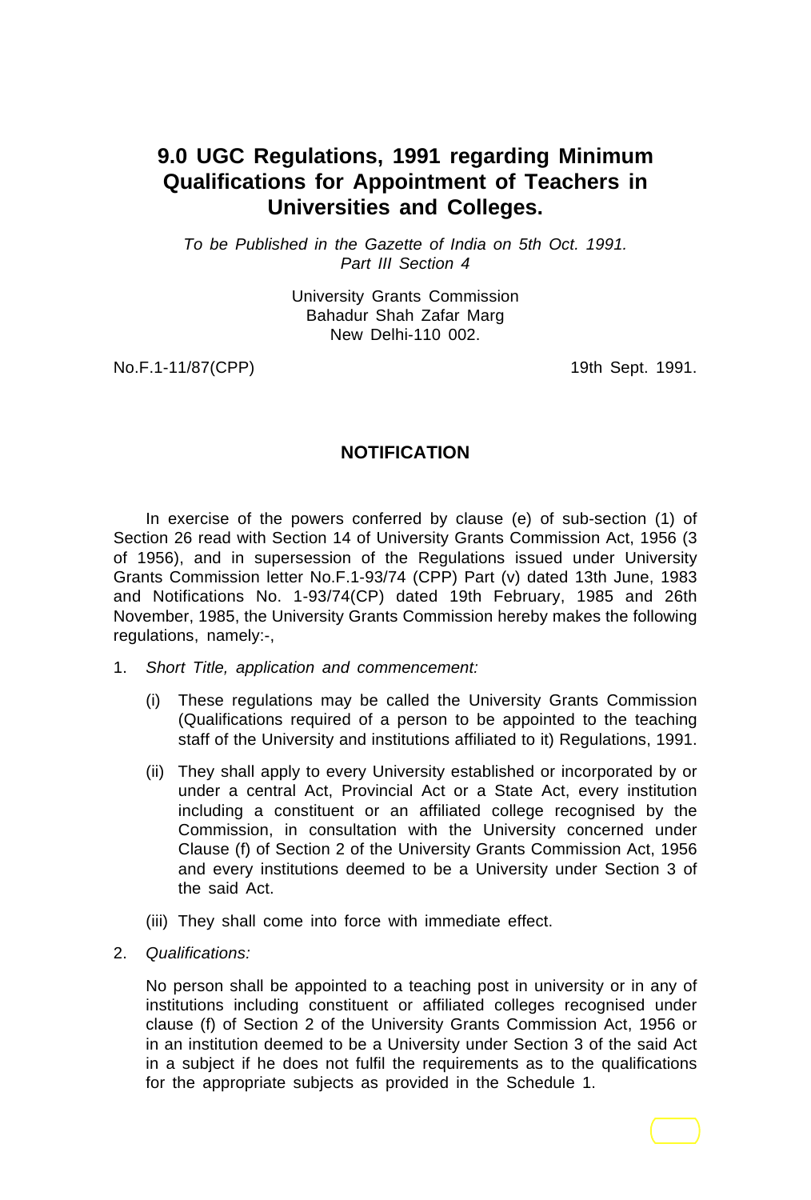# 9.0 UGC Regulations, 1991 regarding Minimum Qualifications for Appointment of Teachers in Universities and Colleges.

*To be Published in the Gazette of India on 5th Oct. 1991.*
*Part III Section 4*

University Grants Commission
Bahadur Shah Zafar Marg
New Delhi-110 002.

No.F.1-11/87(CPP) 19th Sept. 1991.

**NOTIFICATION**

In exercise of the powers conferred by clause (e) of sub-section (1) of Section 26 read with Section 14 of University Grants Commission Act, 1956 (3 of 1956), and in supersession of the Regulations issued under University Grants Commission letter No.F.1-93/74 (CPP) Part (v) dated 13th June, 1983 and Notifications No. 1-93/74(CP) dated 19th February, 1985 and 26th November, 1985, the University Grants Commission hereby makes the following regulations, namely:-,

1. *Short Title, application and commencement:*

   (i) These regulations may be called the University Grants Commission (Qualifications required of a person to be appointed to the teaching staff of the University and institutions affiliated to it) Regulations, 1991.

   (ii) They shall apply to every University established or incorporated by or under a central Act, Provincial Act or a State Act, every institution including a constituent or an affiliated college recognised by the Commission, in consultation with the University concerned under Clause (f) of Section 2 of the University Grants Commission Act, 1956 and every institutions deemed to be a University under Section 3 of the said Act.

   (iii) They shall come into force with immediate effect.

2. *Qualifications:*

   No person shall be appointed to a teaching post in university or in any of institutions including constituent or affiliated colleges recognised under clause (f) of Section 2 of the University Grants Commission Act, 1956 or in an institution deemed to be a University under Section 3 of the said Act in a subject if he does not fulfil the requirements as to the qualifications for the appropriate subjects as provided in the Schedule 1.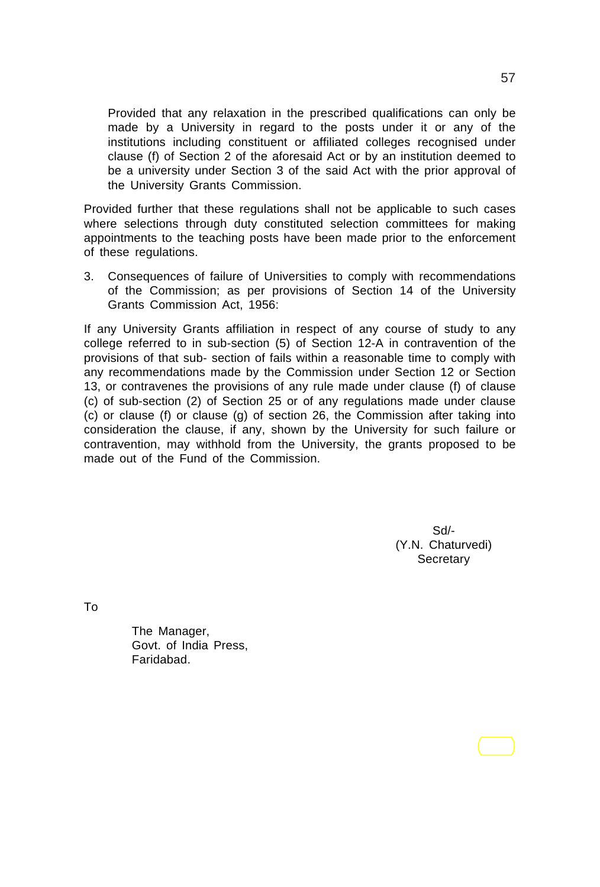Provided that any relaxation in the prescribed qualifications can only be made by a University in regard to the posts under it or any of the institutions including constituent or affiliated colleges recognised under clause (f) of Section 2 of the aforesaid Act or by an institution deemed to be a university under Section 3 of the said Act with the prior approval of the University Grants Commission.

Provided further that these regulations shall not be applicable to such cases where selections through duty constituted selection committees for making appointments to the teaching posts have been made prior to the enforcement of these regulations.

3. Consequences of failure of Universities to comply with recommendations of the Commission; as per provisions of Section 14 of the University Grants Commission Act, 1956:

If any University Grants affiliation in respect of any course of study to any college referred to in sub-section (5) of Section 12-A in contravention of the provisions of that sub- section of fails within a reasonable time to comply with any recommendations made by the Commission under Section 12 or Section 13, or contravenes the provisions of any rule made under clause (f) of clause (c) of sub-section (2) of Section 25 or of any regulations made under clause (c) or clause (f) or clause (g) of section 26, the Commission after taking into consideration the clause, if any, shown by the University for such failure or contravention, may withhold from the University, the grants proposed to be made out of the Fund of the Commission.

Sd/-
(Y.N. Chaturvedi)
Secretary

To

The Manager,
Govt. of India Press,
Faridabad.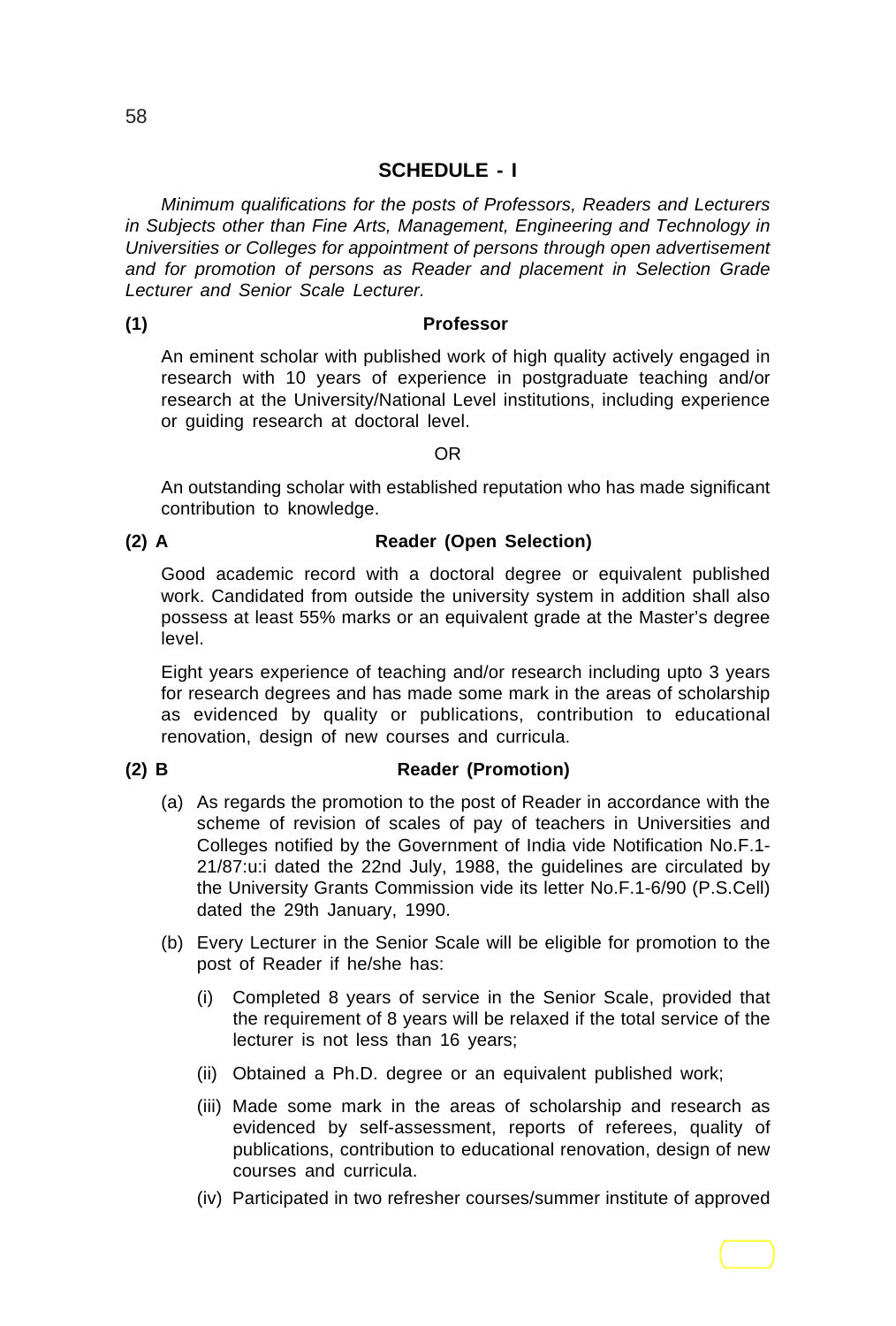## SCHEDULE - I

*Minimum qualifications for the posts of Professors, Readers and Lecturers in Subjects other than Fine Arts, Management, Engineering and Technology in Universities or Colleges for appointment of persons through open advertisement and for promotion of persons as Reader and placement in Selection Grade Lecturer and Senior Scale Lecturer.*

### (1) Professor

An eminent scholar with published work of high quality actively engaged in research with 10 years of experience in postgraduate teaching and/or research at the University/National Level institutions, including experience or guiding research at doctoral level.

OR

An outstanding scholar with established reputation who has made significant contribution to knowledge.

### (2) A Reader (Open Selection)

Good academic record with a doctoral degree or equivalent published work. Candidated from outside the university system in addition shall also possess at least 55% marks or an equivalent grade at the Master's degree level.

Eight years experience of teaching and/or research including upto 3 years for research degrees and has made some mark in the areas of scholarship as evidenced by quality or publications, contribution to educational renovation, design of new courses and curricula.

### (2) B Reader (Promotion)

(a) As regards the promotion to the post of Reader in accordance with the scheme of revision of scales of pay of teachers in Universities and Colleges notified by the Government of India vide Notification No.F.1-21/87:u:i dated the 22nd July, 1988, the guidelines are circulated by the University Grants Commission vide its letter No.F.1-6/90 (P.S.Cell) dated the 29th January, 1990.

(b) Every Lecturer in the Senior Scale will be eligible for promotion to the post of Reader if he/she has:

   (i) Completed 8 years of service in the Senior Scale, provided that the requirement of 8 years will be relaxed if the total service of the lecturer is not less than 16 years;

   (ii) Obtained a Ph.D. degree or an equivalent published work;

   (iii) Made some mark in the areas of scholarship and research as evidenced by self-assessment, reports of referees, quality of publications, contribution to educational renovation, design of new courses and curricula.

   (iv) Participated in two refresher courses/summer institute of approved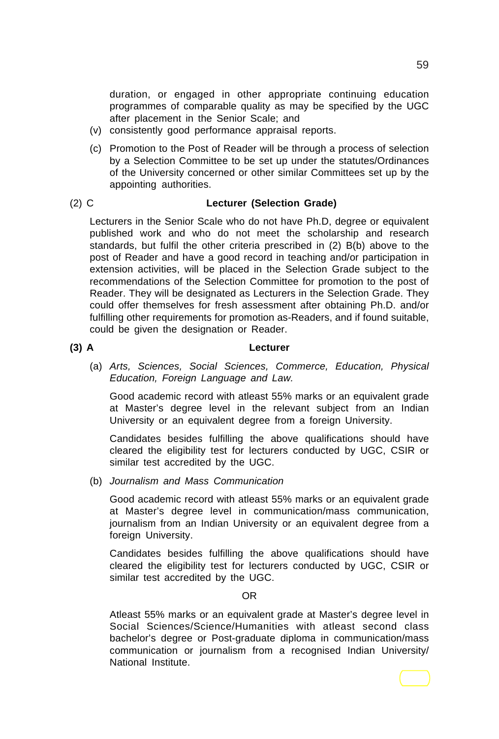duration, or engaged in other appropriate continuing education programmes of comparable quality as may be specified by the UGC after placement in the Senior Scale; and

(v) consistently good performance appraisal reports.

(c) Promotion to the Post of Reader will be through a process of selection by a Selection Committee to be set up under the statutes/Ordinances of the University concerned or other similar Committees set up by the appointing authorities.

(2) C **Lecturer (Selection Grade)**

Lecturers in the Senior Scale who do not have Ph.D, degree or equivalent published work and who do not meet the scholarship and research standards, but fulfil the other criteria prescribed in (2) B(b) above to the post of Reader and have a good record in teaching and/or participation in extension activities, will be placed in the Selection Grade subject to the recommendations of the Selection Committee for promotion to the post of Reader. They will be designated as Lecturers in the Selection Grade. They could offer themselves for fresh assessment after obtaining Ph.D. and/or fulfilling other requirements for promotion as-Readers, and if found suitable, could be given the designation or Reader.

**(3) A** **Lecturer**

(a) *Arts, Sciences, Social Sciences, Commerce, Education, Physical Education, Foreign Language and Law.*

Good academic record with atleast 55% marks or an equivalent grade at Master's degree level in the relevant subject from an Indian University or an equivalent degree from a foreign University.

Candidates besides fulfilling the above qualifications should have cleared the eligibility test for lecturers conducted by UGC, CSIR or similar test accredited by the UGC.

(b) *Journalism and Mass Communication*

Good academic record with atleast 55% marks or an equivalent grade at Master's degree level in communication/mass communication, journalism from an Indian University or an equivalent degree from a foreign University.

Candidates besides fulfilling the above qualifications should have cleared the eligibility test for lecturers conducted by UGC, CSIR or similar test accredited by the UGC.

OR

Atleast 55% marks or an equivalent grade at Master's degree level in Social Sciences/Science/Humanities with atleast second class bachelor's degree or Post-graduate diploma in communication/mass communication or journalism from a recognised Indian University/ National Institute.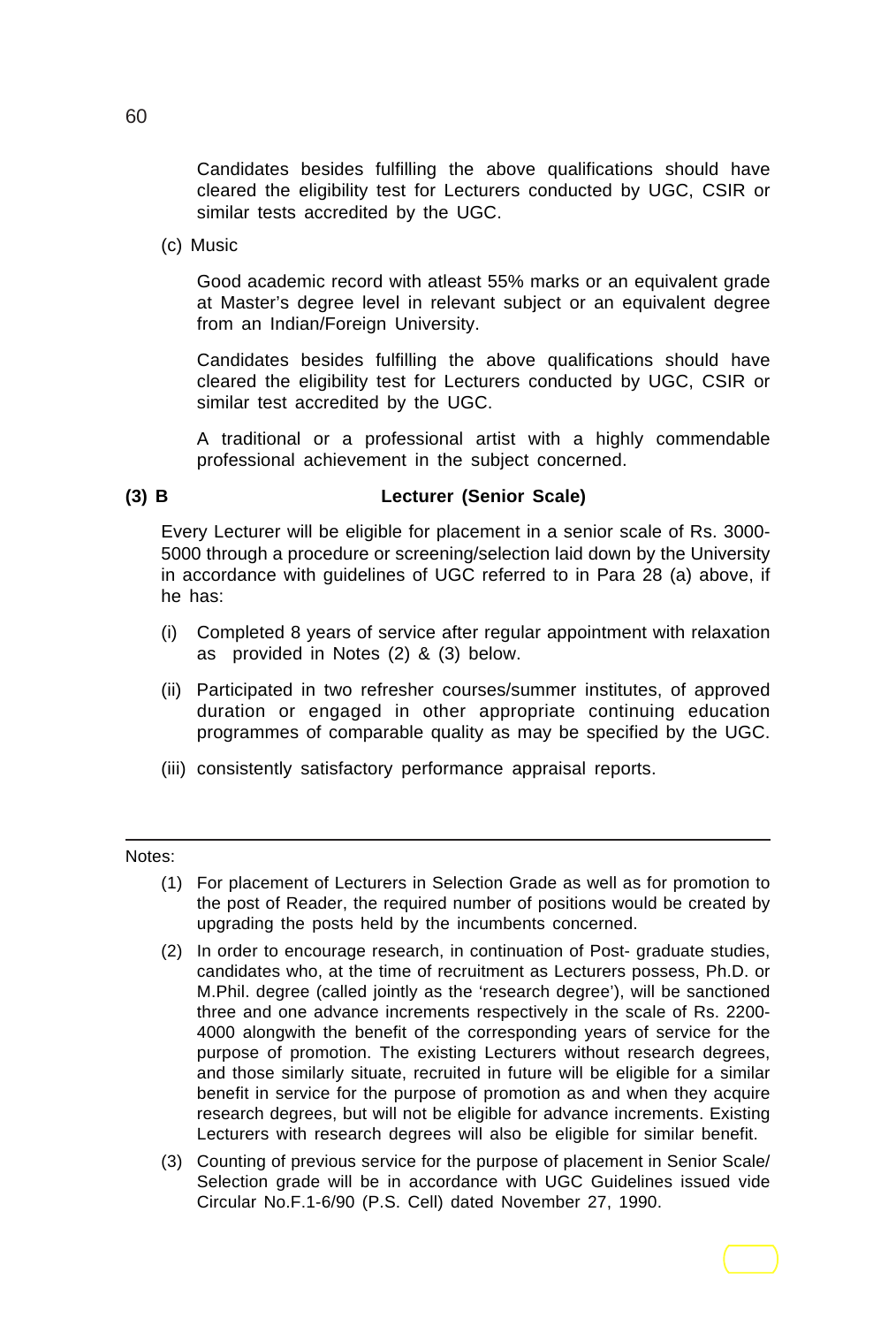Candidates besides fulfilling the above qualifications should have cleared the eligibility test for Lecturers conducted by UGC, CSIR or similar tests accredited by the UGC.

(c) Music

Good academic record with atleast 55% marks or an equivalent grade at Master's degree level in relevant subject or an equivalent degree from an Indian/Foreign University.

Candidates besides fulfilling the above qualifications should have cleared the eligibility test for Lecturers conducted by UGC, CSIR or similar test accredited by the UGC.

A traditional or a professional artist with a highly commendable professional achievement in the subject concerned.

**(3) B** **Lecturer (Senior Scale)**

Every Lecturer will be eligible for placement in a senior scale of Rs. 3000-5000 through a procedure or screening/selection laid down by the University in accordance with guidelines of UGC referred to in Para 28 (a) above, if he has:

(i) Completed 8 years of service after regular appointment with relaxation as provided in Notes (2) & (3) below.

(ii) Participated in two refresher courses/summer institutes, of approved duration or engaged in other appropriate continuing education programmes of comparable quality as may be specified by the UGC.

(iii) consistently satisfactory performance appraisal reports.

---

Notes:

(1) For placement of Lecturers in Selection Grade as well as for promotion to the post of Reader, the required number of positions would be created by upgrading the posts held by the incumbents concerned.

(2) In order to encourage research, in continuation of Post- graduate studies, candidates who, at the time of recruitment as Lecturers possess, Ph.D. or M.Phil. degree (called jointly as the 'research degree'), will be sanctioned three and one advance increments respectively in the scale of Rs. 2200-4000 alongwith the benefit of the corresponding years of service for the purpose of promotion. The existing Lecturers without research degrees, and those similarly situate, recruited in future will be eligible for a similar benefit in service for the purpose of promotion as and when they acquire research degrees, but will not be eligible for advance increments. Existing Lecturers with research degrees will also be eligible for similar benefit.

(3) Counting of previous service for the purpose of placement in Senior Scale/ Selection grade will be in accordance with UGC Guidelines issued vide Circular No.F.1-6/90 (P.S. Cell) dated November 27, 1990.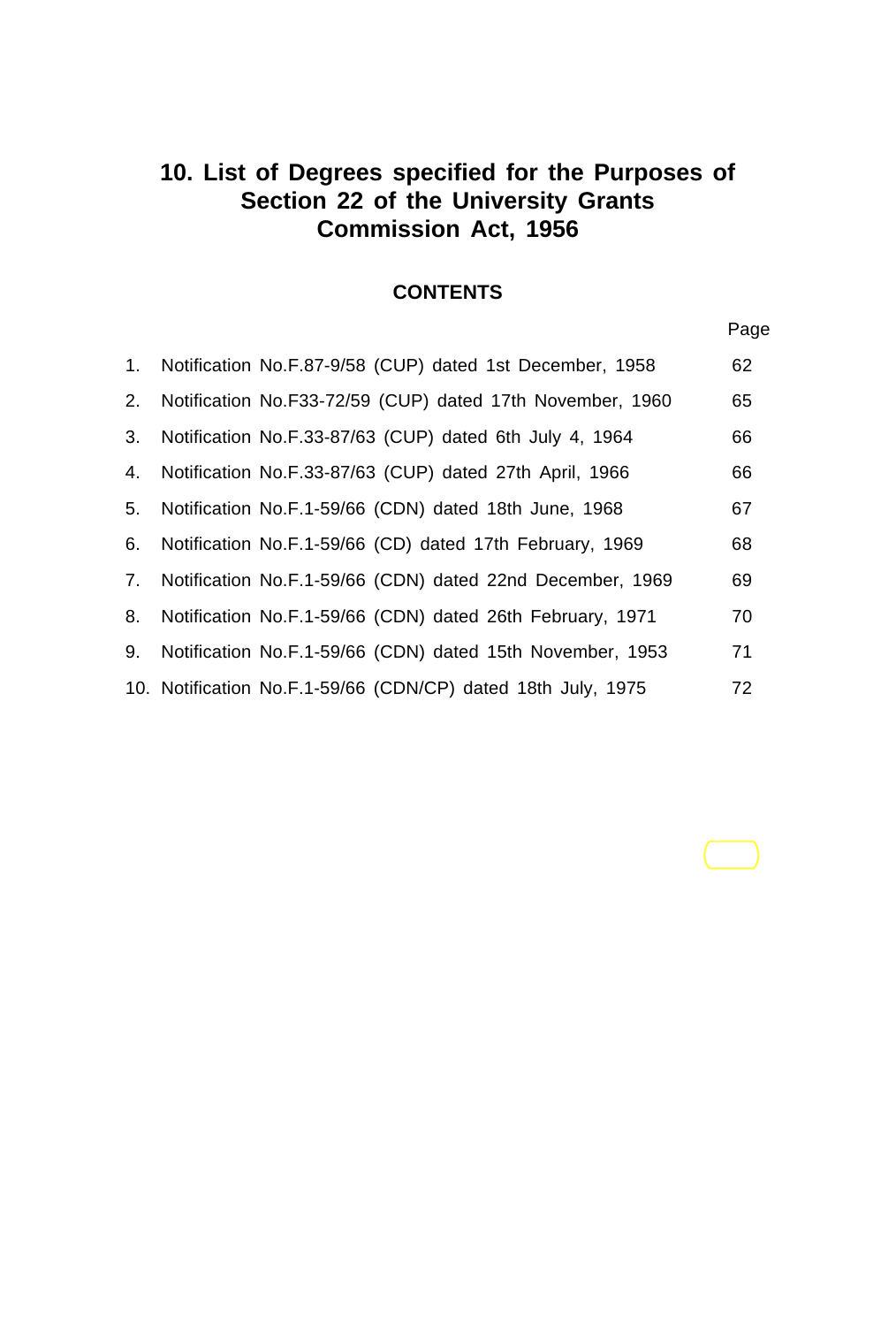# 10. List of Degrees specified for the Purposes of Section 22 of the University Grants Commission Act, 1956

## CONTENTS

| | | Page |
|---|---|---|
| 1. | Notification No.F.87-9/58 (CUP) dated 1st December, 1958 | 62 |
| 2. | Notification No.F33-72/59 (CUP) dated 17th November, 1960 | 65 |
| 3. | Notification No.F.33-87/63 (CUP) dated 6th July 4, 1964 | 66 |
| 4. | Notification No.F.33-87/63 (CUP) dated 27th April, 1966 | 66 |
| 5. | Notification No.F.1-59/66 (CDN) dated 18th June, 1968 | 67 |
| 6. | Notification No.F.1-59/66 (CD) dated 17th February, 1969 | 68 |
| 7. | Notification No.F.1-59/66 (CDN) dated 22nd December, 1969 | 69 |
| 8. | Notification No.F.1-59/66 (CDN) dated 26th February, 1971 | 70 |
| 9. | Notification No.F.1-59/66 (CDN) dated 15th November, 1953 | 71 |
| 10. | Notification No.F.1-59/66 (CDN/CP) dated 18th July, 1975 | 72 |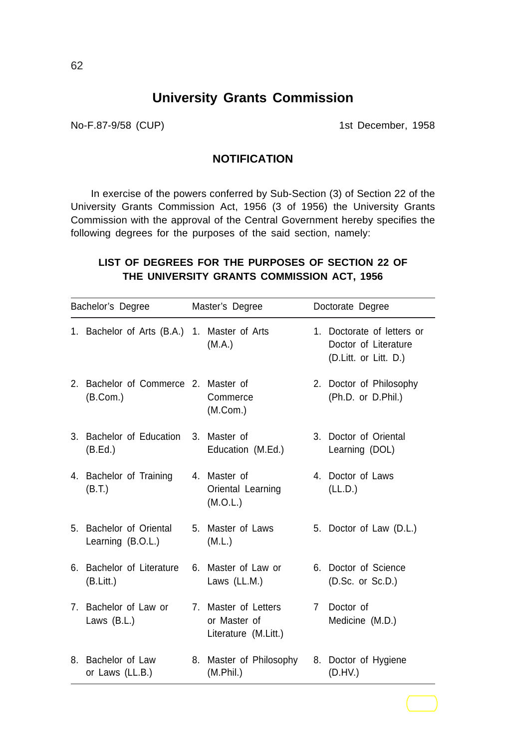## University Grants Commission

No-F.87-9/58 (CUP) 1st December, 1958

### NOTIFICATION

In exercise of the powers conferred by Sub-Section (3) of Section 22 of the University Grants Commission Act, 1956 (3 of 1956) the University Grants Commission with the approval of the Central Government hereby specifies the following degrees for the purposes of the said section, namely:

### LIST OF DEGREES FOR THE PURPOSES OF SECTION 22 OF THE UNIVERSITY GRANTS COMMISSION ACT, 1956

| Bachelor's Degree | Master's Degree | Doctorate Degree |
|---|---|---|
| 1. Bachelor of Arts (B.A.) | 1. Master of Arts (M.A.) | 1. Doctorate of letters or Doctor of Literature (D.Litt. or Litt. D.) |
| 2. Bachelor of Commerce (B.Com.) | 2. Master of Commerce (M.Com.) | 2. Doctor of Philosophy (Ph.D. or D.Phil.) |
| 3. Bachelor of Education (B.Ed.) | 3. Master of Education (M.Ed.) | 3. Doctor of Oriental Learning (DOL) |
| 4. Bachelor of Training (B.T.) | 4. Master of Oriental Learning (M.O.L.) | 4. Doctor of Laws (LL.D.) |
| 5. Bachelor of Oriental Learning (B.O.L.) | 5. Master of Laws (M.L.) | 5. Doctor of Law (D.L.) |
| 6. Bachelor of Literature (B.Litt.) | 6. Master of Law or Laws (LL.M.) | 6. Doctor of Science (D.Sc. or Sc.D.) |
| 7. Bachelor of Law or Laws (B.L.) | 7. Master of Letters or Master of Literature (M.Litt.) | 7 Doctor of Medicine (M.D.) |
| 8. Bachelor of Law or Laws (LL.B.) | 8. Master of Philosophy (M.Phil.) | 8. Doctor of Hygiene (D.HV.) |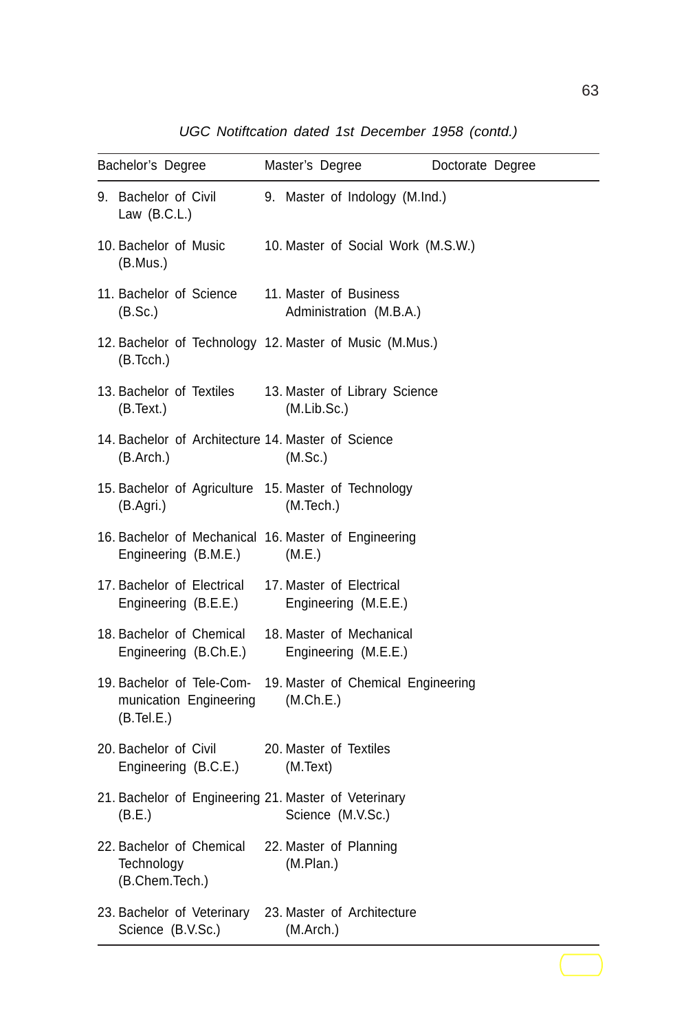*UGC Notiftcation dated 1st December 1958 (contd.)*

| Bachelor's Degree | Master's Degree | Doctorate Degree |
|---|---|---|
| 9. Bachelor of Civil Law (B.C.L.) | 9. Master of Indology (M.Ind.) | |
| 10. Bachelor of Music (B.Mus.) | 10. Master of Social Work (M.S.W.) | |
| 11. Bachelor of Science (B.Sc.) | 11. Master of Business Administration (M.B.A.) | |
| 12. Bachelor of Technology (B.Tcch.) | 12. Master of Music (M.Mus.) | |
| 13. Bachelor of Textiles (B.Text.) | 13. Master of Library Science (M.Lib.Sc.) | |
| 14. Bachelor of Architecture (B.Arch.) | 14. Master of Science (M.Sc.) | |
| 15. Bachelor of Agriculture (B.Agri.) | 15. Master of Technology (M.Tech.) | |
| 16. Bachelor of Mechanical Engineering (B.M.E.) | 16. Master of Engineering (M.E.) | |
| 17. Bachelor of Electrical Engineering (B.E.E.) | 17. Master of Electrical Engineering (M.E.E.) | |
| 18. Bachelor of Chemical Engineering (B.Ch.E.) | 18. Master of Mechanical Engineering (M.E.E.) | |
| 19. Bachelor of Tele-Communication Engineering (B.Tel.E.) | 19. Master of Chemical Engineering (M.Ch.E.) | |
| 20. Bachelor of Civil Engineering (B.C.E.) | 20. Master of Textiles (M.Text) | |
| 21. Bachelor of Engineering (B.E.) | 21. Master of Veterinary Science (M.V.Sc.) | |
| 22. Bachelor of Chemical Technology (B.Chem.Tech.) | 22. Master of Planning (M.Plan.) | |
| 23. Bachelor of Veterinary Science (B.V.Sc.) | 23. Master of Architecture (M.Arch.) | |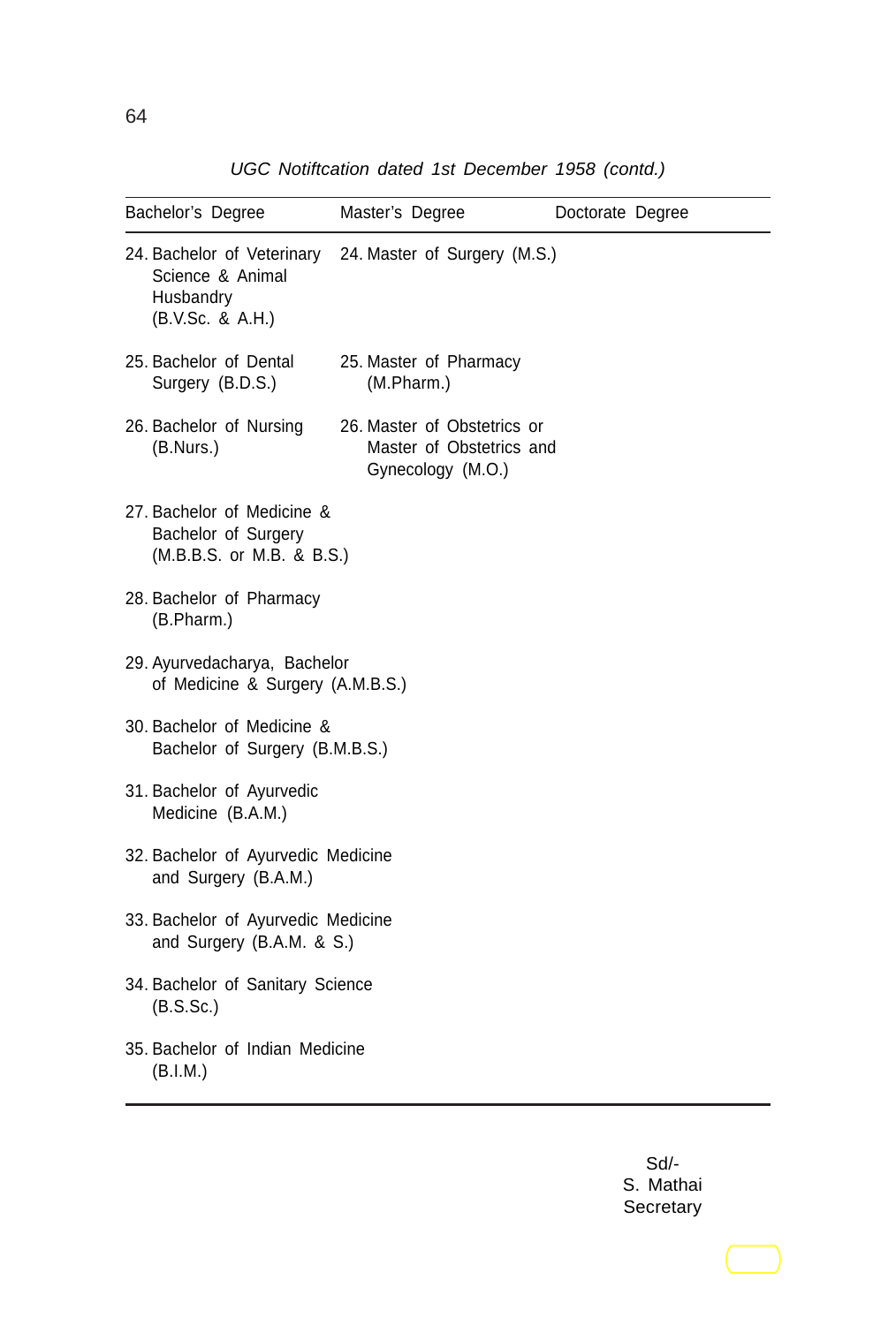*UGC Notiftcation dated 1st December 1958 (contd.)*

| Bachelor's Degree | Master's Degree | Doctorate Degree |
|---|---|---|
| 24. Bachelor of Veterinary Science & Animal Husbandry (B.V.Sc. & A.H.) | 24. Master of Surgery (M.S.) | |
| 25. Bachelor of Dental Surgery (B.D.S.) | 25. Master of Pharmacy (M.Pharm.) | |
| 26. Bachelor of Nursing (B.Nurs.) | 26. Master of Obstetrics or Master of Obstetrics and Gynecology (M.O.) | |
| 27. Bachelor of Medicine & Bachelor of Surgery (M.B.B.S. or M.B. & B.S.) | | |
| 28. Bachelor of Pharmacy (B.Pharm.) | | |
| 29. Ayurvedacharya, Bachelor of Medicine & Surgery (A.M.B.S.) | | |
| 30. Bachelor of Medicine & Bachelor of Surgery (B.M.B.S.) | | |
| 31. Bachelor of Ayurvedic Medicine (B.A.M.) | | |
| 32. Bachelor of Ayurvedic Medicine and Surgery (B.A.M.) | | |
| 33. Bachelor of Ayurvedic Medicine and Surgery (B.A.M. & S.) | | |
| 34. Bachelor of Sanitary Science (B.S.Sc.) | | |
| 35. Bachelor of Indian Medicine (B.I.M.) | | |

Sd/-
S. Mathai
Secretary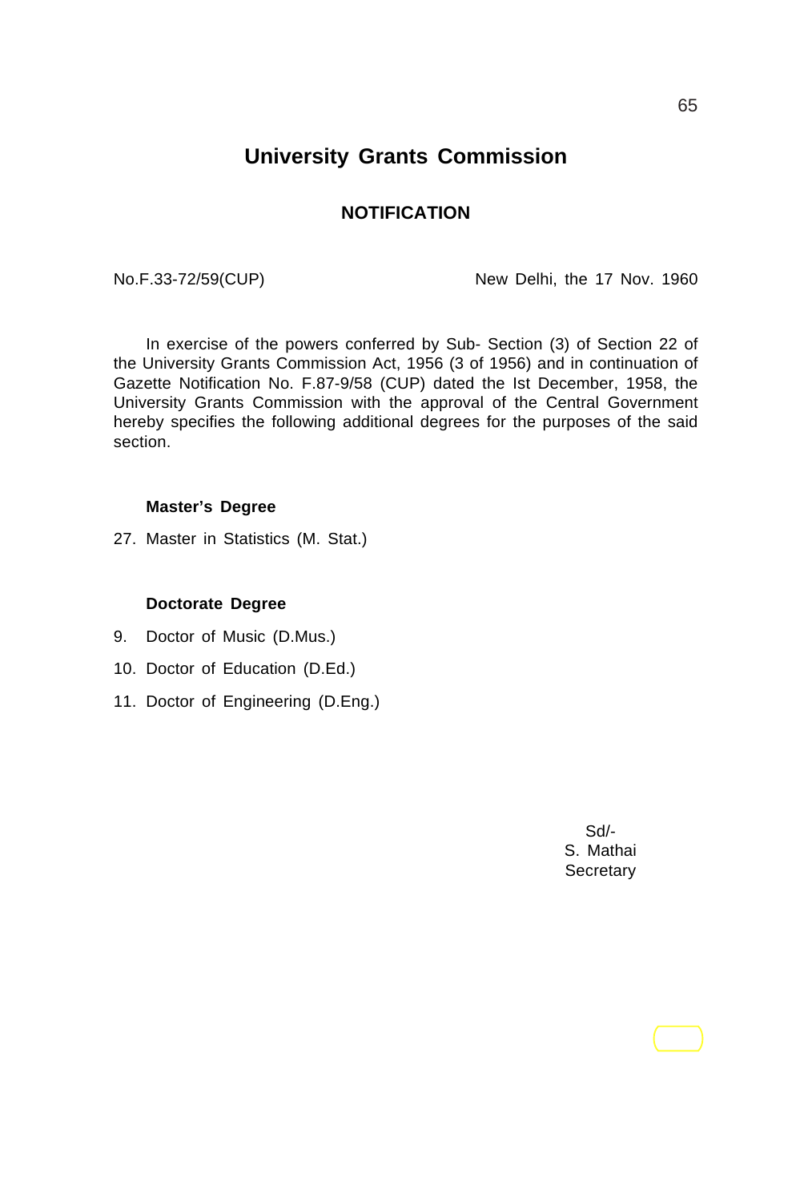# University Grants Commission

## NOTIFICATION

No.F.33-72/59(CUP) New Delhi, the 17 Nov. 1960

In exercise of the powers conferred by Sub- Section (3) of Section 22 of the University Grants Commission Act, 1956 (3 of 1956) and in continuation of Gazette Notification No. F.87-9/58 (CUP) dated the Ist December, 1958, the University Grants Commission with the approval of the Central Government hereby specifies the following additional degrees for the purposes of the said section.

**Master's Degree**

27. Master in Statistics (M. Stat.)

**Doctorate Degree**

9. Doctor of Music (D.Mus.)
10. Doctor of Education (D.Ed.)
11. Doctor of Engineering (D.Eng.)

Sd/-
S. Mathai
Secretary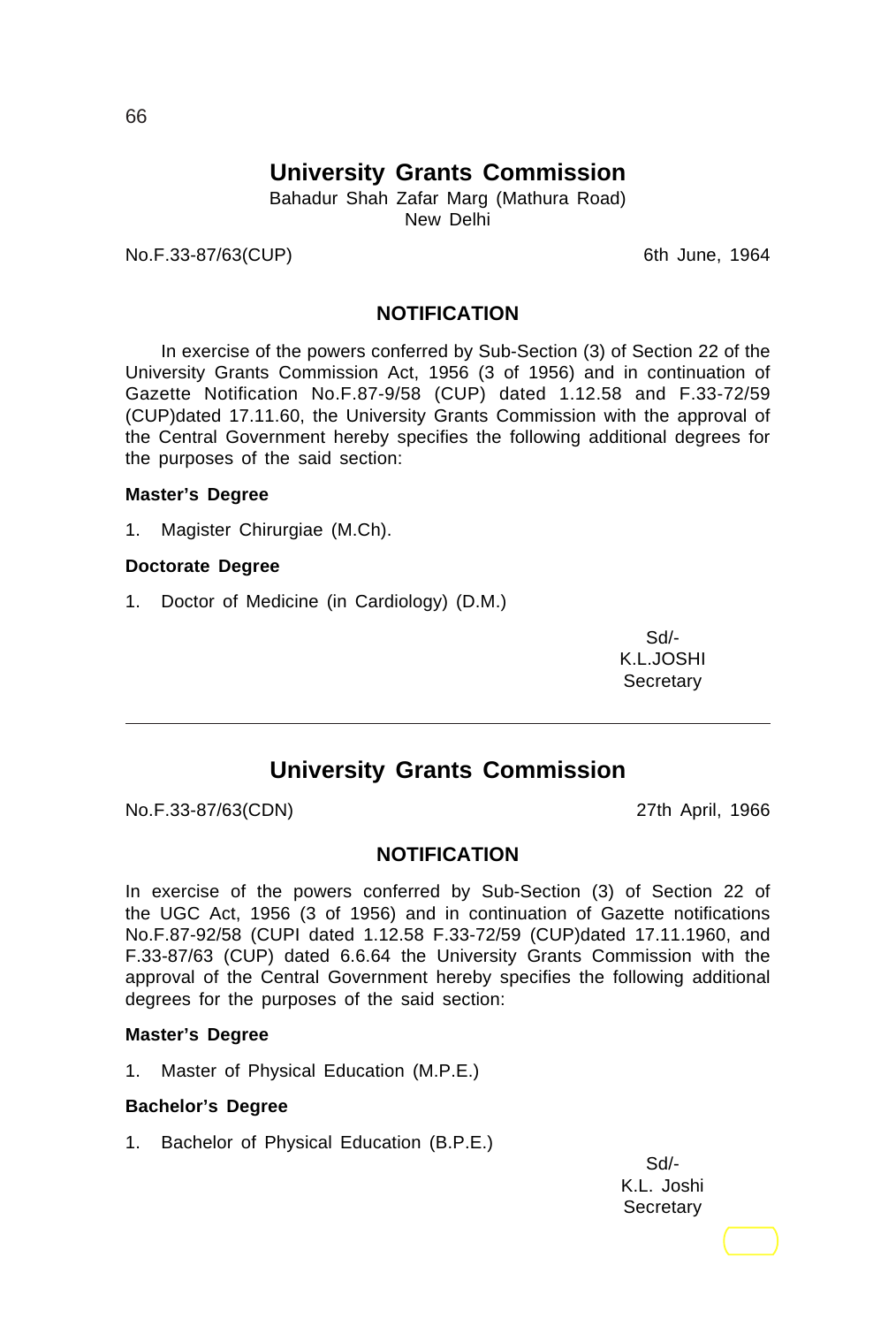# University Grants Commission

Bahadur Shah Zafar Marg (Mathura Road)
New Delhi

No.F.33-87/63(CUP) 6th June, 1964

## NOTIFICATION

In exercise of the powers conferred by Sub-Section (3) of Section 22 of the University Grants Commission Act, 1956 (3 of 1956) and in continuation of Gazette Notification No.F.87-9/58 (CUP) dated 1.12.58 and F.33-72/59 (CUP)dated 17.11.60, the University Grants Commission with the approval of the Central Government hereby specifies the following additional degrees for the purposes of the said section:

**Master's Degree**

1. Magister Chirurgiae (M.Ch).

**Doctorate Degree**

1. Doctor of Medicine (in Cardiology) (D.M.)

Sd/-
K.L.JOSHI
Secretary

---

# University Grants Commission

No.F.33-87/63(CDN) 27th April, 1966

## NOTIFICATION

In exercise of the powers conferred by Sub-Section (3) of Section 22 of the UGC Act, 1956 (3 of 1956) and in continuation of Gazette notifications No.F.87-92/58 (CUPI dated 1.12.58 F.33-72/59 (CUP)dated 17.11.1960, and F.33-87/63 (CUP) dated 6.6.64 the University Grants Commission with the approval of the Central Government hereby specifies the following additional degrees for the purposes of the said section:

**Master's Degree**

1. Master of Physical Education (M.P.E.)

**Bachelor's Degree**

1. Bachelor of Physical Education (B.P.E.)

Sd/-
K.L. Joshi
Secretary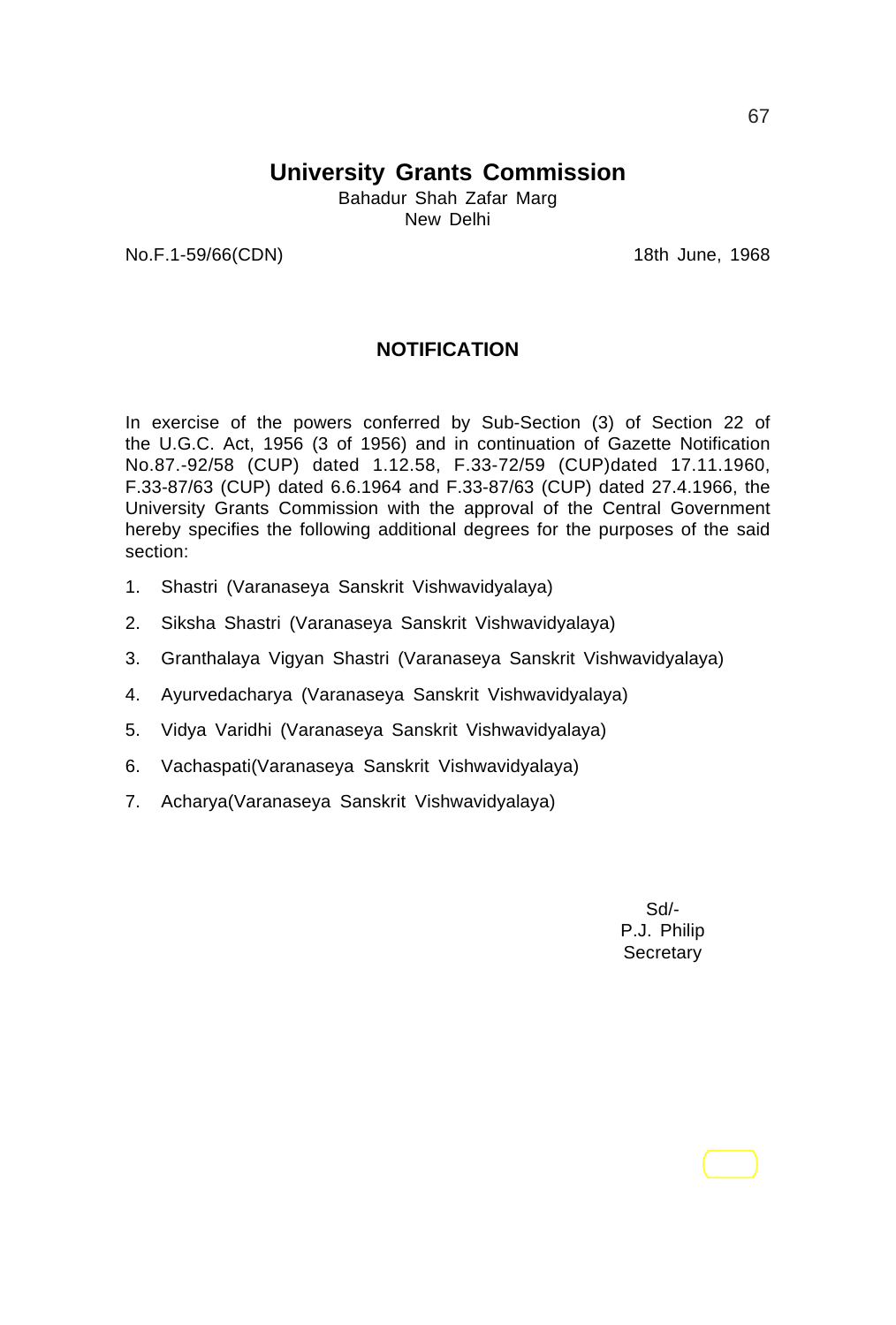# University Grants Commission

Bahadur Shah Zafar Marg
New Delhi

No.F.1-59/66(CDN) 18th June, 1968

## NOTIFICATION

In exercise of the powers conferred by Sub-Section (3) of Section 22 of the U.G.C. Act, 1956 (3 of 1956) and in continuation of Gazette Notification No.87.-92/58 (CUP) dated 1.12.58, F.33-72/59 (CUP)dated 17.11.1960, F.33-87/63 (CUP) dated 6.6.1964 and F.33-87/63 (CUP) dated 27.4.1966, the University Grants Commission with the approval of the Central Government hereby specifies the following additional degrees for the purposes of the said section:

1. Shastri (Varanaseya Sanskrit Vishwavidyalaya)
2. Siksha Shastri (Varanaseya Sanskrit Vishwavidyalaya)
3. Granthalaya Vigyan Shastri (Varanaseya Sanskrit Vishwavidyalaya)
4. Ayurvedacharya (Varanaseya Sanskrit Vishwavidyalaya)
5. Vidya Varidhi (Varanaseya Sanskrit Vishwavidyalaya)
6. Vachaspati(Varanaseya Sanskrit Vishwavidyalaya)
7. Acharya(Varanaseya Sanskrit Vishwavidyalaya)

Sd/-
P.J. Philip
Secretary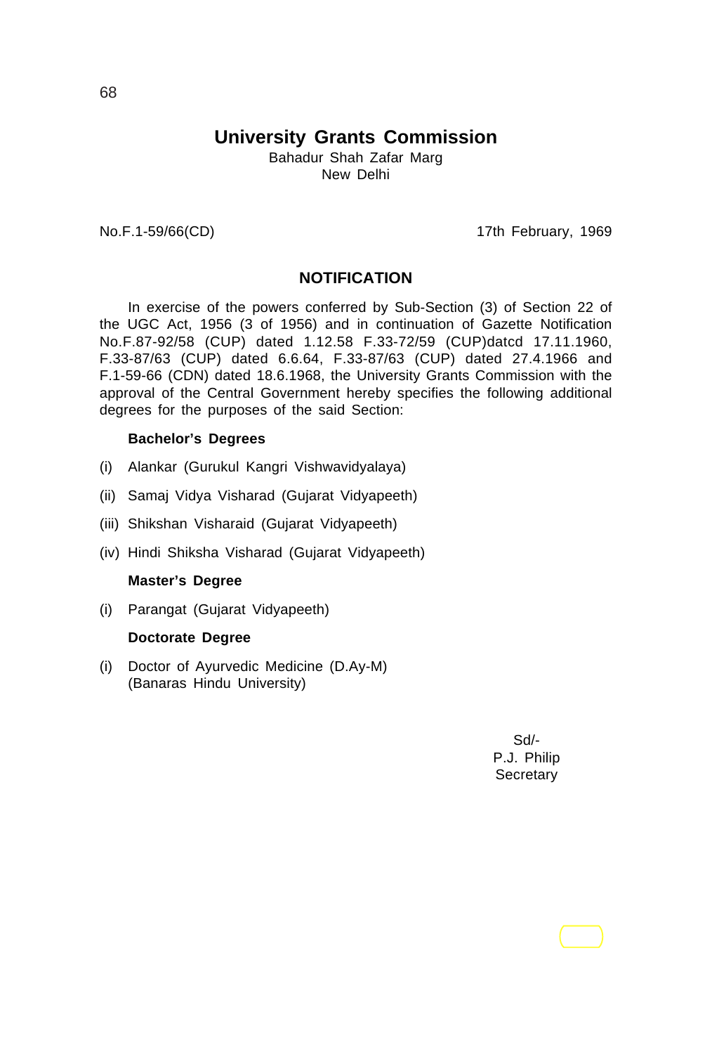# University Grants Commission

Bahadur Shah Zafar Marg
New Delhi

No.F.1-59/66(CD) 17th February, 1969

## NOTIFICATION

In exercise of the powers conferred by Sub-Section (3) of Section 22 of the UGC Act, 1956 (3 of 1956) and in continuation of Gazette Notification No.F.87-92/58 (CUP) dated 1.12.58 F.33-72/59 (CUP)datcd 17.11.1960, F.33-87/63 (CUP) dated 6.6.64, F.33-87/63 (CUP) dated 27.4.1966 and F.1-59-66 (CDN) dated 18.6.1968, the University Grants Commission with the approval of the Central Government hereby specifies the following additional degrees for the purposes of the said Section:

**Bachelor's Degrees**

(i) Alankar (Gurukul Kangri Vishwavidyalaya)

(ii) Samaj Vidya Visharad (Gujarat Vidyapeeth)

(iii) Shikshan Visharaid (Gujarat Vidyapeeth)

(iv) Hindi Shiksha Visharad (Gujarat Vidyapeeth)

**Master's Degree**

(i) Parangat (Gujarat Vidyapeeth)

**Doctorate Degree**

(i) Doctor of Ayurvedic Medicine (D.Ay-M) (Banaras Hindu University)

Sd/-
P.J. Philip
Secretary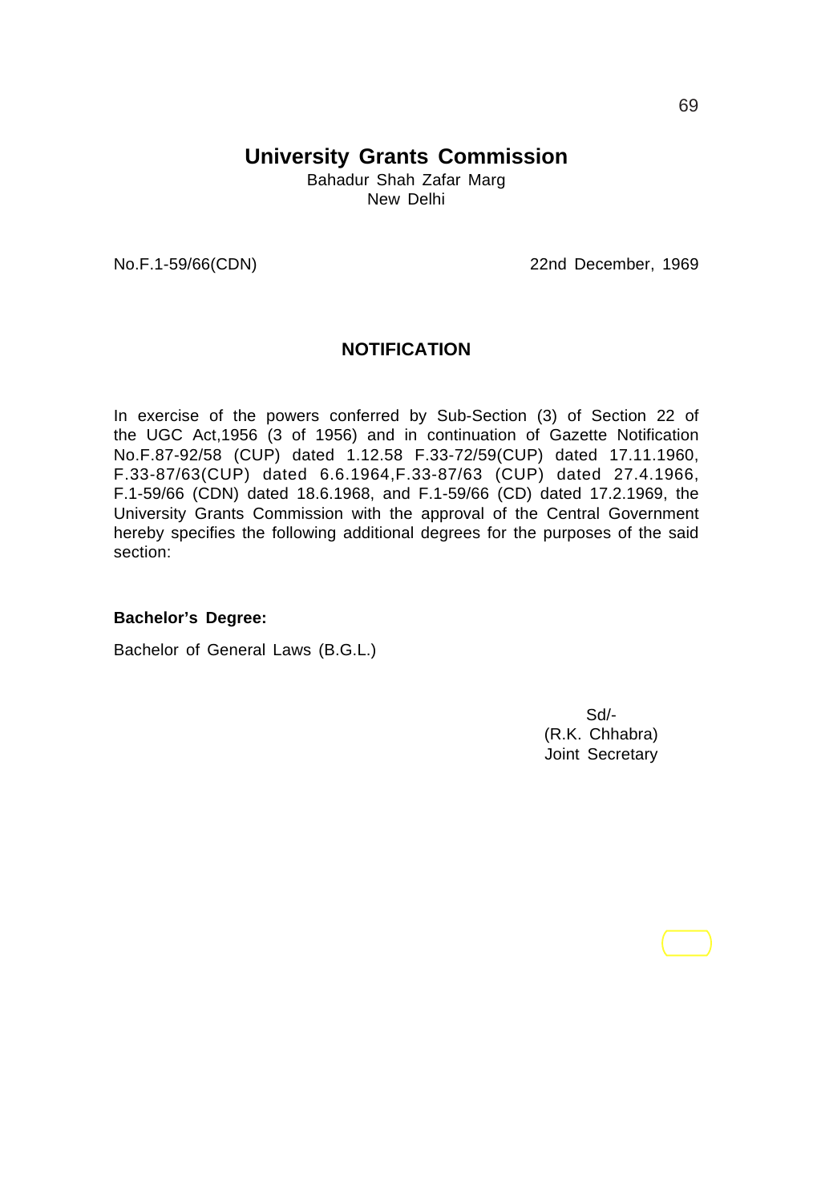# University Grants Commission

Bahadur Shah Zafar Marg
New Delhi

No.F.1-59/66(CDN) 22nd December, 1969

## NOTIFICATION

In exercise of the powers conferred by Sub-Section (3) of Section 22 of the UGC Act,1956 (3 of 1956) and in continuation of Gazette Notification No.F.87-92/58 (CUP) dated 1.12.58 F.33-72/59(CUP) dated 17.11.1960, F.33-87/63(CUP) dated 6.6.1964,F.33-87/63 (CUP) dated 27.4.1966, F.1-59/66 (CDN) dated 18.6.1968, and F.1-59/66 (CD) dated 17.2.1969, the University Grants Commission with the approval of the Central Government hereby specifies the following additional degrees for the purposes of the said section:

**Bachelor's Degree:**

Bachelor of General Laws (B.G.L.)

Sd/-
(R.K. Chhabra)
Joint Secretary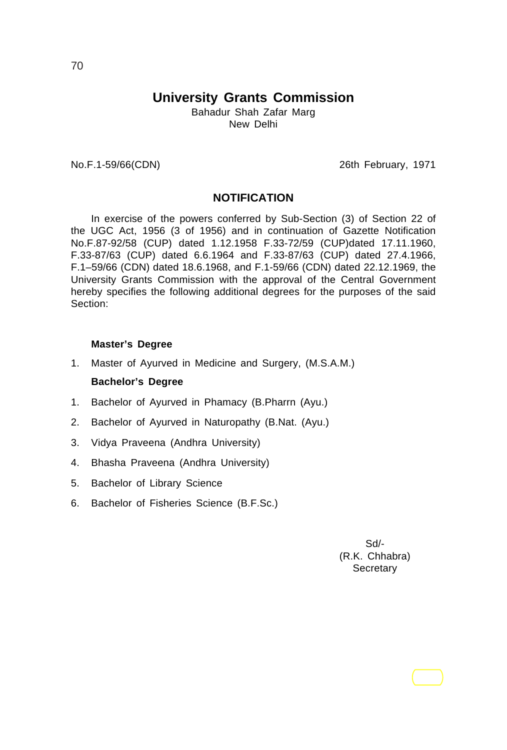# University Grants Commission

Bahadur Shah Zafar Marg
New Delhi

No.F.1-59/66(CDN) 26th February, 1971

## NOTIFICATION

In exercise of the powers conferred by Sub-Section (3) of Section 22 of the UGC Act, 1956 (3 of 1956) and in continuation of Gazette Notification No.F.87-92/58 (CUP) dated 1.12.1958 F.33-72/59 (CUP)dated 17.11.1960, F.33-87/63 (CUP) dated 6.6.1964 and F.33-87/63 (CUP) dated 27.4.1966, F.1–59/66 (CDN) dated 18.6.1968, and F.1-59/66 (CDN) dated 22.12.1969, the University Grants Commission with the approval of the Central Government hereby specifies the following additional degrees for the purposes of the said Section:

**Master's Degree**

1. Master of Ayurved in Medicine and Surgery, (M.S.A.M.)

**Bachelor's Degree**

1. Bachelor of Ayurved in Phamacy (B.Pharrn (Ayu.)
2. Bachelor of Ayurved in Naturopathy (B.Nat. (Ayu.)
3. Vidya Praveena (Andhra University)
4. Bhasha Praveena (Andhra University)
5. Bachelor of Library Science
6. Bachelor of Fisheries Science (B.F.Sc.)

Sd/-
(R.K. Chhabra)
Secretary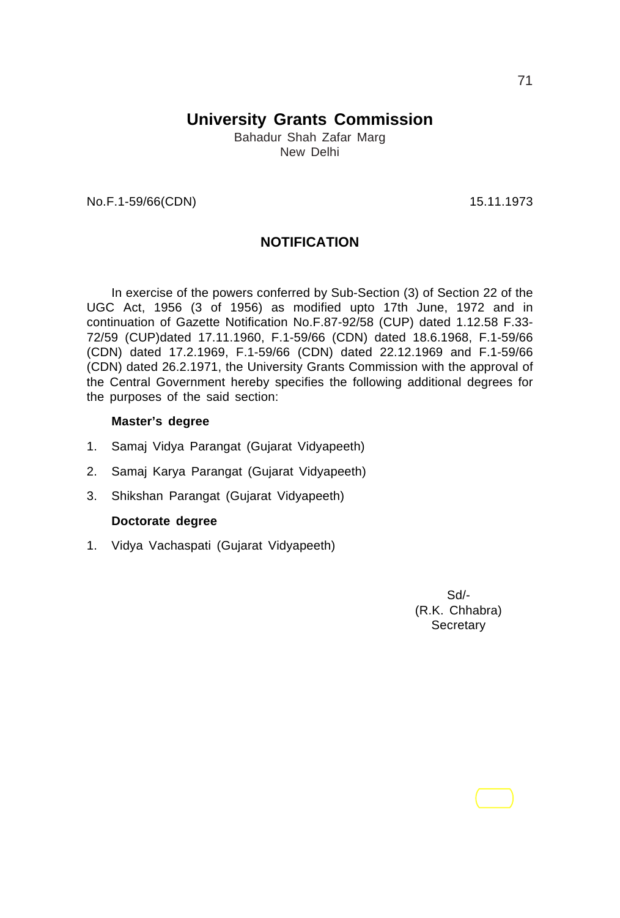# University Grants Commission

Bahadur Shah Zafar Marg
New Delhi

No.F.1-59/66(CDN) 15.11.1973

## NOTIFICATION

In exercise of the powers conferred by Sub-Section (3) of Section 22 of the UGC Act, 1956 (3 of 1956) as modified upto 17th June, 1972 and in continuation of Gazette Notification No.F.87-92/58 (CUP) dated 1.12.58 F.33-72/59 (CUP)dated 17.11.1960, F.1-59/66 (CDN) dated 18.6.1968, F.1-59/66 (CDN) dated 17.2.1969, F.1-59/66 (CDN) dated 22.12.1969 and F.1-59/66 (CDN) dated 26.2.1971, the University Grants Commission with the approval of the Central Government hereby specifies the following additional degrees for the purposes of the said section:

**Master's degree**

1. Samaj Vidya Parangat (Gujarat Vidyapeeth)
2. Samaj Karya Parangat (Gujarat Vidyapeeth)
3. Shikshan Parangat (Gujarat Vidyapeeth)

**Doctorate degree**

1. Vidya Vachaspati (Gujarat Vidyapeeth)

Sd/-
(R.K. Chhabra)
Secretary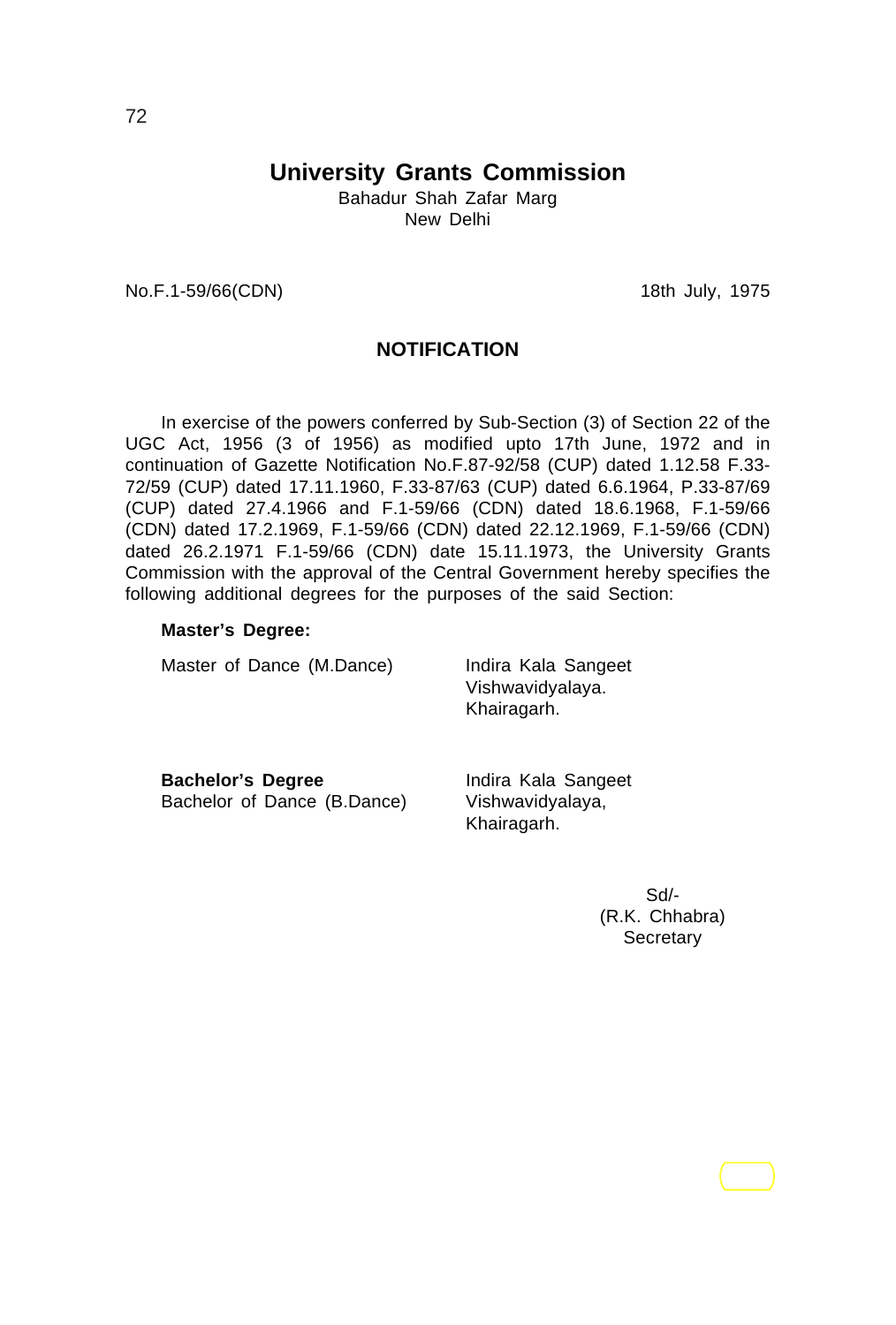# University Grants Commission

Bahadur Shah Zafar Marg
New Delhi

No.F.1-59/66(CDN) 18th July, 1975

## NOTIFICATION

In exercise of the powers conferred by Sub-Section (3) of Section 22 of the UGC Act, 1956 (3 of 1956) as modified upto 17th June, 1972 and in continuation of Gazette Notification No.F.87-92/58 (CUP) dated 1.12.58 F.33-72/59 (CUP) dated 17.11.1960, F.33-87/63 (CUP) dated 6.6.1964, P.33-87/69 (CUP) dated 27.4.1966 and F.1-59/66 (CDN) dated 18.6.1968, F.1-59/66 (CDN) dated 17.2.1969, F.1-59/66 (CDN) dated 22.12.1969, F.1-59/66 (CDN) dated 26.2.1971 F.1-59/66 (CDN) date 15.11.1973, the University Grants Commission with the approval of the Central Government hereby specifies the following additional degrees for the purposes of the said Section:

**Master's Degree:**

| | |
|---|---|
| Master of Dance (M.Dance) | Indira Kala Sangeet Vishwavidyalaya. Khairagarh. |

| | |
|---|---|
| **Bachelor's Degree** Bachelor of Dance (B.Dance) | Indira Kala Sangeet Vishwavidyalaya, Khairagarh. |

Sd/-
(R.K. Chhabra)
Secretary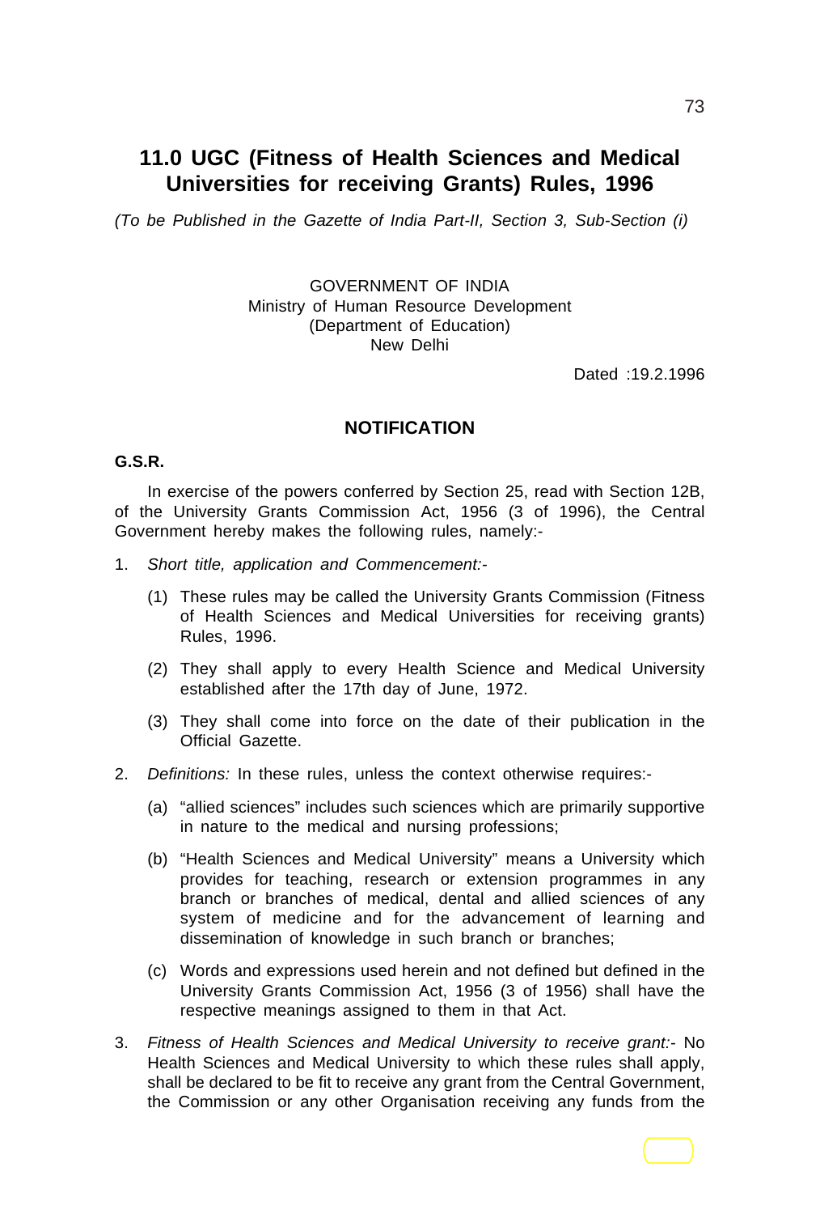# 11.0 UGC (Fitness of Health Sciences and Medical Universities for receiving Grants) Rules, 1996

*(To be Published in the Gazette of India Part-II, Section 3, Sub-Section (i)*

GOVERNMENT OF INDIA
Ministry of Human Resource Development
(Department of Education)
New Delhi

Dated :19.2.1996

## NOTIFICATION

**G.S.R.**

In exercise of the powers conferred by Section 25, read with Section 12B, of the University Grants Commission Act, 1956 (3 of 1996), the Central Government hereby makes the following rules, namely:-

1. *Short title, application and Commencement:-*

   (1) These rules may be called the University Grants Commission (Fitness of Health Sciences and Medical Universities for receiving grants) Rules, 1996.

   (2) They shall apply to every Health Science and Medical University established after the 17th day of June, 1972.

   (3) They shall come into force on the date of their publication in the Official Gazette.

2. *Definitions:* In these rules, unless the context otherwise requires:-

   (a) "allied sciences" includes such sciences which are primarily supportive in nature to the medical and nursing professions;

   (b) "Health Sciences and Medical University" means a University which provides for teaching, research or extension programmes in any branch or branches of medical, dental and allied sciences of any system of medicine and for the advancement of learning and dissemination of knowledge in such branch or branches;

   (c) Words and expressions used herein and not defined but defined in the University Grants Commission Act, 1956 (3 of 1956) shall have the respective meanings assigned to them in that Act.

3. *Fitness of Health Sciences and Medical University to receive grant:-* No Health Sciences and Medical University to which these rules shall apply, shall be declared to be fit to receive any grant from the Central Government, the Commission or any other Organisation receiving any funds from the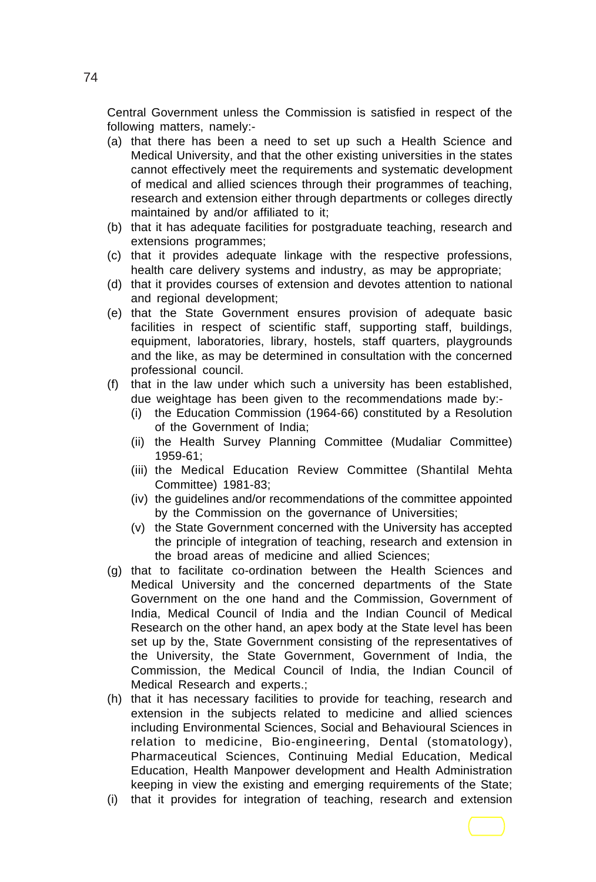Central Government unless the Commission is satisfied in respect of the following matters, namely:-

(a) that there has been a need to set up such a Health Science and Medical University, and that the other existing universities in the states cannot effectively meet the requirements and systematic development of medical and allied sciences through their programmes of teaching, research and extension either through departments or colleges directly maintained by and/or affiliated to it;

(b) that it has adequate facilities for postgraduate teaching, research and extensions programmes;

(c) that it provides adequate linkage with the respective professions, health care delivery systems and industry, as may be appropriate;

(d) that it provides courses of extension and devotes attention to national and regional development;

(e) that the State Government ensures provision of adequate basic facilities in respect of scientific staff, supporting staff, buildings, equipment, laboratories, library, hostels, staff quarters, playgrounds and the like, as may be determined in consultation with the concerned professional council.

(f) that in the law under which such a university has been established, due weightage has been given to the recommendations made by:-

   (i) the Education Commission (1964-66) constituted by a Resolution of the Government of India;

   (ii) the Health Survey Planning Committee (Mudaliar Committee) 1959-61;

   (iii) the Medical Education Review Committee (Shantilal Mehta Committee) 1981-83;

   (iv) the guidelines and/or recommendations of the committee appointed by the Commission on the governance of Universities;

   (v) the State Government concerned with the University has accepted the principle of integration of teaching, research and extension in the broad areas of medicine and allied Sciences;

(g) that to facilitate co-ordination between the Health Sciences and Medical University and the concerned departments of the State Government on the one hand and the Commission, Government of India, Medical Council of India and the Indian Council of Medical Research on the other hand, an apex body at the State level has been set up by the, State Government consisting of the representatives of the University, the State Government, Government of India, the Commission, the Medical Council of India, the Indian Council of Medical Research and experts.;

(h) that it has necessary facilities to provide for teaching, research and extension in the subjects related to medicine and allied sciences including Environmental Sciences, Social and Behavioural Sciences in relation to medicine, Bio-engineering, Dental (stomatology), Pharmaceutical Sciences, Continuing Medial Education, Medical Education, Health Manpower development and Health Administration keeping in view the existing and emerging requirements of the State;

(i) that it provides for integration of teaching, research and extension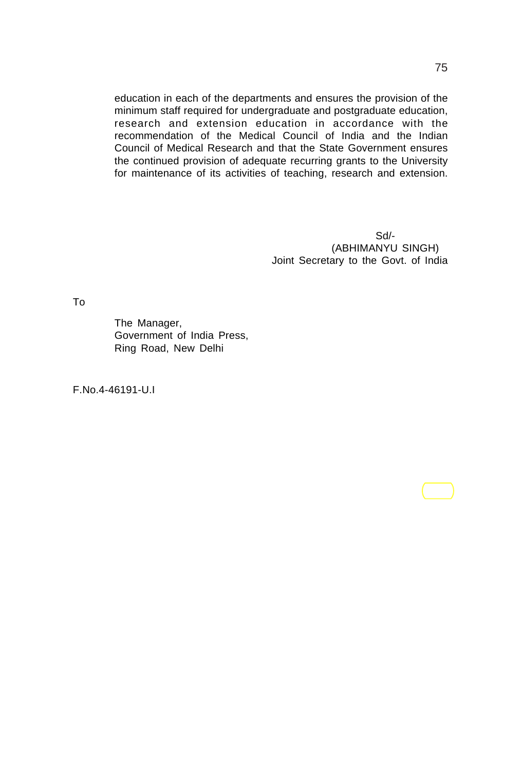education in each of the departments and ensures the provision of the minimum staff required for undergraduate and postgraduate education, research and extension education in accordance with the recommendation of the Medical Council of India and the Indian Council of Medical Research and that the State Government ensures the continued provision of adequate recurring grants to the University for maintenance of its activities of teaching, research and extension.

Sd/-
(ABHIMANYU SINGH)
Joint Secretary to the Govt. of India

To

The Manager,
Government of India Press,
Ring Road, New Delhi

F.No.4-46191-U.I